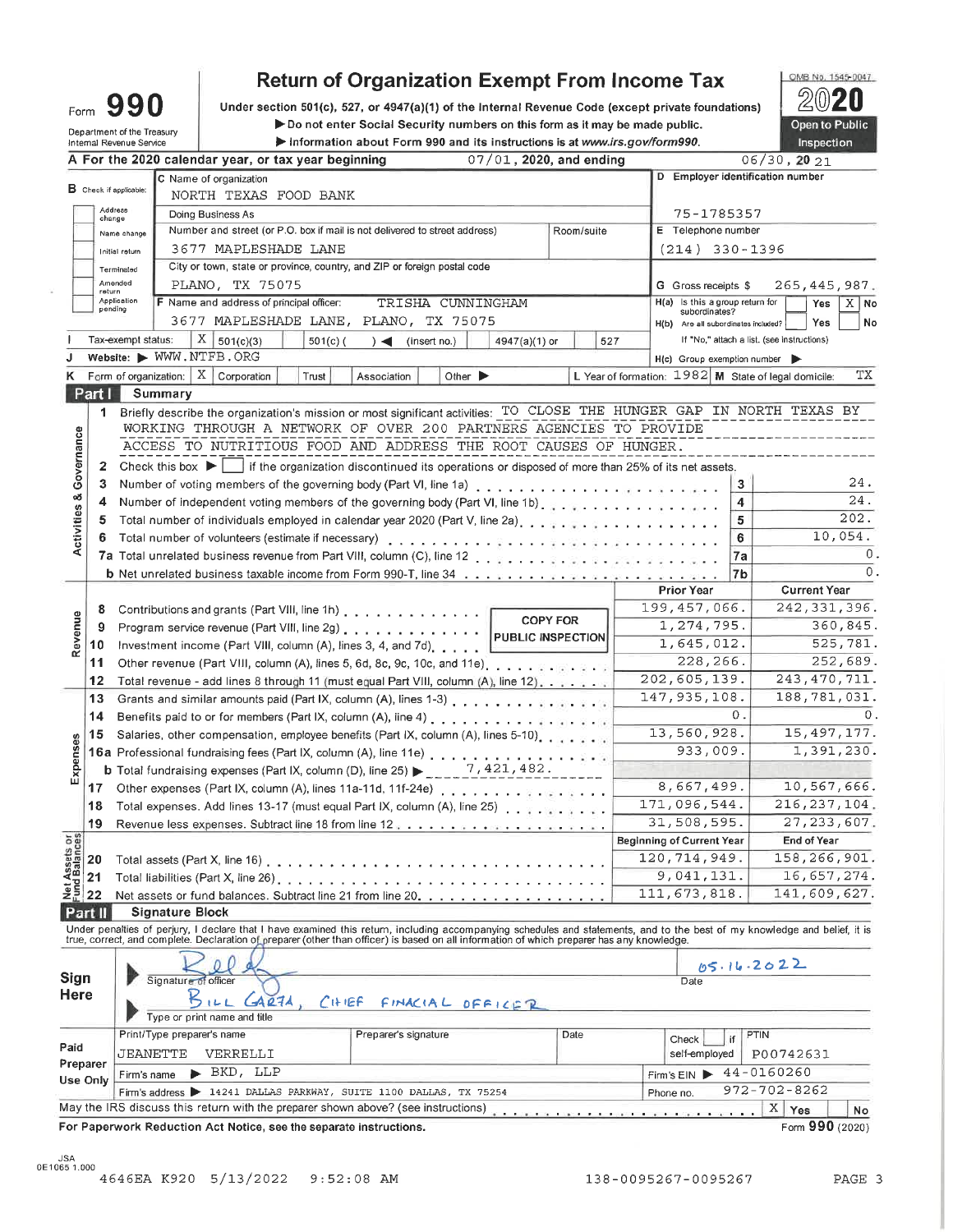# Form 990 — Return of Organization Exempt From Income Tax — 2020

OMB No. 1545-0047

Under section 501(c), 527, or 4947(a)(1) of the Internal Revenue Code (except private foundations)

▶ Do not enter Social Security numbers on this form as it may be made public.

▶ Information about Form 990 and its instructions is at www.irs.gov/form990.

Department of the Treasury
Internal Revenue Service

**Open to Public Inspection**

**A** For the 2020 calendar year, or tax year beginning 07/01, 2020, and ending 06/30, 20 21

**B** Check if applicable: Address change / Name change / Initial return / Terminated / Amended return / Application pending

**C** Name of organization: NORTH TEXAS FOOD BANK

Doing Business As

Number and street (or P.O. box if mail is not delivered to street address): 3677 MAPLESHADE LANE — Room/suite

City or town, state or province, country, and ZIP or foreign postal code: PLANO, TX 75075

**D** Employer identification number: 75-1785357

**E** Telephone number: (214) 330-1396

**G** Gross receipts $ 265,445,987.

**F** Name and address of principal officer: TRISHA CUNNINGHAM, 3677 MAPLESHADE LANE, PLANO, TX 75075

**H(a)** Is this a group return for subordinates? Yes ☐ No ☒

**H(b)** Are all subordinates included? Yes ☐ No ☐ — If "No," attach a list. (see instructions)

**I** Tax-exempt status: ☒ 501(c)(3) ☐ 501(c) ( ) ◀ (insert no.) ☐ 4947(a)(1) or ☐ 527

**J** Website: ▶ WWW.NTFB.ORG

**H(c)** Group exemption number ▶

**K** Form of organization: ☒ Corporation ☐ Trust ☐ Association ☐ Other ▶

**L** Year of formation: 1982 **M** State of legal domicile: TX

## Part I Summary

**Activities & Governance**

1 Briefly describe the organization's mission or most significant activities: TO CLOSE THE HUNGER GAP IN NORTH TEXAS BY WORKING THROUGH A NETWORK OF OVER 200 PARTNERS AGENCIES TO PROVIDE ACCESS TO NUTRITIOUS FOOD AND ADDRESS THE ROOT CAUSES OF HUNGER.

2 Check this box ▶ ☐ if the organization discontinued its operations or disposed of more than 25% of its net assets.

| Line | Description | | Value |
|---|---|---|---|
| 3 | Number of voting members of the governing body (Part VI, line 1a) | 3 | 24. |
| 4 | Number of independent voting members of the governing body (Part VI, line 1b) | 4 | 24. |
| 5 | Total number of individuals employed in calendar year 2020 (Part V, line 2a) | 5 | 202. |
| 6 | Total number of volunteers (estimate if necessary) | 6 | 10,054. |
| 7a | Total unrelated business revenue from Part VIII, column (C), line 12 | 7a | 0. |
| b | Net unrelated business taxable income from Form 990-T, line 34 | 7b | 0. |

| Line | Description | Prior Year | Current Year |
|---|---|---|---|
| **Revenue** | | | |
| 8 | Contributions and grants (Part VIII, line 1h) | 199,457,066. | 242,331,396. |
| 9 | Program service revenue (Part VIII, line 2g) | 1,274,795. | 360,845. |
| 10 | Investment income (Part VIII, column (A), lines 3, 4, and 7d) | 1,645,012. | 525,781. |
| 11 | Other revenue (Part VIII, column (A), lines 5, 6d, 8c, 9c, 10c, and 11e) | 228,266. | 252,689. |
| 12 | Total revenue - add lines 8 through 11 (must equal Part VIII, column (A), line 12) | 202,605,139. | 243,470,711. |
| **Expenses** | | | |
| 13 | Grants and similar amounts paid (Part IX, column (A), lines 1-3) | 147,935,108. | 188,781,031. |
| 14 | Benefits paid to or for members (Part IX, column (A), line 4) | 0. | 0. |
| 15 | Salaries, other compensation, employee benefits (Part IX, column (A), lines 5-10) | 13,560,928. | 15,497,177. |
| 16a | Professional fundraising fees (Part IX, column (A), line 11e) | 933,009. | 1,391,230. |
| b | Total fundraising expenses (Part IX, column (D), line 25) ▶ 7,421,482. | | |
| 17 | Other expenses (Part IX, column (A), lines 11a-11d, 11f-24e) | 8,667,499. | 10,567,666. |
| 18 | Total expenses. Add lines 13-17 (must equal Part IX, column (A), line 25) | 171,096,544. | 216,237,104. |
| 19 | Revenue less expenses. Subtract line 18 from line 12 | 31,508,595. | 27,233,607. |

| Line | Net Assets or Fund Balances | Beginning of Current Year | End of Year |
|---|---|---|---|
| 20 | Total assets (Part X, line 16) | 120,714,949. | 158,266,901. |
| 21 | Total liabilities (Part X, line 26) | 9,041,131. | 16,657,274. |
| 22 | Net assets or fund balances. Subtract line 21 from line 20 | 111,673,818. | 141,609,627. |

COPY FOR PUBLIC INSPECTION

## Part II Signature Block

Under penalties of perjury, I declare that I have examined this return, including accompanying schedules and statements, and to the best of my knowledge and belief, it is true, correct, and complete. Declaration of preparer (other than officer) is based on all information of which preparer has any knowledge.

**Sign Here**

Signature of officer: [signature] — Date: 05.16.2022

Type or print name and title: BILL GARZA, CHIEF FINACIAL OFFICER

**Paid Preparer Use Only**

| Print/Type preparer's name | Preparer's signature | Date | Check ☐ if self-employed | PTIN |
|---|---|---|---|---|
| JEANETTE VERRELLI | | | | P00742631 |

Firm's name ▶ BKD, LLP — Firm's EIN ▶ 44-0160260

Firm's address ▶ 14241 DALLAS PARKWAY, SUITE 1100 DALLAS, TX 75254 — Phone no. 972-702-8262

May the IRS discuss this return with the preparer shown above? (see instructions) ☒ Yes ☐ No

For Paperwork Reduction Act Notice, see the separate instructions. Form **990** (2020)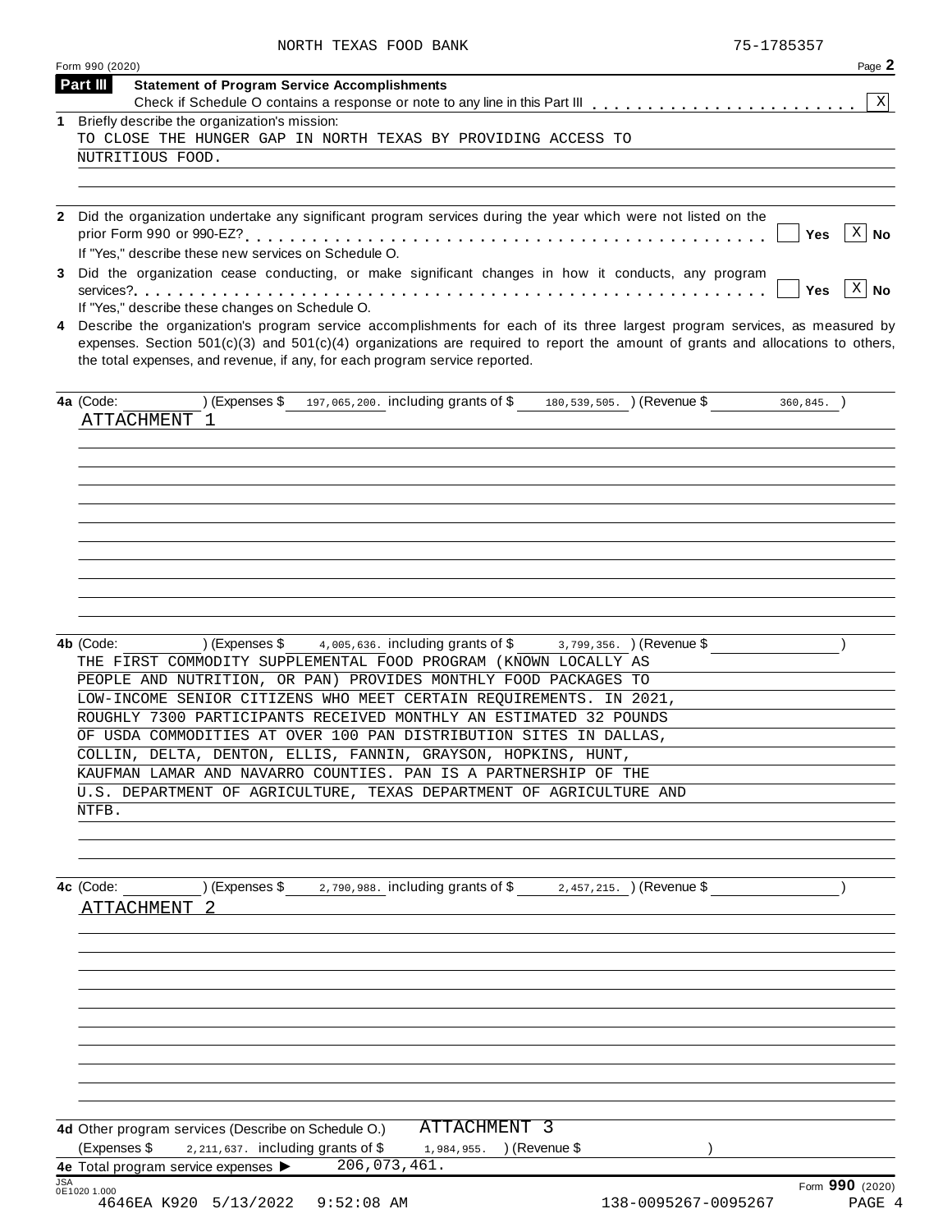NORTH TEXAS FOOD BANK 75-1785357

Form 990 (2020) Page 2

## Part III Statement of Program Service Accomplishments

Check if Schedule O contains a response or note to any line in this Part III . . . . . . . . . . . . . . . . . . . . . . . [X]

**1** Briefly describe the organization's mission:

TO CLOSE THE HUNGER GAP IN NORTH TEXAS BY PROVIDING ACCESS TO NUTRITIOUS FOOD.

**2** Did the organization undertake any significant program services during the year which were not listed on the prior Form 990 or 990-EZ? . . . . . . . . . . . . . . . . . . . . . . . . . . . . . . . . . . . . . . . . . . [ ] Yes [X] No

If "Yes," describe these new services on Schedule O.

**3** Did the organization cease conducting, or make significant changes in how it conducts, any program services? . . . . . . . . . . . . . . . . . . . . . . . . . . . . . . . . . . . . . . . . . . . . . . . . . . . . . . . [ ] Yes [X] No

If "Yes," describe these changes on Schedule O.

**4** Describe the organization's program service accomplishments for each of its three largest program services, as measured by expenses. Section 501(c)(3) and 501(c)(4) organizations are required to report the amount of grants and allocations to others, the total expenses, and revenue, if any, for each program service reported.

**4a** (Code: ) (Expenses $ 197,065,200. including grants of $ 180,539,505. ) (Revenue $ 360,845. )

ATTACHMENT 1

**4b** (Code: ) (Expenses $ 4,005,636. including grants of $ 3,799,356. ) (Revenue $ )

THE FIRST COMMODITY SUPPLEMENTAL FOOD PROGRAM (KNOWN LOCALLY AS PEOPLE AND NUTRITION, OR PAN) PROVIDES MONTHLY FOOD PACKAGES TO LOW-INCOME SENIOR CITIZENS WHO MEET CERTAIN REQUIREMENTS. IN 2021, ROUGHLY 7300 PARTICIPANTS RECEIVED MONTHLY AN ESTIMATED 32 POUNDS OF USDA COMMODITIES AT OVER 100 PAN DISTRIBUTION SITES IN DALLAS, COLLIN, DELTA, DENTON, ELLIS, FANNIN, GRAYSON, HOPKINS, HUNT, KAUFMAN LAMAR AND NAVARRO COUNTIES. PAN IS A PARTNERSHIP OF THE U.S. DEPARTMENT OF AGRICULTURE, TEXAS DEPARTMENT OF AGRICULTURE AND NTFB.

**4c** (Code: ) (Expenses $ 2,790,988. including grants of $ 2,457,215. ) (Revenue $ )

ATTACHMENT 2

**4d** Other program services (Describe on Schedule O.) ATTACHMENT 3

(Expenses $ 2,211,637. including grants of $ 1,984,955. ) (Revenue $ )

**4e** Total program service expenses ▶ 206,073,461.

Form **990** (2020)

JSA 0E1020 1.000

4646EA K920 5/13/2022 9:52:08 AM 138-0095267-0095267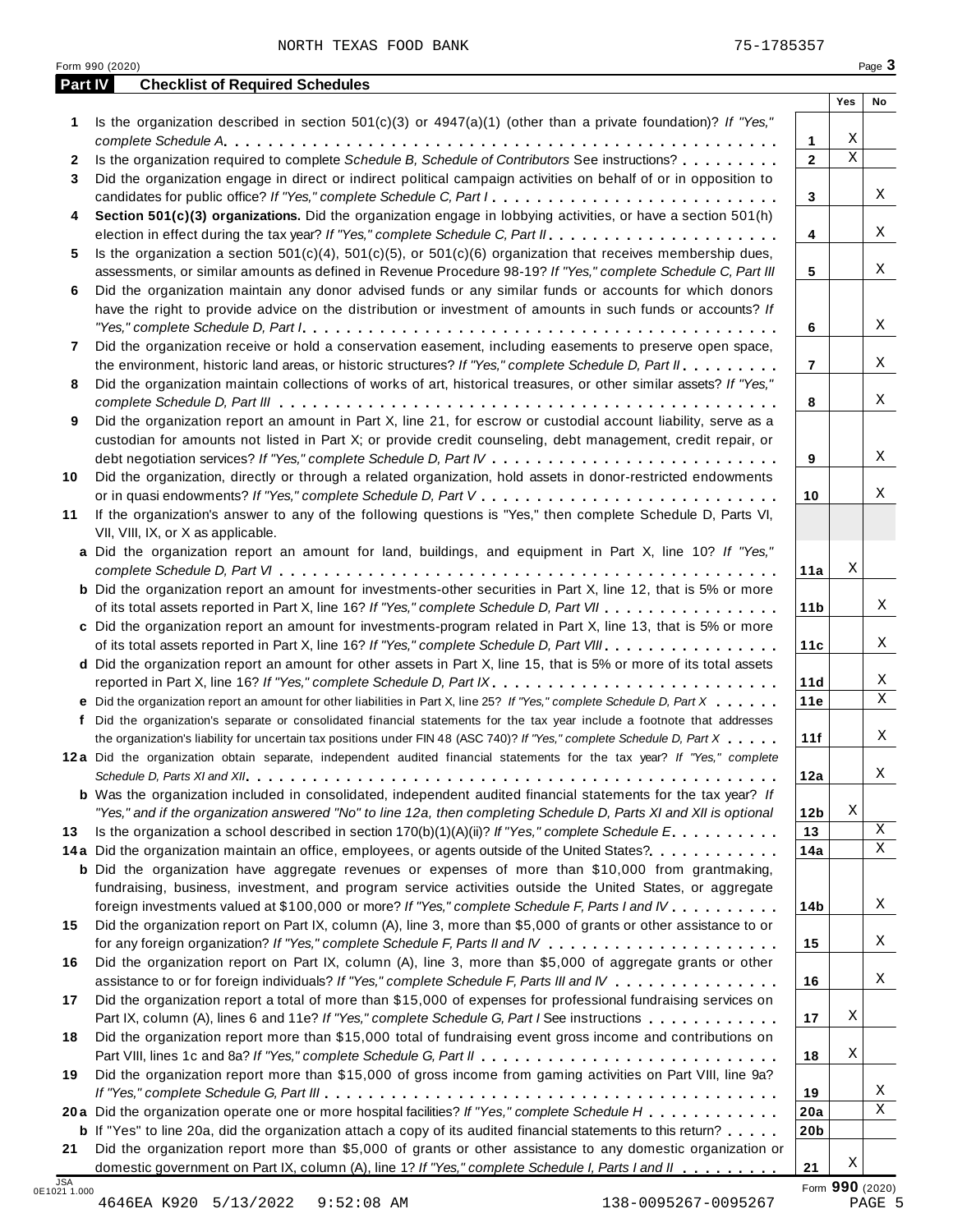NORTH TEXAS FOOD BANK 75-1785357

Form 990 (2020)

## Part IV Checklist of Required Schedules

| | | | Yes | No |
|---|---|---|---|---|
| **1** | Is the organization described in section 501(c)(3) or 4947(a)(1) (other than a private foundation)? *If "Yes," complete Schedule A* | **1** | X | |
| **2** | Is the organization required to complete *Schedule B, Schedule of Contributors* See instructions? | **2** | X | |
| **3** | Did the organization engage in direct or indirect political campaign activities on behalf of or in opposition to candidates for public office? *If "Yes," complete Schedule C, Part I* | **3** | | X |
| **4** | **Section 501(c)(3) organizations.** Did the organization engage in lobbying activities, or have a section 501(h) election in effect during the tax year? *If "Yes," complete Schedule C, Part II* | **4** | | X |
| **5** | Is the organization a section 501(c)(4), 501(c)(5), or 501(c)(6) organization that receives membership dues, assessments, or similar amounts as defined in Revenue Procedure 98-19? *If "Yes," complete Schedule C, Part III* | **5** | | X |
| **6** | Did the organization maintain any donor advised funds or any similar funds or accounts for which donors have the right to provide advice on the distribution or investment of amounts in such funds or accounts? *If "Yes," complete Schedule D, Part I* | **6** | | X |
| **7** | Did the organization receive or hold a conservation easement, including easements to preserve open space, the environment, historic land areas, or historic structures? *If "Yes," complete Schedule D, Part II* | **7** | | X |
| **8** | Did the organization maintain collections of works of art, historical treasures, or other similar assets? *If "Yes," complete Schedule D, Part III* | **8** | | X |
| **9** | Did the organization report an amount in Part X, line 21, for escrow or custodial account liability, serve as a custodian for amounts not listed in Part X; or provide credit counseling, debt management, credit repair, or debt negotiation services? *If "Yes," complete Schedule D, Part IV* | **9** | | X |
| **10** | Did the organization, directly or through a related organization, hold assets in donor-restricted endowments or in quasi endowments? *If "Yes," complete Schedule D, Part V* | **10** | | X |
| **11** | If the organization's answer to any of the following questions is "Yes," then complete Schedule D, Parts VI, VII, VIII, IX, or X as applicable. | | | |
| **a** | Did the organization report an amount for land, buildings, and equipment in Part X, line 10? *If "Yes," complete Schedule D, Part VI* | **11a** | X | |
| **b** | Did the organization report an amount for investments-other securities in Part X, line 12, that is 5% or more of its total assets reported in Part X, line 16? *If "Yes," complete Schedule D, Part VII* | **11b** | | X |
| **c** | Did the organization report an amount for investments-program related in Part X, line 13, that is 5% or more of its total assets reported in Part X, line 16? *If "Yes," complete Schedule D, Part VIII* | **11c** | | X |
| **d** | Did the organization report an amount for other assets in Part X, line 15, that is 5% or more of its total assets reported in Part X, line 16? *If "Yes," complete Schedule D, Part IX* | **11d** | | X |
| **e** | Did the organization report an amount for other liabilities in Part X, line 25? *If "Yes," complete Schedule D, Part X* | **11e** | | X |
| **f** | Did the organization's separate or consolidated financial statements for the tax year include a footnote that addresses the organization's liability for uncertain tax positions under FIN 48 (ASC 740)? *If "Yes," complete Schedule D, Part X* | **11f** | | X |
| **12a** | Did the organization obtain separate, independent audited financial statements for the tax year? *If "Yes," complete Schedule D, Parts XI and XII* | **12a** | | X |
| **b** | Was the organization included in consolidated, independent audited financial statements for the tax year? *If "Yes," and if the organization answered "No" to line 12a, then completing Schedule D, Parts XI and XII is optional* | **12b** | X | |
| **13** | Is the organization a school described in section 170(b)(1)(A)(ii)? *If "Yes," complete Schedule E* | **13** | | X |
| **14a** | Did the organization maintain an office, employees, or agents outside of the United States? | **14a** | | X |
| **b** | Did the organization have aggregate revenues or expenses of more than $10,000 from grantmaking, fundraising, business, investment, and program service activities outside the United States, or aggregate foreign investments valued at $100,000 or more? *If "Yes," complete Schedule F, Parts I and IV* | **14b** | | X |
| **15** | Did the organization report on Part IX, column (A), line 3, more than $5,000 of grants or other assistance to or for any foreign organization? *If "Yes," complete Schedule F, Parts II and IV* | **15** | | X |
| **16** | Did the organization report on Part IX, column (A), line 3, more than $5,000 of aggregate grants or other assistance to or for foreign individuals? *If "Yes," complete Schedule F, Parts III and IV* | **16** | | X |
| **17** | Did the organization report a total of more than $15,000 of expenses for professional fundraising services on Part IX, column (A), lines 6 and 11e? *If "Yes," complete Schedule G, Part I* See instructions | **17** | X | |
| **18** | Did the organization report more than $15,000 total of fundraising event gross income and contributions on Part VIII, lines 1c and 8a? *If "Yes," complete Schedule G, Part II* | **18** | X | |
| **19** | Did the organization report more than $15,000 of gross income from gaming activities on Part VIII, line 9a? *If "Yes," complete Schedule G, Part III* | **19** | | X |
| **20a** | Did the organization operate one or more hospital facilities? *If "Yes," complete Schedule H* | **20a** | | X |
| **b** | If "Yes" to line 20a, did the organization attach a copy of its audited financial statements to this return? | **20b** | | |
| **21** | Did the organization report more than $5,000 of grants or other assistance to any domestic organization or domestic government on Part IX, column (A), line 1? *If "Yes," complete Schedule I, Parts I and II* | **21** | X | |

Form **990** (2020)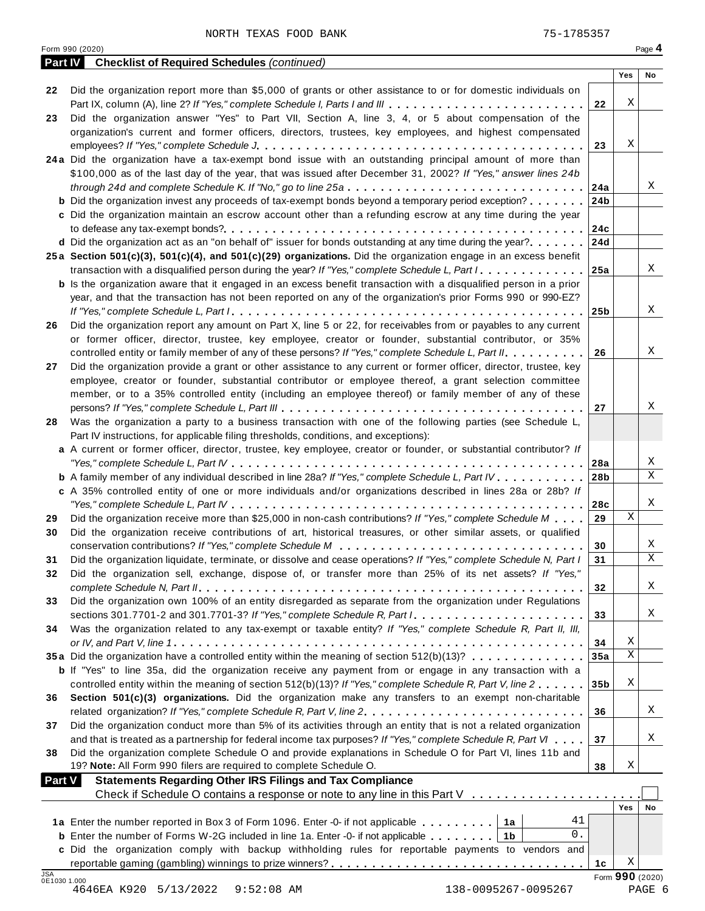NORTH TEXAS FOOD BANK 75-1785357

Form 990 (2020) Page **4**

**Part IV Checklist of Required Schedules** *(continued)*

| | | | Yes | No |
|---|---|---|---|---|
| 22 | Did the organization report more than $5,000 of grants or other assistance to or for domestic individuals on Part IX, column (A), line 2? *If "Yes," complete Schedule I, Parts I and III* | 22 | X | |
| 23 | Did the organization answer "Yes" to Part VII, Section A, line 3, 4, or 5 about compensation of the organization's current and former officers, directors, trustees, key employees, and highest compensated employees? *If "Yes," complete Schedule J* | 23 | X | |
| 24a | Did the organization have a tax-exempt bond issue with an outstanding principal amount of more than $100,000 as of the last day of the year, that was issued after December 31, 2002? *If "Yes," answer lines 24b through 24d and complete Schedule K. If "No," go to line 25a* | 24a | | X |
| b | Did the organization invest any proceeds of tax-exempt bonds beyond a temporary period exception? | 24b | | |
| c | Did the organization maintain an escrow account other than a refunding escrow at any time during the year to defease any tax-exempt bonds? | 24c | | |
| d | Did the organization act as an "on behalf of" issuer for bonds outstanding at any time during the year? | 24d | | |
| 25a | **Section 501(c)(3), 501(c)(4), and 501(c)(29) organizations.** Did the organization engage in an excess benefit transaction with a disqualified person during the year? *If "Yes," complete Schedule L, Part I* | 25a | | X |
| b | Is the organization aware that it engaged in an excess benefit transaction with a disqualified person in a prior year, and that the transaction has not been reported on any of the organization's prior Forms 990 or 990-EZ? *If "Yes," complete Schedule L, Part I* | 25b | | X |
| 26 | Did the organization report any amount on Part X, line 5 or 22, for receivables from or payables to any current or former officer, director, trustee, key employee, creator or founder, substantial contributor, or 35% controlled entity or family member of any of these persons? *If "Yes," complete Schedule L, Part II* | 26 | | X |
| 27 | Did the organization provide a grant or other assistance to any current or former officer, director, trustee, key employee, creator or founder, substantial contributor or employee thereof, a grant selection committee member, or to a 35% controlled entity (including an employee thereof) or family member of any of these persons? *If "Yes," complete Schedule L, Part III* | 27 | | X |
| 28 | Was the organization a party to a business transaction with one of the following parties (see Schedule L, Part IV instructions, for applicable filing thresholds, conditions, and exceptions): | | | |
| a | A current or former officer, director, trustee, key employee, creator or founder, or substantial contributor? *If "Yes," complete Schedule L, Part IV* | 28a | | X |
| b | A family member of any individual described in line 28a? *If "Yes," complete Schedule L, Part IV* | 28b | | X |
| c | A 35% controlled entity of one or more individuals and/or organizations described in lines 28a or 28b? *If "Yes," complete Schedule L, Part IV* | 28c | | X |
| 29 | Did the organization receive more than $25,000 in non-cash contributions? *If "Yes," complete Schedule M* | 29 | X | |
| 30 | Did the organization receive contributions of art, historical treasures, or other similar assets, or qualified conservation contributions? *If "Yes," complete Schedule M* | 30 | | X |
| 31 | Did the organization liquidate, terminate, or dissolve and cease operations? *If "Yes," complete Schedule N, Part I* | 31 | | X |
| 32 | Did the organization sell, exchange, dispose of, or transfer more than 25% of its net assets? *If "Yes," complete Schedule N, Part II* | 32 | | X |
| 33 | Did the organization own 100% of an entity disregarded as separate from the organization under Regulations sections 301.7701-2 and 301.7701-3? *If "Yes," complete Schedule R, Part I* | 33 | | X |
| 34 | Was the organization related to any tax-exempt or taxable entity? *If "Yes," complete Schedule R, Part II, III, or IV, and Part V, line 1* | 34 | X | |
| 35a | Did the organization have a controlled entity within the meaning of section 512(b)(13)? | 35a | X | |
| b | If "Yes" to line 35a, did the organization receive any payment from or engage in any transaction with a controlled entity within the meaning of section 512(b)(13)? *If "Yes," complete Schedule R, Part V, line 2* | 35b | X | |
| 36 | **Section 501(c)(3) organizations.** Did the organization make any transfers to an exempt non-charitable related organization? *If "Yes," complete Schedule R, Part V, line 2* | 36 | | X |
| 37 | Did the organization conduct more than 5% of its activities through an entity that is not a related organization and that is treated as a partnership for federal income tax purposes? *If "Yes," complete Schedule R, Part VI* | 37 | | X |
| 38 | Did the organization complete Schedule O and provide explanations in Schedule O for Part VI, lines 11b and 19? **Note:** All Form 990 filers are required to complete Schedule O. | 38 | X | |

**Part V Statements Regarding Other IRS Filings and Tax Compliance**

Check if Schedule O contains a response or note to any line in this Part V ☐

| | | | | | Yes | No |
|---|---|---|---|---|---|---|
| 1a | Enter the number reported in Box 3 of Form 1096. Enter -0- if not applicable | 1a | 41 | | | |
| b | Enter the number of Forms W-2G included in line 1a. Enter -0- if not applicable | 1b | 0. | | | |
| c | Did the organization comply with backup withholding rules for reportable payments to vendors and reportable gaming (gambling) winnings to prize winners? | | | 1c | X | |

Form **990** (2020)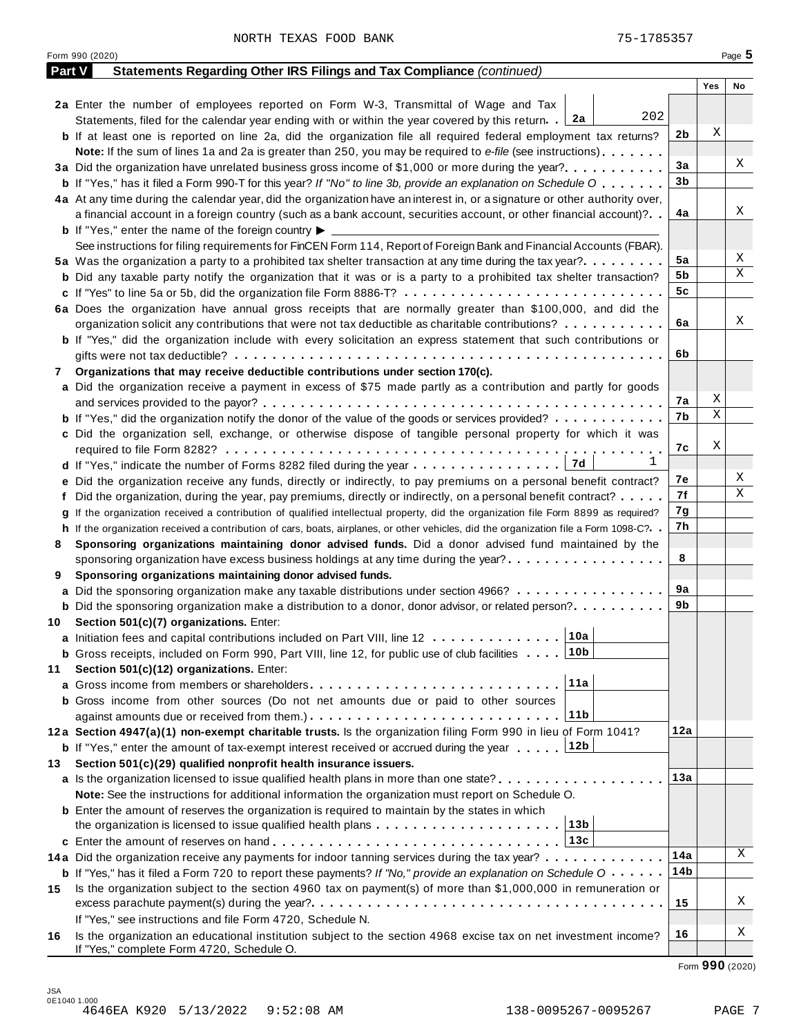NORTH TEXAS FOOD BANK 75-1785357

Form 990 (2020) Page 5

## Part V Statements Regarding Other IRS Filings and Tax Compliance *(continued)*

| | | | Yes | No |
|---|---|---|---|---|
| **2a** | Enter the number of employees reported on Form W-3, Transmittal of Wage and Tax Statements, filed for the calendar year ending with or within the year covered by this return. . . **2a** 202 | | | |
| **b** | If at least one is reported on line 2a, did the organization file all required federal employment tax returns? | 2b | X | |
| | **Note:** If the sum of lines 1a and 2a is greater than 250, you may be required to *e-file* (see instructions) | | | |
| **3a** | Did the organization have unrelated business gross income of $1,000 or more during the year? | 3a | | X |
| **b** | If "Yes," has it filed a Form 990-T for this year? *If "No" to line 3b, provide an explanation on Schedule O* | 3b | | |
| **4a** | At any time during the calendar year, did the organization have an interest in, or a signature or other authority over, a financial account in a foreign country (such as a bank account, securities account, or other financial account)? | 4a | | X |
| **b** | If "Yes," enter the name of the foreign country ▶ See instructions for filing requirements for FinCEN Form 114, Report of Foreign Bank and Financial Accounts (FBAR). | | | |
| **5a** | Was the organization a party to a prohibited tax shelter transaction at any time during the tax year? | 5a | | X |
| **b** | Did any taxable party notify the organization that it was or is a party to a prohibited tax shelter transaction? | 5b | | X |
| **c** | If "Yes" to line 5a or 5b, did the organization file Form 8886-T? | 5c | | |
| **6a** | Does the organization have annual gross receipts that are normally greater than $100,000, and did the organization solicit any contributions that were not tax deductible as charitable contributions? | 6a | | X |
| **b** | If "Yes," did the organization include with every solicitation an express statement that such contributions or gifts were not tax deductible? | 6b | | |
| **7** | **Organizations that may receive deductible contributions under section 170(c).** | | | |
| **a** | Did the organization receive a payment in excess of $75 made partly as a contribution and partly for goods and services provided to the payor? | 7a | X | |
| **b** | If "Yes," did the organization notify the donor of the value of the goods or services provided? | 7b | X | |
| **c** | Did the organization sell, exchange, or otherwise dispose of tangible personal property for which it was required to file Form 8282? | 7c | X | |
| **d** | If "Yes," indicate the number of Forms 8282 filed during the year . . . **7d** 1 | | | |
| **e** | Did the organization receive any funds, directly or indirectly, to pay premiums on a personal benefit contract? | 7e | | X |
| **f** | Did the organization, during the year, pay premiums, directly or indirectly, on a personal benefit contract? | 7f | | X |
| **g** | If the organization received a contribution of qualified intellectual property, did the organization file Form 8899 as required? | 7g | | |
| **h** | If the organization received a contribution of cars, boats, airplanes, or other vehicles, did the organization file a Form 1098-C? | 7h | | |
| **8** | **Sponsoring organizations maintaining donor advised funds.** Did a donor advised fund maintained by the sponsoring organization have excess business holdings at any time during the year? | 8 | | |
| **9** | **Sponsoring organizations maintaining donor advised funds.** | | | |
| **a** | Did the sponsoring organization make any taxable distributions under section 4966? | 9a | | |
| **b** | Did the sponsoring organization make a distribution to a donor, donor advisor, or related person? | 9b | | |
| **10** | **Section 501(c)(7) organizations.** Enter: | | | |
| **a** | Initiation fees and capital contributions included on Part VIII, line 12 . . . **10a** | | | |
| **b** | Gross receipts, included on Form 990, Part VIII, line 12, for public use of club facilities . . . **10b** | | | |
| **11** | **Section 501(c)(12) organizations.** Enter: | | | |
| **a** | Gross income from members or shareholders . . . **11a** | | | |
| **b** | Gross income from other sources (Do not net amounts due or paid to other sources against amounts due or received from them.) . . . **11b** | | | |
| **12a** | **Section 4947(a)(1) non-exempt charitable trusts.** Is the organization filing Form 990 in lieu of Form 1041? | 12a | | |
| **b** | If "Yes," enter the amount of tax-exempt interest received or accrued during the year . . . **12b** | | | |
| **13** | **Section 501(c)(29) qualified nonprofit health insurance issuers.** | | | |
| **a** | Is the organization licensed to issue qualified health plans in more than one state? | 13a | | |
| | **Note:** See the instructions for additional information the organization must report on Schedule O. | | | |
| **b** | Enter the amount of reserves the organization is required to maintain by the states in which the organization is licensed to issue qualified health plans . . . **13b** | | | |
| **c** | Enter the amount of reserves on hand . . . **13c** | | | |
| **14a** | Did the organization receive any payments for indoor tanning services during the tax year? | 14a | | X |
| **b** | If "Yes," has it filed a Form 720 to report these payments? *If "No," provide an explanation on Schedule O* | 14b | | |
| **15** | Is the organization subject to the section 4960 tax on payment(s) of more than $1,000,000 in remuneration or excess parachute payment(s) during the year? If "Yes," see instructions and file Form 4720, Schedule N. | 15 | | X |
| **16** | Is the organization an educational institution subject to the section 4968 excise tax on net investment income? If "Yes," complete Form 4720, Schedule O. | 16 | | X |

Form **990** (2020)

JSA 0E1040 1.000
4646EA K920 5/13/2022 9:52:08 AM 138-0095267-0095267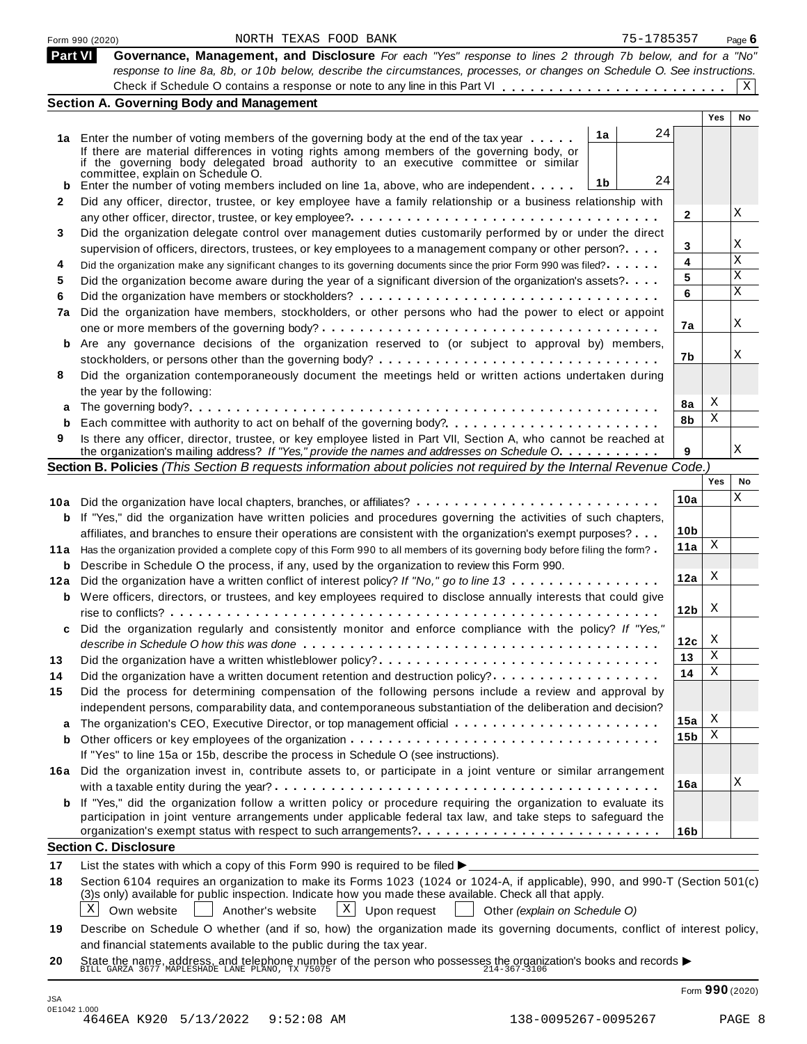Form 990 (2020) NORTH TEXAS FOOD BANK 75-1785357

## Part VI Governance, Management, and Disclosure

*For each "Yes" response to lines 2 through 7b below, and for a "No" response to line 8a, 8b, or 10b below, describe the circumstances, processes, or changes on Schedule O. See instructions.*

Check if Schedule O contains a response or note to any line in this Part VI . . . . . . [X]

### Section A. Governing Body and Management

| | | | | Yes | No |
|---|---|---|---|---|---|
| **1a** | Enter the number of voting members of the governing body at the end of the tax year . . . . . | 1a | 24 | | |
| | If there are material differences in voting rights among members of the governing body, or if the governing body delegated broad authority to an executive committee or similar committee, explain on Schedule O. | | | | |
| **b** | Enter the number of voting members included on line 1a, above, who are independent . . . . . | 1b | 24 | | |
| **2** | Did any officer, director, trustee, or key employee have a family relationship or a business relationship with any other officer, director, trustee, or key employee? | 2 | | | X |
| **3** | Did the organization delegate control over management duties customarily performed by or under the direct supervision of officers, directors, trustees, or key employees to a management company or other person? | 3 | | | X |
| **4** | Did the organization make any significant changes to its governing documents since the prior Form 990 was filed? | 4 | | | X |
| **5** | Did the organization become aware during the year of a significant diversion of the organization's assets? | 5 | | | X |
| **6** | Did the organization have members or stockholders? | 6 | | | X |
| **7a** | Did the organization have members, stockholders, or other persons who had the power to elect or appoint one or more members of the governing body? | 7a | | | X |
| **b** | Are any governance decisions of the organization reserved to (or subject to approval by) members, stockholders, or persons other than the governing body? | 7b | | | X |
| **8** | Did the organization contemporaneously document the meetings held or written actions undertaken during the year by the following: | | | | |
| **a** | The governing body? | 8a | | X | |
| **b** | Each committee with authority to act on behalf of the governing body? | 8b | | X | |
| **9** | Is there any officer, director, trustee, or key employee listed in Part VII, Section A, who cannot be reached at the organization's mailing address? *If "Yes," provide the names and addresses on Schedule O* | 9 | | | X |

### Section B. Policies *(This Section B requests information about policies not required by the Internal Revenue Code.)*

| | | | Yes | No |
|---|---|---|---|---|
| **10a** | Did the organization have local chapters, branches, or affiliates? | 10a | | X |
| **b** | If "Yes," did the organization have written policies and procedures governing the activities of such chapters, affiliates, and branches to ensure their operations are consistent with the organization's exempt purposes? | 10b | | |
| **11a** | Has the organization provided a complete copy of this Form 990 to all members of its governing body before filing the form? | 11a | X | |
| **b** | Describe in Schedule O the process, if any, used by the organization to review this Form 990. | | | |
| **12a** | Did the organization have a written conflict of interest policy? *If "No," go to line 13* | 12a | X | |
| **b** | Were officers, directors, or trustees, and key employees required to disclose annually interests that could give rise to conflicts? | 12b | X | |
| **c** | Did the organization regularly and consistently monitor and enforce compliance with the policy? *If "Yes," describe in Schedule O how this was done* | 12c | X | |
| **13** | Did the organization have a written whistleblower policy? | 13 | X | |
| **14** | Did the organization have a written document retention and destruction policy? | 14 | X | |
| **15** | Did the process for determining compensation of the following persons include a review and approval by independent persons, comparability data, and contemporaneous substantiation of the deliberation and decision? | | | |
| **a** | The organization's CEO, Executive Director, or top management official | 15a | X | |
| **b** | Other officers or key employees of the organization | 15b | X | |
| | If "Yes" to line 15a or 15b, describe the process in Schedule O (see instructions). | | | |
| **16a** | Did the organization invest in, contribute assets to, or participate in a joint venture or similar arrangement with a taxable entity during the year? | 16a | | X |
| **b** | If "Yes," did the organization follow a written policy or procedure requiring the organization to evaluate its participation in joint venture arrangements under applicable federal tax law, and take steps to safeguard the organization's exempt status with respect to such arrangements? | 16b | | |

### Section C. Disclosure

**17** List the states with which a copy of this Form 990 is required to be filed ▶

**18** Section 6104 requires an organization to make its Forms 1023 (1024 or 1024-A, if applicable), 990, and 990-T (Section 501(c)(3)s only) available for public inspection. Indicate how you made these available. Check all that apply.

[X] Own website [ ] Another's website [X] Upon request [ ] Other *(explain on Schedule O)*

**19** Describe on Schedule O whether (and if so, how) the organization made its governing documents, conflict of interest policy, and financial statements available to the public during the tax year.

**20** State the name, address, and telephone number of the person who possesses the organization's books and records ▶
BILL GARZA 3677 MAPLESHADE LANE PLANO, TX 75075 214-367-3106

Form **990** (2020)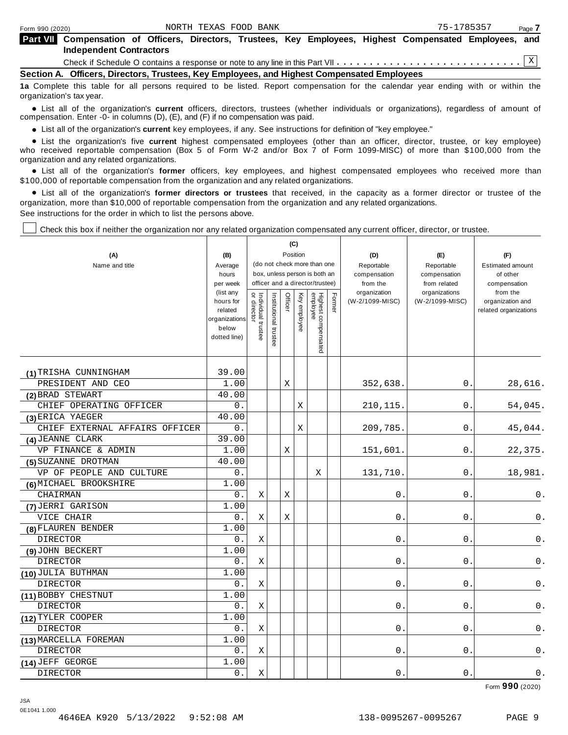Form 990 (2020) NORTH TEXAS FOOD BANK 75-1785357

**Part VII Compensation of Officers, Directors, Trustees, Key Employees, Highest Compensated Employees, and Independent Contractors**

Check if Schedule O contains a response or note to any line in this Part VII . . . . . . . . . . . . . . . . . . . . . . . . . . . . X

**Section A. Officers, Directors, Trustees, Key Employees, and Highest Compensated Employees**

**1a** Complete this table for all persons required to be listed. Report compensation for the calendar year ending with or within the organization's tax year.

- List all of the organization's **current** officers, directors, trustees (whether individuals or organizations), regardless of amount of compensation. Enter -0- in columns (D), (E), and (F) if no compensation was paid.
- List all of the organization's **current** key employees, if any. See instructions for definition of "key employee."
- List the organization's five **current** highest compensated employees (other than an officer, director, trustee, or key employee) who received reportable compensation (Box 5 of Form W-2 and/or Box 7 of Form 1099-MISC) of more than $100,000 from the organization and any related organizations.
- List all of the organization's **former** officers, key employees, and highest compensated employees who received more than $100,000 of reportable compensation from the organization and any related organizations.
- List all of the organization's **former directors or trustees** that received, in the capacity as a former director or trustee of the organization, more than $10,000 of reportable compensation from the organization and any related organizations.

See instructions for the order in which to list the persons above.

☐ Check this box if neither the organization nor any related organization compensated any current officer, director, or trustee.

| (A) Name and title | (B) Average hours per week (list any hours for related organizations below dotted line) | (C) Position: Individual trustee or director | Institutional trustee | Officer | Key employee | Highest compensated employee | Former | (D) Reportable compensation from the organization (W-2/1099-MISC) | (E) Reportable compensation from related organizations (W-2/1099-MISC) | (F) Estimated amount of other compensation from the organization and related organizations |
|---|---|---|---|---|---|---|---|---|---|---|
| (1) TRISHA CUNNINGHAM | 39.00 | | | | | | | | | |
| PRESIDENT AND CEO | 1.00 | | | X | | | | 352,638. | 0. | 28,616. |
| (2) BRAD STEWART | 40.00 | | | | | | | | | |
| CHIEF OPERATING OFFICER | 0. | | | | X | | | 210,115. | 0. | 54,045. |
| (3) ERICA YAEGER | 40.00 | | | | | | | | | |
| CHIEF EXTERNAL AFFAIRS OFFICER | 0. | | | | X | | | 209,785. | 0. | 45,044. |
| (4) JEANNE CLARK | 39.00 | | | | | | | | | |
| VP FINANCE & ADMIN | 1.00 | | | X | | | | 151,601. | 0. | 22,375. |
| (5) SUZANNE DROTMAN | 40.00 | | | | | | | | | |
| VP OF PEOPLE AND CULTURE | 0. | | | | | X | | 131,710. | 0. | 18,981. |
| (6) MICHAEL BROOKSHIRE | 1.00 | | | | | | | | | |
| CHAIRMAN | 0. | X | | X | | | | 0. | 0. | 0. |
| (7) JERRI GARISON | 1.00 | | | | | | | | | |
| VICE CHAIR | 0. | X | | X | | | | 0. | 0. | 0. |
| (8) FLAUREN BENDER | 1.00 | | | | | | | | | |
| DIRECTOR | 0. | X | | | | | | 0. | 0. | 0. |
| (9) JOHN BECKERT | 1.00 | | | | | | | | | |
| DIRECTOR | 0. | X | | | | | | 0. | 0. | 0. |
| (10) JULIA BUTHMAN | 1.00 | | | | | | | | | |
| DIRECTOR | 0. | X | | | | | | 0. | 0. | 0. |
| (11) BOBBY CHESTNUT | 1.00 | | | | | | | | | |
| DIRECTOR | 0. | X | | | | | | 0. | 0. | 0. |
| (12) TYLER COOPER | 1.00 | | | | | | | | | |
| DIRECTOR | 0. | X | | | | | | 0. | 0. | 0. |
| (13) MARCELLA FOREMAN | 1.00 | | | | | | | | | |
| DIRECTOR | 0. | X | | | | | | 0. | 0. | 0. |
| (14) JEFF GEORGE | 1.00 | | | | | | | | | |
| DIRECTOR | 0. | X | | | | | | 0. | 0. | 0. |

Form **990** (2020)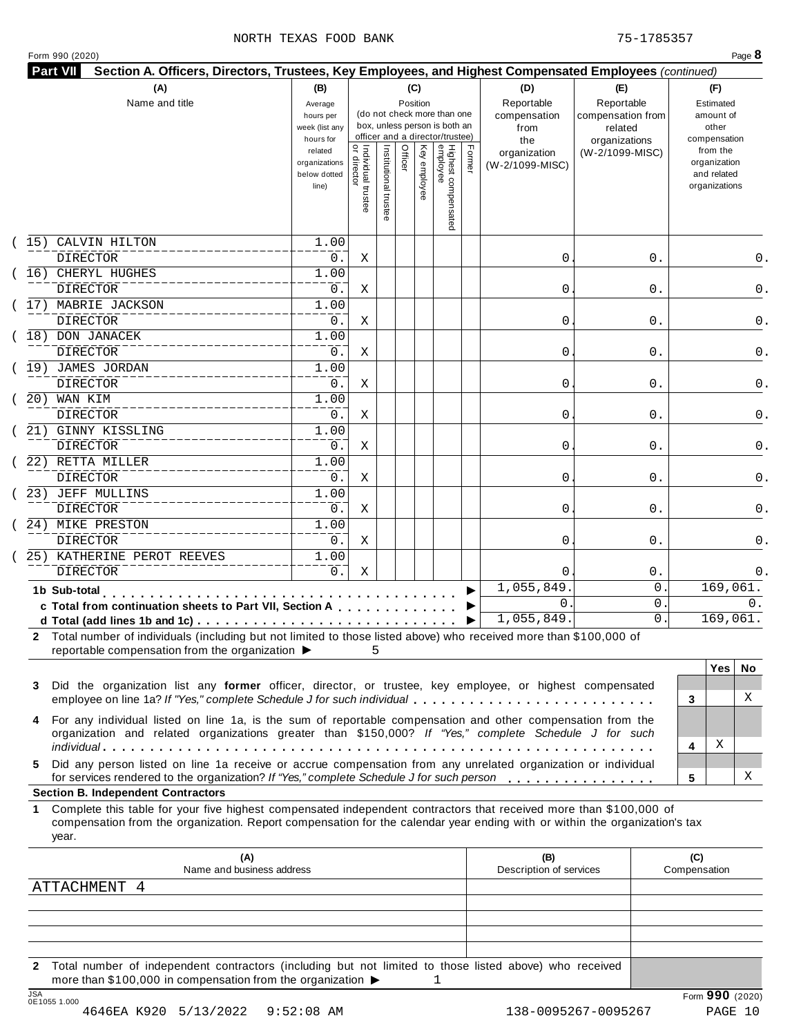NORTH TEXAS FOOD BANK 75-1785357

Form 990 (2020) Page **8**

**Part VII Section A. Officers, Directors, Trustees, Key Employees, and Highest Compensated Employees** *(continued)*

| (A) Name and title | (B) Average hours per week (list any hours for related organizations below dotted line) | (C) Position: Individual trustee or director | Institutional trustee | Officer | Key employee | Highest compensated employee | Former | (D) Reportable compensation from the organization (W-2/1099-MISC) | (E) Reportable compensation from related organizations (W-2/1099-MISC) | (F) Estimated amount of other compensation from the organization and related organizations |
|---|---|---|---|---|---|---|---|---|---|---|
| (15) CALVIN HILTON<br>DIRECTOR | 1.00<br>0. | X | | | | | | 0. | 0. | 0. |
| (16) CHERYL HUGHES<br>DIRECTOR | 1.00<br>0. | X | | | | | | 0. | 0. | 0. |
| (17) MABRIE JACKSON<br>DIRECTOR | 1.00<br>0. | X | | | | | | 0. | 0. | 0. |
| (18) DON JANACEK<br>DIRECTOR | 1.00<br>0. | X | | | | | | 0. | 0. | 0. |
| (19) JAMES JORDAN<br>DIRECTOR | 1.00<br>0. | X | | | | | | 0. | 0. | 0. |
| (20) WAN KIM<br>DIRECTOR | 1.00<br>0. | X | | | | | | 0. | 0. | 0. |
| (21) GINNY KISSLING<br>DIRECTOR | 1.00<br>0. | X | | | | | | 0. | 0. | 0. |
| (22) RETTA MILLER<br>DIRECTOR | 1.00<br>0. | X | | | | | | 0. | 0. | 0. |
| (23) JEFF MULLINS<br>DIRECTOR | 1.00<br>0. | X | | | | | | 0. | 0. | 0. |
| (24) MIKE PRESTON<br>DIRECTOR | 1.00<br>0. | X | | | | | | 0. | 0. | 0. |
| (25) KATHERINE PEROT REEVES<br>DIRECTOR | 1.00<br>0. | X | | | | | | 0. | 0. | 0. |
| **1b Sub-total** | | | | | | | | 1,055,849. | 0. | 169,061. |
| **c Total from continuation sheets to Part VII, Section A** | | | | | | | | 0. | 0. | 0. |
| **d Total (add lines 1b and 1c)** | | | | | | | | 1,055,849. | 0. | 169,061. |

**2** Total number of individuals (including but not limited to those listed above) who received more than $100,000 of reportable compensation from the organization ▶ 5

| | | Yes | No |
|---|---|---|---|
| **3** Did the organization list any **former** officer, director, or trustee, key employee, or highest compensated employee on line 1a? *If "Yes," complete Schedule J for such individual* | 3 | | X |
| **4** For any individual listed on line 1a, is the sum of reportable compensation and other compensation from the organization and related organizations greater than $150,000? *If "Yes," complete Schedule J for such individual* | 4 | X | |
| **5** Did any person listed on line 1a receive or accrue compensation from any unrelated organization or individual for services rendered to the organization? *If "Yes," complete Schedule J for such person* | 5 | | X |

**Section B. Independent Contractors**

**1** Complete this table for your five highest compensated independent contractors that received more than $100,000 of compensation from the organization. Report compensation for the calendar year ending with or within the organization's tax year.

| (A) Name and business address | (B) Description of services | (C) Compensation |
|---|---|---|
| ATTACHMENT 4 | | |
| | | |
| | | |
| | | |
| | | |

**2** Total number of independent contractors (including but not limited to those listed above) who received more than $100,000 in compensation from the organization ▶ 1

Form **990** (2020)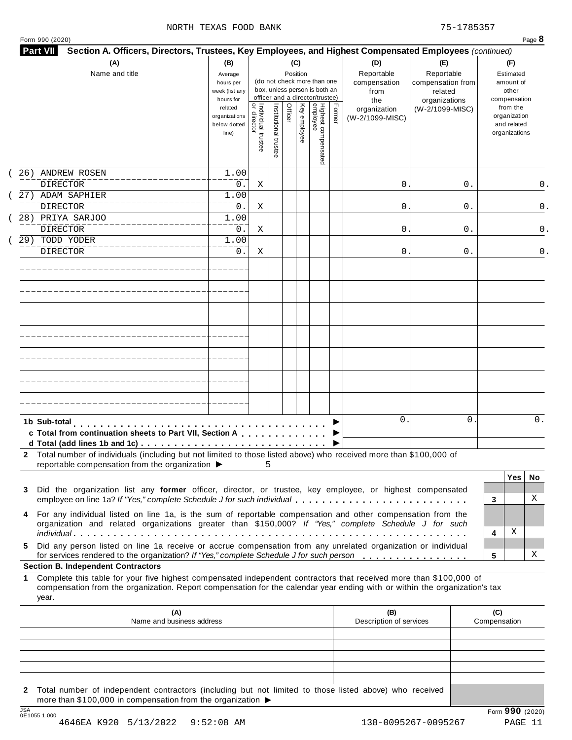NORTH TEXAS FOOD BANK 75-1785357

Form 990 (2020) Page **8**

**Part VII Section A. Officers, Directors, Trustees, Key Employees, and Highest Compensated Employees** *(continued)*

| (A) Name and title | (B) Average hours per week (list any hours for related organizations below dotted line) | (C) Position: Individual trustee or director | Institutional trustee | Officer | Key employee | Highest compensated employee | Former | (D) Reportable compensation from the organization (W-2/1099-MISC) | (E) Reportable compensation from related organizations (W-2/1099-MISC) | (F) Estimated amount of other compensation from the organization and related organizations |
|---|---|---|---|---|---|---|---|---|---|---|
| (26) ANDREW ROSEN<br>DIRECTOR | 1.00<br>0. | X | | | | | | 0. | 0. | 0. |
| (27) ADAM SAPHIER<br>DIRECTOR | 1.00<br>0. | X | | | | | | 0. | 0. | 0. |
| (28) PRIYA SARJOO<br>DIRECTOR | 1.00<br>0. | X | | | | | | 0. | 0. | 0. |
| (29) TODD YODER<br>DIRECTOR | 1.00<br>0. | X | | | | | | 0. | 0. | 0. |
| **1b Sub-total** | | | | | | | | 0. | 0. | 0. |
| **c Total from continuation sheets to Part VII, Section A** | | | | | | | | | | |
| **d Total (add lines 1b and 1c)** | | | | | | | | | | |

**2** Total number of individuals (including but not limited to those listed above) who received more than $100,000 of reportable compensation from the organization ▶ 5

| | | Yes | No |
|---|---|---|---|
| **3** Did the organization list any **former** officer, director, or trustee, key employee, or highest compensated employee on line 1a? *If "Yes," complete Schedule J for such individual* | 3 | | X |
| **4** For any individual listed on line 1a, is the sum of reportable compensation and other compensation from the organization and related organizations greater than $150,000? *If "Yes," complete Schedule J for such individual* | 4 | X | |
| **5** Did any person listed on line 1a receive or accrue compensation from any unrelated organization or individual for services rendered to the organization? *If "Yes," complete Schedule J for such person* | 5 | | X |

**Section B. Independent Contractors**

**1** Complete this table for your five highest compensated independent contractors that received more than $100,000 of compensation from the organization. Report compensation for the calendar year ending with or within the organization's tax year.

| (A) Name and business address | (B) Description of services | (C) Compensation |
|---|---|---|
| | | |
| | | |
| | | |
| | | |
| | | |

**2** Total number of independent contractors (including but not limited to those listed above) who received more than $100,000 in compensation from the organization ▶

JSA 0E1055 1.000 Form **990** (2020)

4646EA K920 5/13/2022 9:52:08 AM 138-0095267-0095267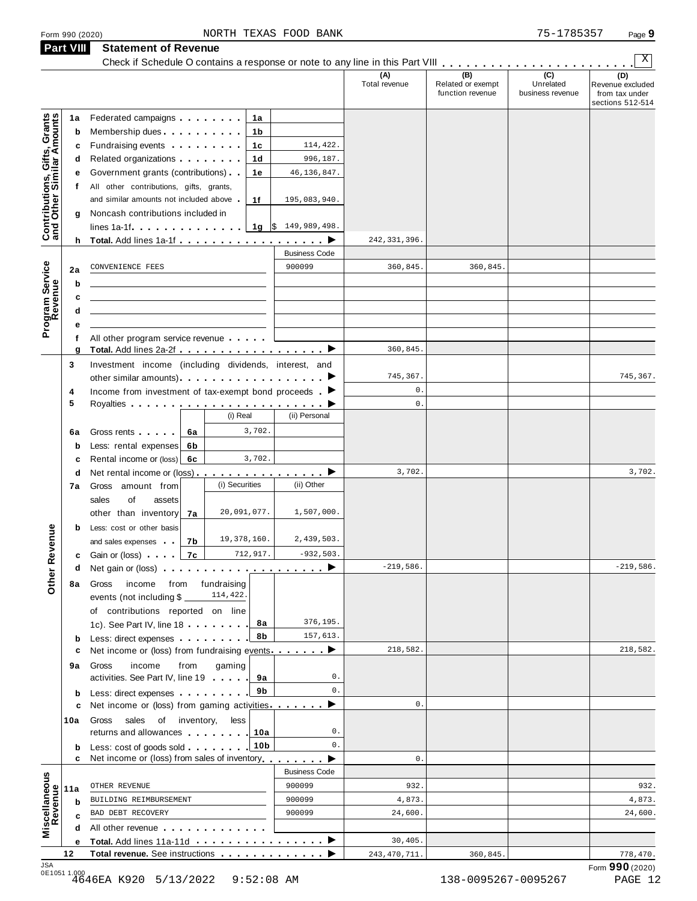Form 990 (2020) NORTH TEXAS FOOD BANK 75-1785357 Page 9

## Part VIII Statement of Revenue

Check if Schedule O contains a response or note to any line in this Part VIII . . . . . . . . . . . . . . . . . . . . . . . . [X]

| | | | | (A) Total revenue | (B) Related or exempt function revenue | (C) Unrelated business revenue | (D) Revenue excluded from tax under sections 512-514 |
|---|---|---|---|---|---|---|---|
| **Contributions, Gifts, Grants and Other Similar Amounts** | 1a | Federated campaigns . . . . . . . . **1a** | | | | | |
| | b | Membership dues . . . . . . . . . . **1b** | | | | | |
| | c | Fundraising events . . . . . . . . . **1c** | 114,422. | | | | |
| | d | Related organizations . . . . . . . . **1d** | 996,187. | | | | |
| | e | Government grants (contributions) . . **1e** | 46,136,847. | | | | |
| | f | All other contributions, gifts, grants, and similar amounts not included above . **1f** | 195,083,940. | | | | |
| | g | Noncash contributions included in lines 1a-1f . . . . . . . . . . . . . **1g** | $ 149,989,498. | | | | |
| | h | **Total.** Add lines 1a-1f . . . . . . . . . . . . . . . . . ▶ | | 242,331,396. | | | |
| **Program Service Revenue** | | | Business Code | | | | |
| | 2a | CONVENIENCE FEES | 900099 | 360,845. | 360,845. | | |
| | b | | | | | | |
| | c | | | | | | |
| | d | | | | | | |
| | e | | | | | | |
| | f | All other program service revenue . . . . . | | | | | |
| | g | **Total.** Add lines 2a-2f . . . . . . . . . . . . . . . . . ▶ | | 360,845. | | | |
| **Other Revenue** | 3 | Investment income (including dividends, interest, and other similar amounts) . . . . . . . . . . . . . . . . . ▶ | | 745,367. | | | 745,367. |
| | 4 | Income from investment of tax-exempt bond proceeds . ▶ | | 0. | | | |
| | 5 | Royalties . . . . . . . . . . . . . . . . . . . . . . . ▶ | | 0. | | | |
| | | | (i) Real / (ii) Personal | | | | |
| | 6a | Gross rents . . . . . **6a** | (i) 3,702. | | | | |
| | b | Less: rental expenses **6b** | | | | | |
| | c | Rental income or (loss) **6c** | (i) 3,702. | | | | |
| | d | Net rental income or (loss) . . . . . . . . . . . . . . . . ▶ | | 3,702. | | | 3,702. |
| | | | (i) Securities / (ii) Other | | | | |
| | 7a | Gross amount from sales of assets other than inventory **7a** | (i) 20,091,077. / (ii) 1,507,000. | | | | |
| | b | Less: cost or other basis and sales expenses . . **7b** | (i) 19,378,160. / (ii) 2,439,503. | | | | |
| | c | Gain or (loss) . . . . **7c** | (i) 712,917. / (ii) -932,503. | | | | |
| | d | Net gain or (loss) . . . . . . . . . . . . . . . . . . . ▶ | | -219,586. | | | -219,586. |
| | 8a | Gross income from fundraising events (not including $ 114,422. of contributions reported on line 1c). See Part IV, line 18 . . . . . . . **8a** | 376,195. | | | | |
| | b | Less: direct expenses . . . . . . . . . **8b** | 157,613. | | | | |
| | c | Net income or (loss) from fundraising events . . . . . . . ▶ | | 218,582. | | | 218,582. |
| | 9a | Gross income from gaming activities. See Part IV, line 19 . . . . . **9a** | 0. | | | | |
| | b | Less: direct expenses . . . . . . . . . **9b** | 0. | | | | |
| | c | Net income or (loss) from gaming activities . . . . . . . ▶ | | 0. | | | |
| | 10a | Gross sales of inventory, less returns and allowances . . . . . . . . **10a** | 0. | | | | |
| | b | Less: cost of goods sold . . . . . . . . **10b** | 0. | | | | |
| | c | Net income or (loss) from sales of inventory . . . . . . . ▶ | | 0. | | | |
| **Miscellaneous Revenue** | | | Business Code | | | | |
| | 11a | OTHER REVENUE | 900099 | 932. | | | 932. |
| | b | BUILDING REIMBURSEMENT | 900099 | 4,873. | | | 4,873. |
| | c | BAD DEBT RECOVERY | 900099 | 24,600. | | | 24,600. |
| | d | All other revenue . . . . . . . . . . . . . | | | | | |
| | e | **Total.** Add lines 11a-11d . . . . . . . . . . . . . . . ▶ | | 30,405. | | | |
| | 12 | **Total revenue.** See instructions . . . . . . . . . . . . . ▶ | | 243,470,711. | 360,845. | | 778,470. |

Form **990** (2020)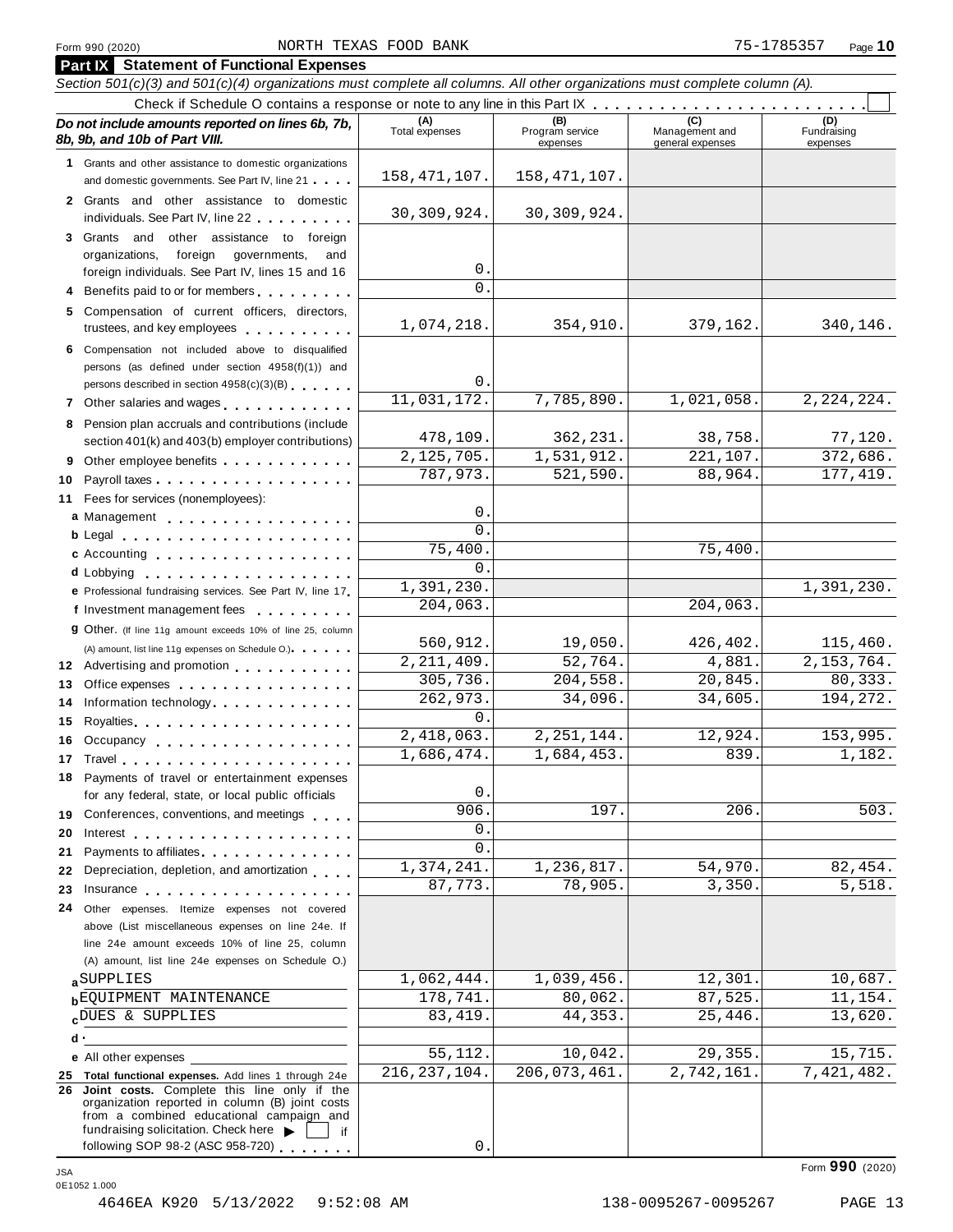Form 990 (2020) NORTH TEXAS FOOD BANK 75-1785357

## Part IX Statement of Functional Expenses

*Section 501(c)(3) and 501(c)(4) organizations must complete all columns. All other organizations must complete column (A).*

Check if Schedule O contains a response or note to any line in this Part IX . . . . . . . . . . . . . . . . . . . . . . . . ☐

| *Do not include amounts reported on lines 6b, 7b, 8b, 9b, and 10b of Part VIII.* | (A) Total expenses | (B) Program service expenses | (C) Management and general expenses | (D) Fundraising expenses |
|---|---|---|---|---|
| **1** Grants and other assistance to domestic organizations and domestic governments. See Part IV, line 21 | 158,471,107. | 158,471,107. | | |
| **2** Grants and other assistance to domestic individuals. See Part IV, line 22 | 30,309,924. | 30,309,924. | | |
| **3** Grants and other assistance to foreign organizations, foreign governments, and foreign individuals. See Part IV, lines 15 and 16 | 0. | | | |
| **4** Benefits paid to or for members | 0. | | | |
| **5** Compensation of current officers, directors, trustees, and key employees | 1,074,218. | 354,910. | 379,162. | 340,146. |
| **6** Compensation not included above to disqualified persons (as defined under section 4958(f)(1)) and persons described in section 4958(c)(3)(B) | 0. | | | |
| **7** Other salaries and wages | 11,031,172. | 7,785,890. | 1,021,058. | 2,224,224. |
| **8** Pension plan accruals and contributions (include section 401(k) and 403(b) employer contributions) | 478,109. | 362,231. | 38,758. | 77,120. |
| **9** Other employee benefits | 2,125,705. | 1,531,912. | 221,107. | 372,686. |
| **10** Payroll taxes | 787,973. | 521,590. | 88,964. | 177,419. |
| **11** Fees for services (nonemployees): | | | | |
| **a** Management | 0. | | | |
| **b** Legal | 0. | | | |
| **c** Accounting | 75,400. | | 75,400. | |
| **d** Lobbying | 0. | | | |
| **e** Professional fundraising services. See Part IV, line 17 | 1,391,230. | | | 1,391,230. |
| **f** Investment management fees | 204,063. | | 204,063. | |
| **g** Other. (If line 11g amount exceeds 10% of line 25, column (A) amount, list line 11g expenses on Schedule O.) | 560,912. | 19,050. | 426,402. | 115,460. |
| **12** Advertising and promotion | 2,211,409. | 52,764. | 4,881. | 2,153,764. |
| **13** Office expenses | 305,736. | 204,558. | 20,845. | 80,333. |
| **14** Information technology | 262,973. | 34,096. | 34,605. | 194,272. |
| **15** Royalties | 0. | | | |
| **16** Occupancy | 2,418,063. | 2,251,144. | 12,924. | 153,995. |
| **17** Travel | 1,686,474. | 1,684,453. | 839. | 1,182. |
| **18** Payments of travel or entertainment expenses for any federal, state, or local public officials | 0. | | | |
| **19** Conferences, conventions, and meetings | 906. | 197. | 206. | 503. |
| **20** Interest | 0. | | | |
| **21** Payments to affiliates | 0. | | | |
| **22** Depreciation, depletion, and amortization | 1,374,241. | 1,236,817. | 54,970. | 82,454. |
| **23** Insurance | 87,773. | 78,905. | 3,350. | 5,518. |
| **24** Other expenses. Itemize expenses not covered above (List miscellaneous expenses on line 24e. If line 24e amount exceeds 10% of line 25, column (A) amount, list line 24e expenses on Schedule O.) | | | | |
| **a** SUPPLIES | 1,062,444. | 1,039,456. | 12,301. | 10,687. |
| **b** EQUIPMENT MAINTENANCE | 178,741. | 80,062. | 87,525. | 11,154. |
| **c** DUES & SUPPLIES | 83,419. | 44,353. | 25,446. | 13,620. |
| **d** | | | | |
| **e** All other expenses | 55,112. | 10,042. | 29,355. | 15,715. |
| **25 Total functional expenses.** Add lines 1 through 24e | 216,237,104. | 206,073,461. | 2,742,161. | 7,421,482. |
| **26 Joint costs.** Complete this line only if the organization reported in column (B) joint costs from a combined educational campaign and fundraising solicitation. Check here ▶ ☐ if following SOP 98-2 (ASC 958-720) | 0. | | | |

Form **990** (2020)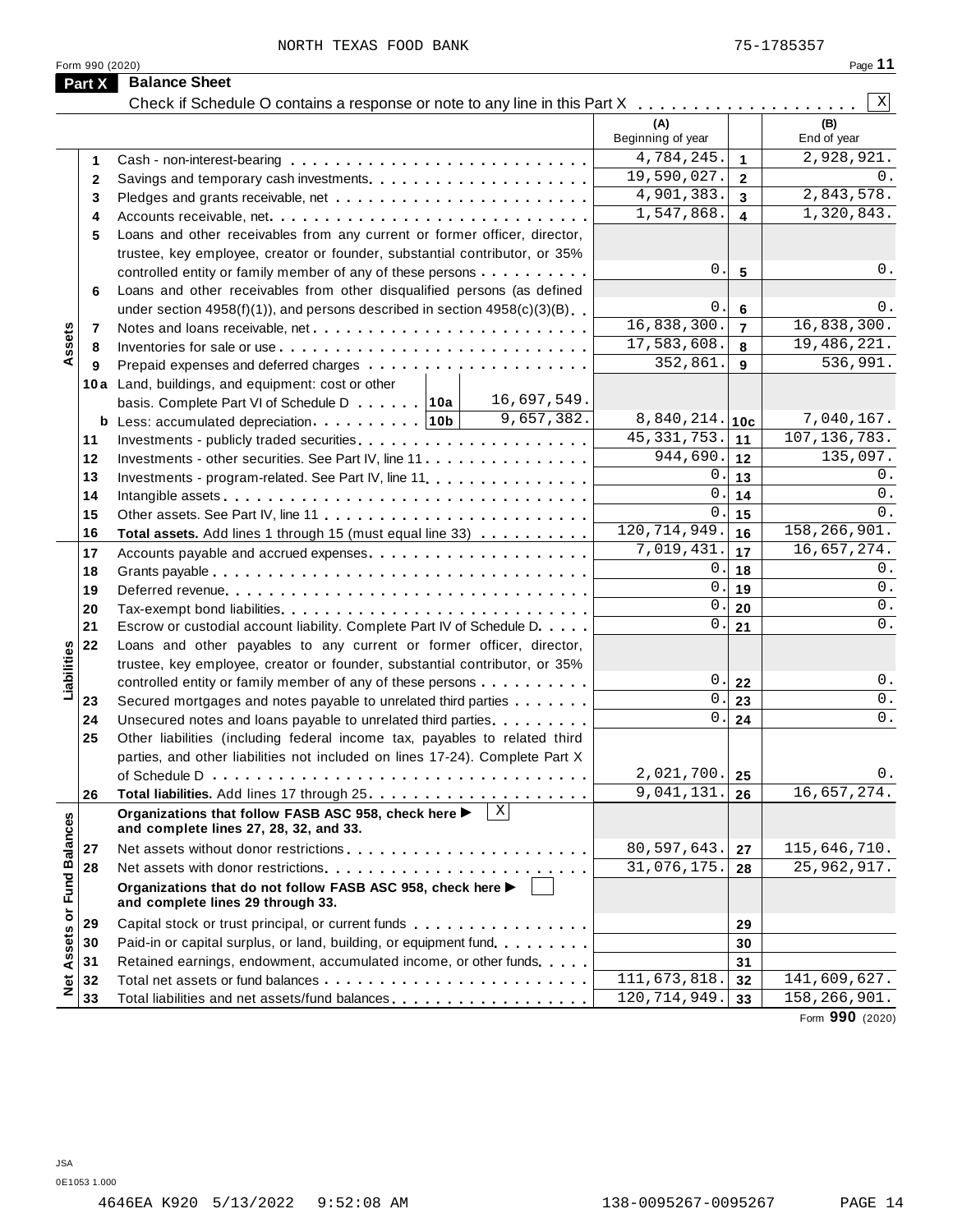NORTH TEXAS FOOD BANK 75-1785357

Form 990 (2020)

## Part X Balance Sheet

Check if Schedule O contains a response or note to any line in this Part X . . . . . . . . . . . . . . . . . . . . X

| | | | (A) Beginning of year | | (B) End of year |
|---|---|---|---|---|---|
| **Assets** | 1 | Cash - non-interest-bearing | 4,784,245. | 1 | 2,928,921. |
| | 2 | Savings and temporary cash investments | 19,590,027. | 2 | 0. |
| | 3 | Pledges and grants receivable, net | 4,901,383. | 3 | 2,843,578. |
| | 4 | Accounts receivable, net | 1,547,868. | 4 | 1,320,843. |
| | 5 | Loans and other receivables from any current or former officer, director, trustee, key employee, creator or founder, substantial contributor, or 35% controlled entity or family member of any of these persons | 0. | 5 | 0. |
| | 6 | Loans and other receivables from other disqualified persons (as defined under section 4958(f)(1)), and persons described in section 4958(c)(3)(B) | 0. | 6 | 0. |
| | 7 | Notes and loans receivable, net | 16,838,300. | 7 | 16,838,300. |
| | 8 | Inventories for sale or use | 17,583,608. | 8 | 19,486,221. |
| | 9 | Prepaid expenses and deferred charges | 352,861. | 9 | 536,991. |
| | 10a | Land, buildings, and equipment: cost or other basis. Complete Part VI of Schedule D . . . . . . 10a 16,697,549. | | | |
| | b | Less: accumulated depreciation . . . . . . . . . 10b 9,657,382. | 8,840,214. | 10c | 7,040,167. |
| | 11 | Investments - publicly traded securities | 45,331,753. | 11 | 107,136,783. |
| | 12 | Investments - other securities. See Part IV, line 11 | 944,690. | 12 | 135,097. |
| | 13 | Investments - program-related. See Part IV, line 11 | 0. | 13 | 0. |
| | 14 | Intangible assets | 0. | 14 | 0. |
| | 15 | Other assets. See Part IV, line 11 | 0. | 15 | 0. |
| | 16 | **Total assets.** Add lines 1 through 15 (must equal line 33) | 120,714,949. | 16 | 158,266,901. |
| **Liabilities** | 17 | Accounts payable and accrued expenses | 7,019,431. | 17 | 16,657,274. |
| | 18 | Grants payable | 0. | 18 | 0. |
| | 19 | Deferred revenue | 0. | 19 | 0. |
| | 20 | Tax-exempt bond liabilities | 0. | 20 | 0. |
| | 21 | Escrow or custodial account liability. Complete Part IV of Schedule D | 0. | 21 | 0. |
| | 22 | Loans and other payables to any current or former officer, director, trustee, key employee, creator or founder, substantial contributor, or 35% controlled entity or family member of any of these persons | 0. | 22 | 0. |
| | 23 | Secured mortgages and notes payable to unrelated third parties | 0. | 23 | 0. |
| | 24 | Unsecured notes and loans payable to unrelated third parties | 0. | 24 | 0. |
| | 25 | Other liabilities (including federal income tax, payables to related third parties, and other liabilities not included on lines 17-24). Complete Part X of Schedule D | 2,021,700. | 25 | 0. |
| | 26 | **Total liabilities.** Add lines 17 through 25 | 9,041,131. | 26 | 16,657,274. |
| **Net Assets or Fund Balances** | | **Organizations that follow FASB ASC 958, check here ▶** X **and complete lines 27, 28, 32, and 33.** | | | |
| | 27 | Net assets without donor restrictions | 80,597,643. | 27 | 115,646,710. |
| | 28 | Net assets with donor restrictions | 31,076,175. | 28 | 25,962,917. |
| | | **Organizations that do not follow FASB ASC 958, check here ▶** ☐ **and complete lines 29 through 33.** | | | |
| | 29 | Capital stock or trust principal, or current funds | | 29 | |
| | 30 | Paid-in or capital surplus, or land, building, or equipment fund | | 30 | |
| | 31 | Retained earnings, endowment, accumulated income, or other funds | | 31 | |
| | 32 | Total net assets or fund balances | 111,673,818. | 32 | 141,609,627. |
| | 33 | Total liabilities and net assets/fund balances | 120,714,949. | 33 | 158,266,901. |

Form **990** (2020)

JSA
0E1053 1.000

4646EA K920 5/13/2022 9:52:08 AM 138-0095267-0095267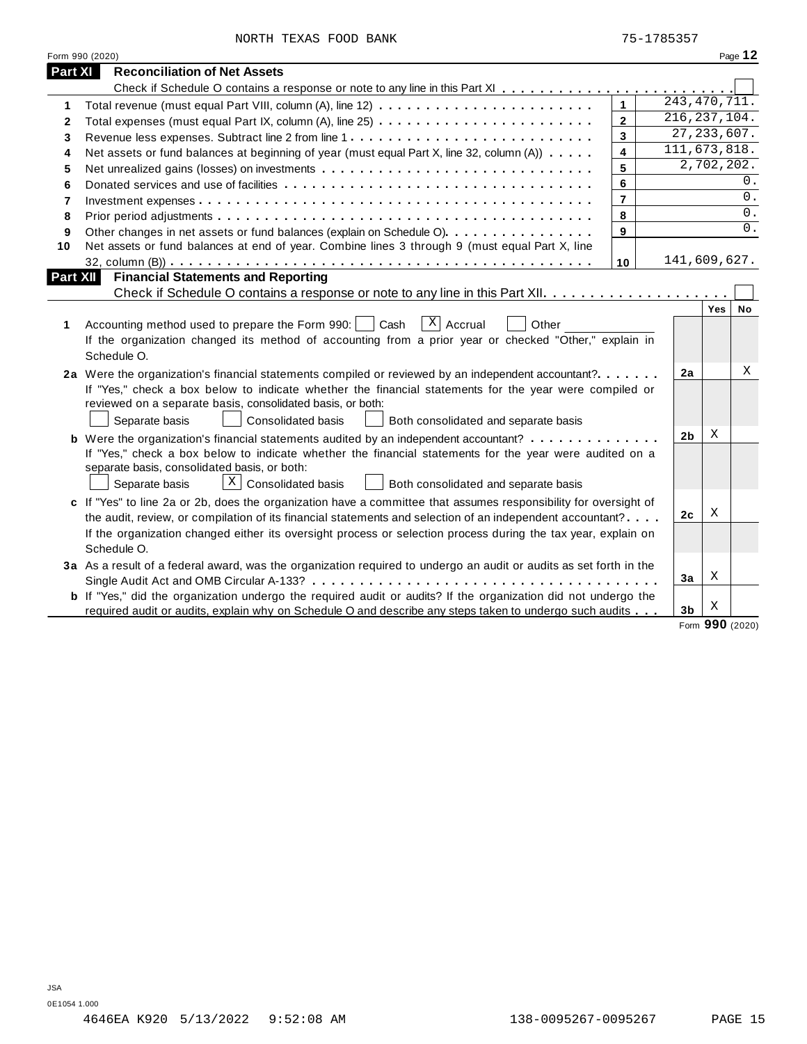NORTH TEXAS FOOD BANK 75-1785357

Form 990 (2020) Page **12**

## Part XI Reconciliation of Net Assets

Check if Schedule O contains a response or note to any line in this Part XI . . . . . . . . . . . . . . . . . . . . . . . . ☐

| | | | |
|---|---|---|---|
| 1 | Total revenue (must equal Part VIII, column (A), line 12) | 1 | 243,470,711. |
| 2 | Total expenses (must equal Part IX, column (A), line 25) | 2 | 216,237,104. |
| 3 | Revenue less expenses. Subtract line 2 from line 1 | 3 | 27,233,607. |
| 4 | Net assets or fund balances at beginning of year (must equal Part X, line 32, column (A)) | 4 | 111,673,818. |
| 5 | Net unrealized gains (losses) on investments | 5 | 2,702,202. |
| 6 | Donated services and use of facilities | 6 | 0. |
| 7 | Investment expenses | 7 | 0. |
| 8 | Prior period adjustments | 8 | 0. |
| 9 | Other changes in net assets or fund balances (explain on Schedule O) | 9 | 0. |
| 10 | Net assets or fund balances at end of year. Combine lines 3 through 9 (must equal Part X, line 32, column (B)) | 10 | 141,609,627. |

## Part XII Financial Statements and Reporting

Check if Schedule O contains a response or note to any line in this Part XII . . . . . . . . . . . . . . . . . . . . ☐

| | | | Yes | No |
|---|---|---|---|---|
| **1** | Accounting method used to prepare the Form 990: ☐ Cash ☒ Accrual ☐ Other ________ If the organization changed its method of accounting from a prior year or checked "Other," explain in Schedule O. | | | |
| **2a** | Were the organization's financial statements compiled or reviewed by an independent accountant? If "Yes," check a box below to indicate whether the financial statements for the year were compiled or reviewed on a separate basis, consolidated basis, or both: ☐ Separate basis ☐ Consolidated basis ☐ Both consolidated and separate basis | 2a | | X |
| **b** | Were the organization's financial statements audited by an independent accountant? If "Yes," check a box below to indicate whether the financial statements for the year were audited on a separate basis, consolidated basis, or both: ☐ Separate basis ☒ Consolidated basis ☐ Both consolidated and separate basis | 2b | X | |
| **c** | If "Yes" to line 2a or 2b, does the organization have a committee that assumes responsibility for oversight of the audit, review, or compilation of its financial statements and selection of an independent accountant? If the organization changed either its oversight process or selection process during the tax year, explain on Schedule O. | 2c | X | |
| **3a** | As a result of a federal award, was the organization required to undergo an audit or audits as set forth in the Single Audit Act and OMB Circular A-133? | 3a | X | |
| **b** | If "Yes," did the organization undergo the required audit or audits? If the organization did not undergo the required audit or audits, explain why on Schedule O and describe any steps taken to undergo such audits | 3b | X | |

Form **990** (2020)

JSA
0E1054 1.000
4646EA K920 5/13/2022 9:52:08 AM 138-0095267-0095267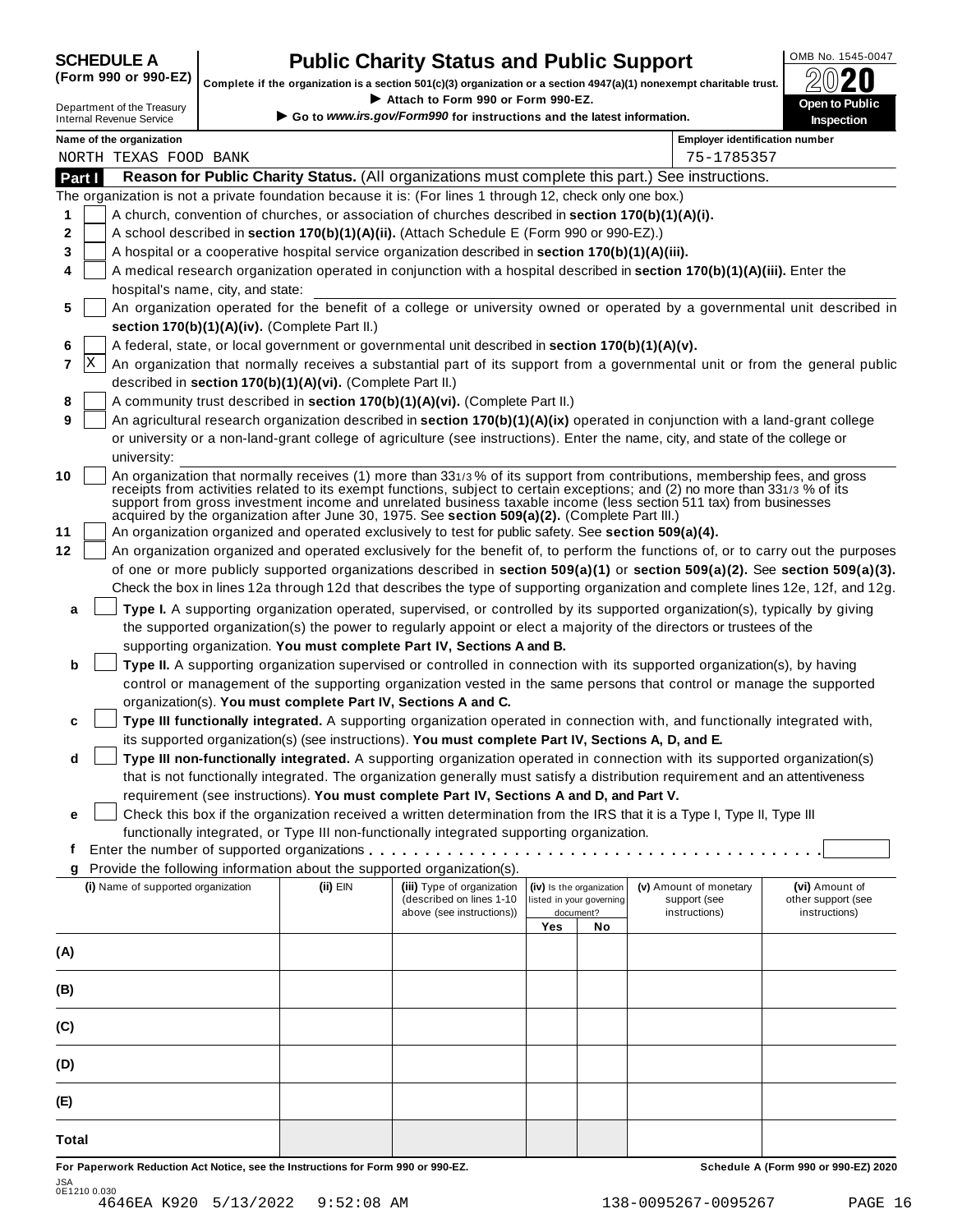**SCHEDULE A (Form 990 or 990-EZ)**

Department of the Treasury
Internal Revenue Service

# Public Charity Status and Public Support

**Complete if the organization is a section 501(c)(3) organization or a section 4947(a)(1) nonexempt charitable trust.**

▶ Attach to Form 990 or Form 990-EZ.

▶ Go to *www.irs.gov/Form990* for instructions and the latest information.

OMB No. 1545-0047

**2020**

**Open to Public Inspection**

**Name of the organization:** NORTH TEXAS FOOD BANK

**Employer identification number:** 75-1785357

## Part I — Reason for Public Charity Status. (All organizations must complete this part.) See instructions.

The organization is not a private foundation because it is: (For lines 1 through 12, check only one box.)

1. [ ] A church, convention of churches, or association of churches described in **section 170(b)(1)(A)(i).**
2. [ ] A school described in **section 170(b)(1)(A)(ii).** (Attach Schedule E (Form 990 or 990-EZ).)
3. [ ] A hospital or a cooperative hospital service organization described in **section 170(b)(1)(A)(iii).**
4. [ ] A medical research organization operated in conjunction with a hospital described in **section 170(b)(1)(A)(iii).** Enter the hospital's name, city, and state:
5. [ ] An organization operated for the benefit of a college or university owned or operated by a governmental unit described in **section 170(b)(1)(A)(iv).** (Complete Part II.)
6. [ ] A federal, state, or local government or governmental unit described in **section 170(b)(1)(A)(v).**
7. [X] An organization that normally receives a substantial part of its support from a governmental unit or from the general public described in **section 170(b)(1)(A)(vi).** (Complete Part II.)
8. [ ] A community trust described in **section 170(b)(1)(A)(vi).** (Complete Part II.)
9. [ ] An agricultural research organization described in **section 170(b)(1)(A)(ix)** operated in conjunction with a land-grant college or university or a non-land-grant college of agriculture (see instructions). Enter the name, city, and state of the college or university:
10. [ ] An organization that normally receives (1) more than 33 1/3 % of its support from contributions, membership fees, and gross receipts from activities related to its exempt functions, subject to certain exceptions; and (2) no more than 33 1/3 % of its support from gross investment income and unrelated business taxable income (less section 511 tax) from businesses acquired by the organization after June 30, 1975. See **section 509(a)(2).** (Complete Part III.)
11. [ ] An organization organized and operated exclusively to test for public safety. See **section 509(a)(4).**
12. [ ] An organization organized and operated exclusively for the benefit of, to perform the functions of, or to carry out the purposes of one or more publicly supported organizations described in **section 509(a)(1)** or **section 509(a)(2).** See **section 509(a)(3).** Check the box in lines 12a through 12d that describes the type of supporting organization and complete lines 12e, 12f, and 12g.

   a. [ ] **Type I.** A supporting organization operated, supervised, or controlled by its supported organization(s), typically by giving the supported organization(s) the power to regularly appoint or elect a majority of the directors or trustees of the supporting organization. **You must complete Part IV, Sections A and B.**

   b. [ ] **Type II.** A supporting organization supervised or controlled in connection with its supported organization(s), by having control or management of the supporting organization vested in the same persons that control or manage the supported organization(s). **You must complete Part IV, Sections A and C.**

   c. [ ] **Type III functionally integrated.** A supporting organization operated in connection with, and functionally integrated with, its supported organization(s) (see instructions). **You must complete Part IV, Sections A, D, and E.**

   d. [ ] **Type III non-functionally integrated.** A supporting organization operated in connection with its supported organization(s) that is not functionally integrated. The organization generally must satisfy a distribution requirement and an attentiveness requirement (see instructions). **You must complete Part IV, Sections A and D, and Part V.**

   e. [ ] Check this box if the organization received a written determination from the IRS that it is a Type I, Type II, Type III functionally integrated, or Type III non-functionally integrated supporting organization.

   f. Enter the number of supported organizations . . . . . . . . . . . . . . . . . . . . . . . . . . . . . . . .

   g. Provide the following information about the supported organization(s).

| (i) Name of supported organization | (ii) EIN | (iii) Type of organization (described on lines 1-10 above (see instructions)) | (iv) Is the organization listed in your governing document? Yes | No | (v) Amount of monetary support (see instructions) | (vi) Amount of other support (see instructions) |
|---|---|---|---|---|---|---|
| (A) | | | | | | |
| (B) | | | | | | |
| (C) | | | | | | |
| (D) | | | | | | |
| (E) | | | | | | |
| Total | | | | | | |

**For Paperwork Reduction Act Notice, see the Instructions for Form 990 or 990-EZ.** **Schedule A (Form 990 or 990-EZ) 2020**

JSA 0E1210 0.030
4646EA K920 5/13/2022 9:52:08 AM 138-0095267-0095267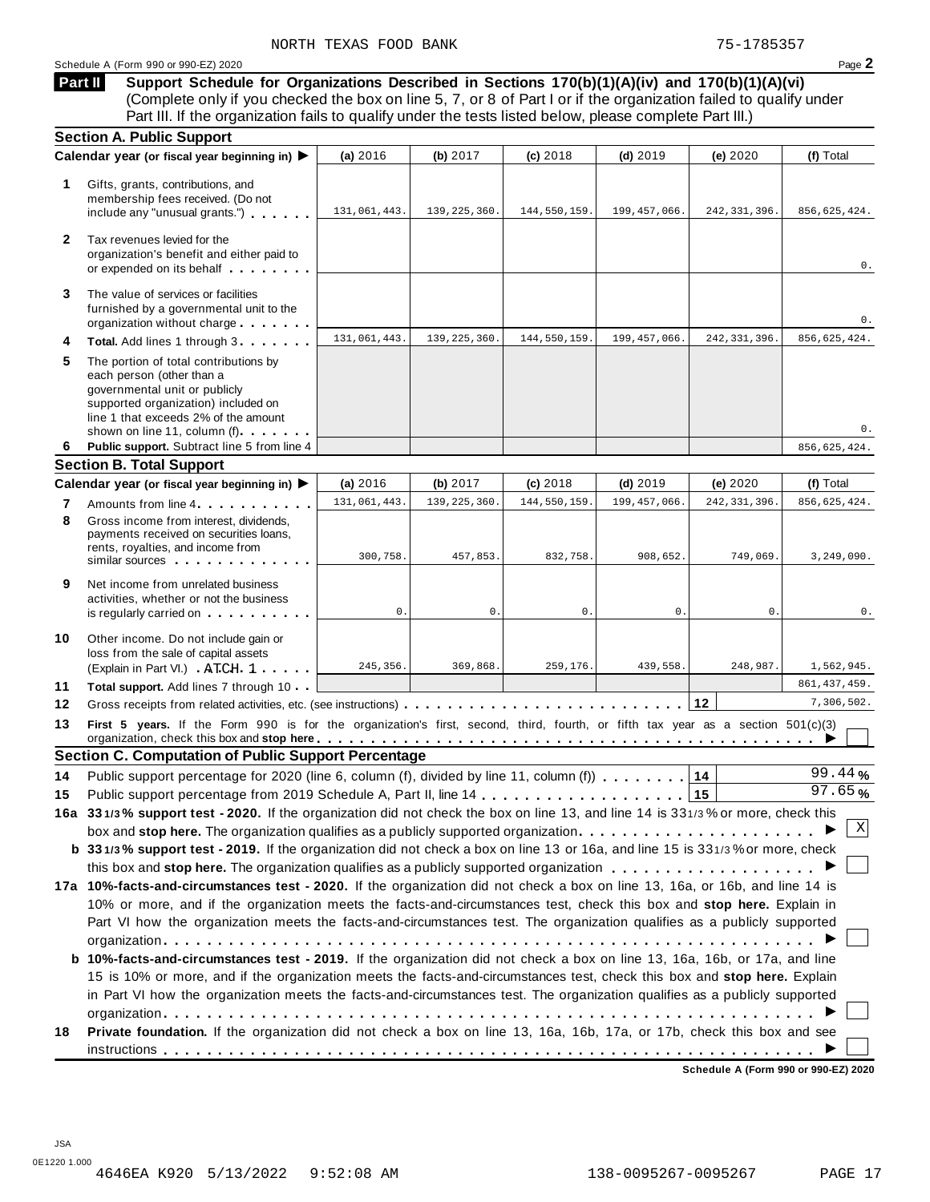NORTH TEXAS FOOD BANK 75-1785357

Schedule A (Form 990 or 990-EZ) 2020 Page **2**

**Part II Support Schedule for Organizations Described in Sections 170(b)(1)(A)(iv) and 170(b)(1)(A)(vi)**
(Complete only if you checked the box on line 5, 7, or 8 of Part I or if the organization failed to qualify under Part III. If the organization fails to qualify under the tests listed below, please complete Part III.)

## Section A. Public Support

| Calendar year (or fiscal year beginning in) ▶ | (a) 2016 | (b) 2017 | (c) 2018 | (d) 2019 | (e) 2020 | (f) Total |
|---|---|---|---|---|---|---|
| **1** Gifts, grants, contributions, and membership fees received. (Do not include any "unusual grants.") | 131,061,443. | 139,225,360. | 144,550,159. | 199,457,066. | 242,331,396. | 856,625,424. |
| **2** Tax revenues levied for the organization's benefit and either paid to or expended on its behalf | | | | | | 0. |
| **3** The value of services or facilities furnished by a governmental unit to the organization without charge | | | | | | 0. |
| **4** **Total.** Add lines 1 through 3 | 131,061,443. | 139,225,360. | 144,550,159. | 199,457,066. | 242,331,396. | 856,625,424. |
| **5** The portion of total contributions by each person (other than a governmental unit or publicly supported organization) included on line 1 that exceeds 2% of the amount shown on line 11, column (f) | | | | | | 0. |
| **6** **Public support.** Subtract line 5 from line 4 | | | | | | 856,625,424. |

## Section B. Total Support

| Calendar year (or fiscal year beginning in) ▶ | (a) 2016 | (b) 2017 | (c) 2018 | (d) 2019 | (e) 2020 | (f) Total |
|---|---|---|---|---|---|---|
| **7** Amounts from line 4 | 131,061,443. | 139,225,360. | 144,550,159. | 199,457,066. | 242,331,396. | 856,625,424. |
| **8** Gross income from interest, dividends, payments received on securities loans, rents, royalties, and income from similar sources | 300,758. | 457,853. | 832,758. | 908,652. | 749,069. | 3,249,090. |
| **9** Net income from unrelated business activities, whether or not the business is regularly carried on | 0. | 0. | 0. | 0. | 0. | 0. |
| **10** Other income. Do not include gain or loss from the sale of capital assets (Explain in Part VI.) ATCH 1 | 245,356. | 369,868. | 259,176. | 439,558. | 248,987. | 1,562,945. |
| **11** **Total support.** Add lines 7 through 10 | | | | | | 861,437,459. |

**12** Gross receipts from related activities, etc. (see instructions) **12** 7,306,502.

**13** **First 5 years.** If the Form 990 is for the organization's first, second, third, fourth, or fifth tax year as a section 501(c)(3) organization, check this box and **stop here** ▶ ☐

## Section C. Computation of Public Support Percentage

**14** Public support percentage for 2020 (line 6, column (f), divided by line 11, column (f)) **14** 99.44 %

**15** Public support percentage from 2019 Schedule A, Part II, line 14 **15** 97.65 %

**16a** **33 1/3 % support test - 2020.** If the organization did not check the box on line 13, and line 14 is 33 1/3 % or more, check this box and **stop here.** The organization qualifies as a publicly supported organization ▶ ☒

**b** **33 1/3 % support test - 2019.** If the organization did not check a box on line 13 or 16a, and line 15 is 33 1/3 % or more, check this box and **stop here.** The organization qualifies as a publicly supported organization ▶ ☐

**17a** **10%-facts-and-circumstances test - 2020.** If the organization did not check a box on line 13, 16a, or 16b, and line 14 is 10% or more, and if the organization meets the facts-and-circumstances test, check this box and **stop here.** Explain in Part VI how the organization meets the facts-and-circumstances test. The organization qualifies as a publicly supported organization ▶ ☐

**b** **10%-facts-and-circumstances test - 2019.** If the organization did not check a box on line 13, 16a, 16b, or 17a, and line 15 is 10% or more, and if the organization meets the facts-and-circumstances test, check this box and **stop here.** Explain in Part VI how the organization meets the facts-and-circumstances test. The organization qualifies as a publicly supported organization ▶ ☐

**18** **Private foundation.** If the organization did not check a box on line 13, 16a, 16b, 17a, or 17b, check this box and see instructions ▶ ☐

**Schedule A (Form 990 or 990-EZ) 2020**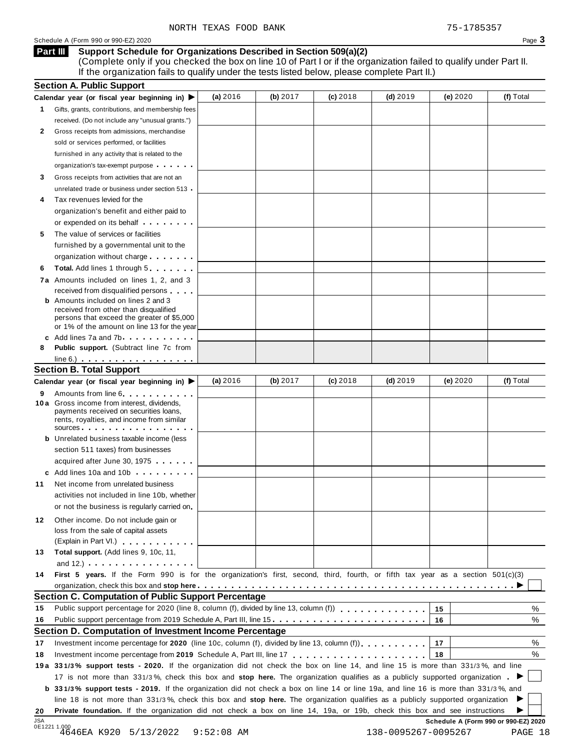NORTH TEXAS FOOD BANK 75-1785357

Schedule A (Form 990 or 990-EZ) 2020

## Part III Support Schedule for Organizations Described in Section 509(a)(2)

(Complete only if you checked the box on line 10 of Part I or if the organization failed to qualify under Part II. If the organization fails to qualify under the tests listed below, please complete Part II.)

### Section A. Public Support

| Calendar year (or fiscal year beginning in) ▶ | (a) 2016 | (b) 2017 | (c) 2018 | (d) 2019 | (e) 2020 | (f) Total |
|---|---|---|---|---|---|---|
| **1** Gifts, grants, contributions, and membership fees received. (Do not include any "unusual grants.") | | | | | | |
| **2** Gross receipts from admissions, merchandise sold or services performed, or facilities furnished in any activity that is related to the organization's tax-exempt purpose | | | | | | |
| **3** Gross receipts from activities that are not an unrelated trade or business under section 513 | | | | | | |
| **4** Tax revenues levied for the organization's benefit and either paid to or expended on its behalf | | | | | | |
| **5** The value of services or facilities furnished by a governmental unit to the organization without charge | | | | | | |
| **6** **Total.** Add lines 1 through 5 | | | | | | |
| **7a** Amounts included on lines 1, 2, and 3 received from disqualified persons | | | | | | |
| **b** Amounts included on lines 2 and 3 received from other than disqualified persons that exceed the greater of $5,000 or 1% of the amount on line 13 for the year | | | | | | |
| **c** Add lines 7a and 7b | | | | | | |
| **8** **Public support.** (Subtract line 7c from line 6.) | | | | | | |

### Section B. Total Support

| Calendar year (or fiscal year beginning in) ▶ | (a) 2016 | (b) 2017 | (c) 2018 | (d) 2019 | (e) 2020 | (f) Total |
|---|---|---|---|---|---|---|
| **9** Amounts from line 6 | | | | | | |
| **10a** Gross income from interest, dividends, payments received on securities loans, rents, royalties, and income from similar sources | | | | | | |
| **b** Unrelated business taxable income (less section 511 taxes) from businesses acquired after June 30, 1975 | | | | | | |
| **c** Add lines 10a and 10b | | | | | | |
| **11** Net income from unrelated business activities not included in line 10b, whether or not the business is regularly carried on | | | | | | |
| **12** Other income. Do not include gain or loss from the sale of capital assets (Explain in Part VI.) | | | | | | |
| **13** **Total support.** (Add lines 9, 10c, 11, and 12.) | | | | | | |

**14** **First 5 years.** If the Form 990 is for the organization's first, second, third, fourth, or fifth tax year as a section 501(c)(3) organization, check this box and **stop here** ▶ ☐

### Section C. Computation of Public Support Percentage

| | | | |
|---|---|---|---|
| **15** | Public support percentage for 2020 (line 8, column (f), divided by line 13, column (f)) | 15 | % |
| **16** | Public support percentage from 2019 Schedule A, Part III, line 15 | 16 | % |

### Section D. Computation of Investment Income Percentage

| | | | |
|---|---|---|---|
| **17** | Investment income percentage for **2020** (line 10c, column (f), divided by line 13, column (f)) | 17 | % |
| **18** | Investment income percentage from **2019** Schedule A, Part III, line 17 | 18 | % |

**19a** **33 1/3% support tests - 2020.** If the organization did not check the box on line 14, and line 15 is more than 33 1/3%, and line 17 is not more than 33 1/3%, check this box and **stop here.** The organization qualifies as a publicly supported organization ▶ ☐

**b** **33 1/3% support tests - 2019.** If the organization did not check a box on line 14 or line 19a, and line 16 is more than 33 1/3%, and line 18 is not more than 33 1/3%, check this box and **stop here.** The organization qualifies as a publicly supported organization ▶ ☐

**20** **Private foundation.** If the organization did not check a box on line 14, 19a, or 19b, check this box and see instructions ▶ ☐

Schedule A (Form 990 or 990-EZ) 2020

JSA 0E1221 1.000 4646EA K920 5/13/2022 9:52:08 AM 138-0095267-0095267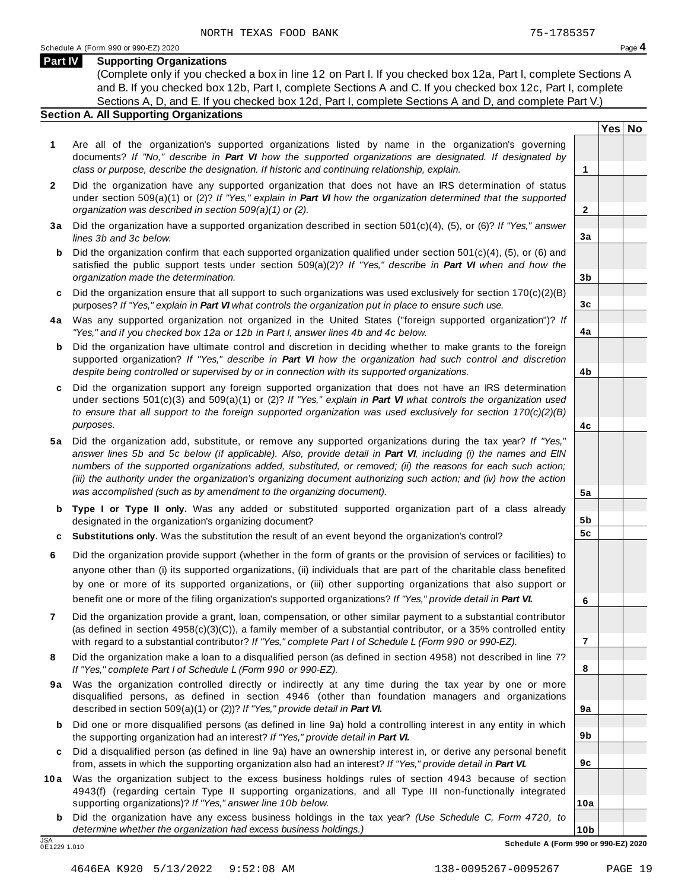NORTH TEXAS FOOD BANK 75-1785357

## Part IV Supporting Organizations

(Complete only if you checked a box in line 12 on Part I. If you checked box 12a, Part I, complete Sections A and B. If you checked box 12b, Part I, complete Sections A and C. If you checked box 12c, Part I, complete Sections A, D, and E. If you checked box 12d, Part I, complete Sections A and D, and complete Part V.)

### Section A. All Supporting Organizations

| | | | Yes | No |
|---|---|---|---|---|
| **1** | Are all of the organization's supported organizations listed by name in the organization's governing documents? *If "No," describe in **Part VI** how the supported organizations are designated. If designated by class or purpose, describe the designation. If historic and continuing relationship, explain.* | 1 | | |
| **2** | Did the organization have any supported organization that does not have an IRS determination of status under section 509(a)(1) or (2)? *If "Yes," explain in **Part VI** how the organization determined that the supported organization was described in section 509(a)(1) or (2).* | 2 | | |
| **3a** | Did the organization have a supported organization described in section 501(c)(4), (5), or (6)? *If "Yes," answer lines 3b and 3c below.* | 3a | | |
| **b** | Did the organization confirm that each supported organization qualified under section 501(c)(4), (5), or (6) and satisfied the public support tests under section 509(a)(2)? *If "Yes," describe in **Part VI** when and how the organization made the determination.* | 3b | | |
| **c** | Did the organization ensure that all support to such organizations was used exclusively for section 170(c)(2)(B) purposes? *If "Yes," explain in **Part VI** what controls the organization put in place to ensure such use.* | 3c | | |
| **4a** | Was any supported organization not organized in the United States ("foreign supported organization")? *If "Yes," and if you checked box 12a or 12b in Part I, answer lines 4b and 4c below.* | 4a | | |
| **b** | Did the organization have ultimate control and discretion in deciding whether to make grants to the foreign supported organization? *If "Yes," describe in **Part VI** how the organization had such control and discretion despite being controlled or supervised by or in connection with its supported organizations.* | 4b | | |
| **c** | Did the organization support any foreign supported organization that does not have an IRS determination under sections 501(c)(3) and 509(a)(1) or (2)? *If "Yes," explain in **Part VI** what controls the organization used to ensure that all support to the foreign supported organization was used exclusively for section 170(c)(2)(B) purposes.* | 4c | | |
| **5a** | Did the organization add, substitute, or remove any supported organizations during the tax year? *If "Yes," answer lines 5b and 5c below (if applicable). Also, provide detail in **Part VI**, including (i) the names and EIN numbers of the supported organizations added, substituted, or removed; (ii) the reasons for each such action; (iii) the authority under the organization's organizing document authorizing such action; and (iv) how the action was accomplished (such as by amendment to the organizing document).* | 5a | | |
| **b** | **Type I or Type II only.** Was any added or substituted supported organization part of a class already designated in the organization's organizing document? | 5b | | |
| **c** | **Substitutions only.** Was the substitution the result of an event beyond the organization's control? | 5c | | |
| **6** | Did the organization provide support (whether in the form of grants or the provision of services or facilities) to anyone other than (i) its supported organizations, (ii) individuals that are part of the charitable class benefited by one or more of its supported organizations, or (iii) other supporting organizations that also support or benefit one or more of the filing organization's supported organizations? *If "Yes," provide detail in **Part VI.*** | 6 | | |
| **7** | Did the organization provide a grant, loan, compensation, or other similar payment to a substantial contributor (as defined in section 4958(c)(3)(C)), a family member of a substantial contributor, or a 35% controlled entity with regard to a substantial contributor? *If "Yes," complete Part I of Schedule L (Form 990 or 990-EZ).* | 7 | | |
| **8** | Did the organization make a loan to a disqualified person (as defined in section 4958) not described in line 7? *If "Yes," complete Part I of Schedule L (Form 990 or 990-EZ).* | 8 | | |
| **9a** | Was the organization controlled directly or indirectly at any time during the tax year by one or more disqualified persons, as defined in section 4946 (other than foundation managers and organizations described in section 509(a)(1) or (2))? *If "Yes," provide detail in **Part VI.*** | 9a | | |
| **b** | Did one or more disqualified persons (as defined in line 9a) hold a controlling interest in any entity in which the supporting organization had an interest? *If "Yes," provide detail in **Part VI.*** | 9b | | |
| **c** | Did a disqualified person (as defined in line 9a) have an ownership interest in, or derive any personal benefit from, assets in which the supporting organization also had an interest? *If "Yes," provide detail in **Part VI.*** | 9c | | |
| **10a** | Was the organization subject to the excess business holdings rules of section 4943 because of section 4943(f) (regarding certain Type II supporting organizations, and all Type III non-functionally integrated supporting organizations)? *If "Yes," answer line 10b below.* | 10a | | |
| **b** | Did the organization have any excess business holdings in the tax year? *(Use Schedule C, Form 4720, to determine whether the organization had excess business holdings.)* | 10b | | |

Schedule A (Form 990 or 990-EZ) 2020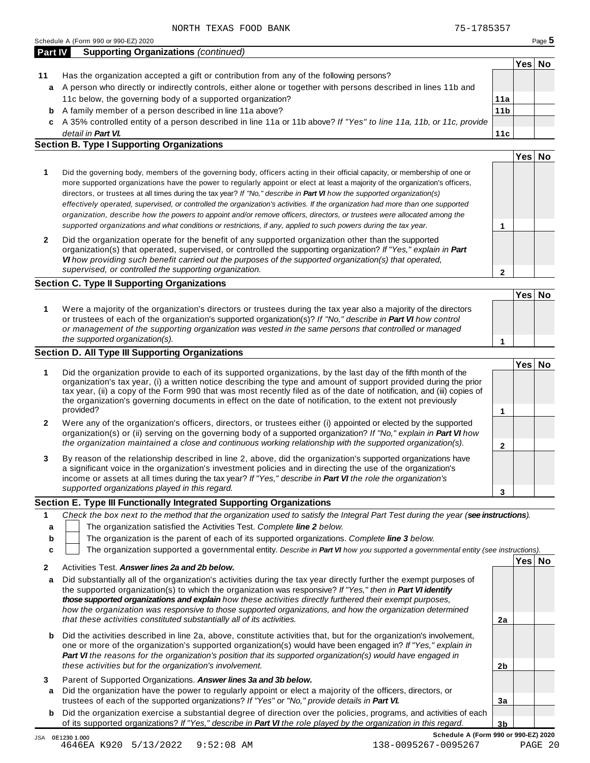NORTH TEXAS FOOD BANK 75-1785357

Schedule A (Form 990 or 990-EZ) 2020

## Part IV Supporting Organizations *(continued)*

| | | | Yes | No |
|---|---|---|---|---|
| **11** | Has the organization accepted a gift or contribution from any of the following persons? | | | |
| **a** | A person who directly or indirectly controls, either alone or together with persons described in lines 11b and 11c below, the governing body of a supported organization? | **11a** | | |
| **b** | A family member of a person described in line 11a above? | **11b** | | |
| **c** | A 35% controlled entity of a person described in line 11a or 11b above? *If "Yes" to line 11a, 11b, or 11c, provide detail in* ***Part VI.*** | **11c** | | |

### Section B. Type I Supporting Organizations

| | | | Yes | No |
|---|---|---|---|---|
| **1** | Did the governing body, members of the governing body, officers acting in their official capacity, or membership of one or more supported organizations have the power to regularly appoint or elect at least a majority of the organization's officers, directors, or trustees at all times during the tax year? *If "No," describe in* ***Part VI*** *how the supported organization(s) effectively operated, supervised, or controlled the organization's activities. If the organization had more than one supported organization, describe how the powers to appoint and/or remove officers, directors, or trustees were allocated among the supported organizations and what conditions or restrictions, if any, applied to such powers during the tax year.* | **1** | | |
| **2** | Did the organization operate for the benefit of any supported organization other than the supported organization(s) that operated, supervised, or controlled the supporting organization? *If "Yes," explain in* ***Part VI*** *how providing such benefit carried out the purposes of the supported organization(s) that operated, supervised, or controlled the supporting organization.* | **2** | | |

### Section C. Type II Supporting Organizations

| | | | Yes | No |
|---|---|---|---|---|
| **1** | Were a majority of the organization's directors or trustees during the tax year also a majority of the directors or trustees of each of the organization's supported organization(s)? *If "No," describe in* ***Part VI*** *how control or management of the supporting organization was vested in the same persons that controlled or managed the supported organization(s).* | **1** | | |

### Section D. All Type III Supporting Organizations

| | | | Yes | No |
|---|---|---|---|---|
| **1** | Did the organization provide to each of its supported organizations, by the last day of the fifth month of the organization's tax year, (i) a written notice describing the type and amount of support provided during the prior tax year, (ii) a copy of the Form 990 that was most recently filed as of the date of notification, and (iii) copies of the organization's governing documents in effect on the date of notification, to the extent not previously provided? | **1** | | |
| **2** | Were any of the organization's officers, directors, or trustees either (i) appointed or elected by the supported organization(s) or (ii) serving on the governing body of a supported organization? *If "No," explain in* ***Part VI*** *how the organization maintained a close and continuous working relationship with the supported organization(s).* | **2** | | |
| **3** | By reason of the relationship described in line 2, above, did the organization's supported organizations have a significant voice in the organization's investment policies and in directing the use of the organization's income or assets at all times during the tax year? *If "Yes," describe in* ***Part VI*** *the role the organization's supported organizations played in this regard.* | **3** | | |

### Section E. Type III Functionally Integrated Supporting Organizations

**1** *Check the box next to the method that the organization used to satisfy the Integral Part Test during the year (****see instructions****).*

- **a** ☐ The organization satisfied the Activities Test. *Complete* ***line 2*** *below.*
- **b** ☐ The organization is the parent of each of its supported organizations. *Complete* ***line 3*** *below.*
- **c** ☐ The organization supported a governmental entity. *Describe in* ***Part VI*** *how you supported a governmental entity (see instructions).*

| | | | Yes | No |
|---|---|---|---|---|
| **2** | Activities Test. ***Answer lines 2a and 2b below.*** | | | |
| **a** | Did substantially all of the organization's activities during the tax year directly further the exempt purposes of the supported organization(s) to which the organization was responsive? *If "Yes," then in* ***Part VI identify those supported organizations and explain*** *how these activities directly furthered their exempt purposes, how the organization was responsive to those supported organizations, and how the organization determined that these activities constituted substantially all of its activities.* | **2a** | | |
| **b** | Did the activities described in line 2a, above, constitute activities that, but for the organization's involvement, one or more of the organization's supported organization(s) would have been engaged in? *If "Yes," explain in* ***Part VI*** *the reasons for the organization's position that its supported organization(s) would have engaged in these activities but for the organization's involvement.* | **2b** | | |
| **3** | Parent of Supported Organizations. ***Answer lines 3a and 3b below.*** | | | |
| **a** | Did the organization have the power to regularly appoint or elect a majority of the officers, directors, or trustees of each of the supported organizations? *If "Yes" or "No," provide details in* ***Part VI.*** | **3a** | | |
| **b** | Did the organization exercise a substantial degree of direction over the policies, programs, and activities of each of its supported organizations? *If "Yes," describe in* ***Part VI*** *the role played by the organization in this regard.* | **3b** | | |

JSA 0E1230 1.000 **Schedule A (Form 990 or 990-EZ) 2020**

4646EA K920 5/13/2022 9:52:08 AM 138-0095267-0095267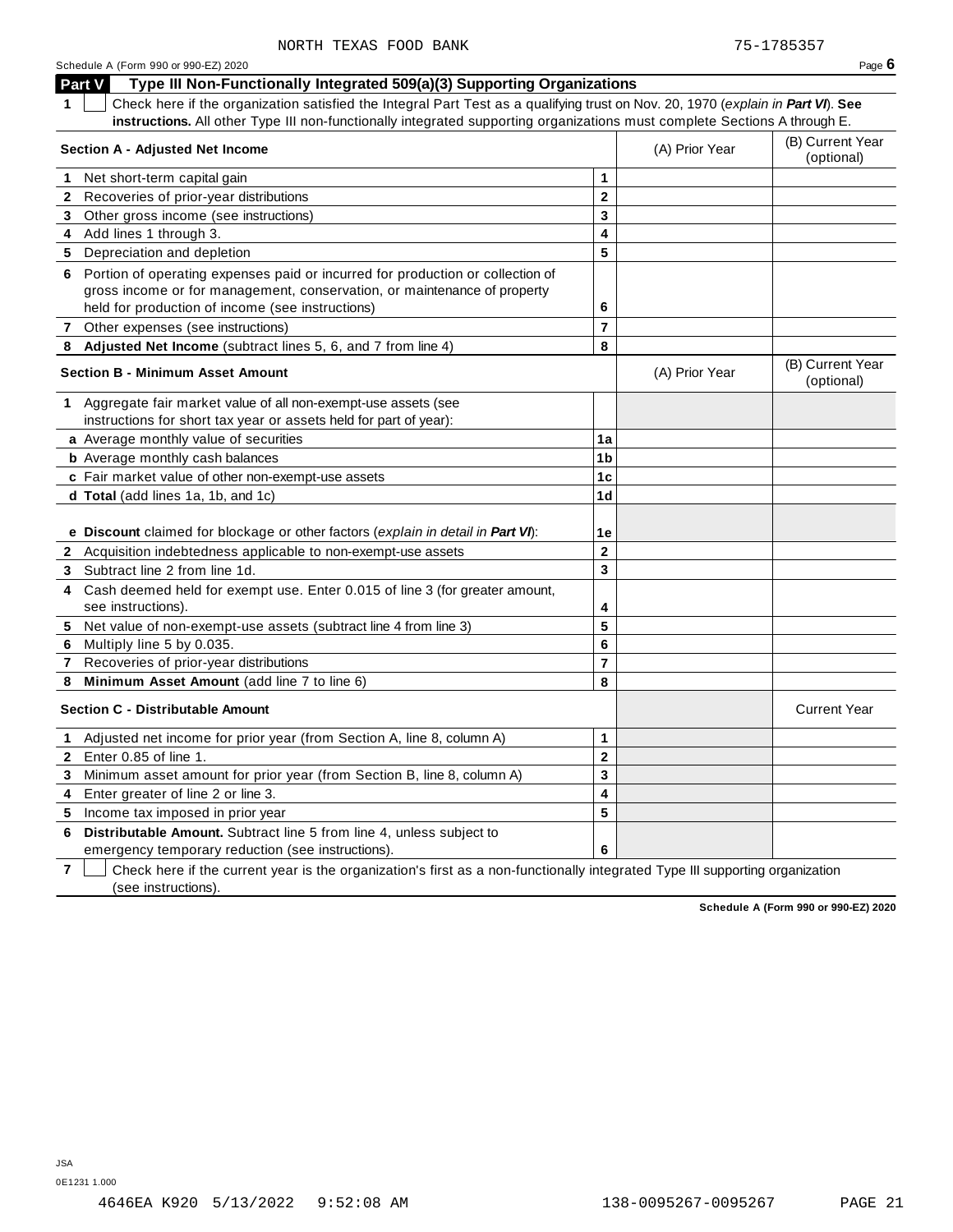NORTH TEXAS FOOD BANK 75-1785357

Schedule A (Form 990 or 990-EZ) 2020

## Part V Type III Non-Functionally Integrated 509(a)(3) Supporting Organizations

**1** ☐ Check here if the organization satisfied the Integral Part Test as a qualifying trust on Nov. 20, 1970 (*explain in **Part VI***). **See instructions.** All other Type III non-functionally integrated supporting organizations must complete Sections A through E.

| **Section A - Adjusted Net Income** | | (A) Prior Year | (B) Current Year (optional) |
|---|---|---|---|
| **1** Net short-term capital gain | 1 | | |
| **2** Recoveries of prior-year distributions | 2 | | |
| **3** Other gross income (see instructions) | 3 | | |
| **4** Add lines 1 through 3. | 4 | | |
| **5** Depreciation and depletion | 5 | | |
| **6** Portion of operating expenses paid or incurred for production or collection of gross income or for management, conservation, or maintenance of property held for production of income (see instructions) | 6 | | |
| **7** Other expenses (see instructions) | 7 | | |
| **8** **Adjusted Net Income** (subtract lines 5, 6, and 7 from line 4) | 8 | | |

| **Section B - Minimum Asset Amount** | | (A) Prior Year | (B) Current Year (optional) |
|---|---|---|---|
| **1** Aggregate fair market value of all non-exempt-use assets (see instructions for short tax year or assets held for part of year): | | | |
| **a** Average monthly value of securities | 1a | | |
| **b** Average monthly cash balances | 1b | | |
| **c** Fair market value of other non-exempt-use assets | 1c | | |
| **d** **Total** (add lines 1a, 1b, and 1c) | 1d | | |
| **e** **Discount** claimed for blockage or other factors (*explain in detail in **Part VI***): | 1e | | |
| **2** Acquisition indebtedness applicable to non-exempt-use assets | 2 | | |
| **3** Subtract line 2 from line 1d. | 3 | | |
| **4** Cash deemed held for exempt use. Enter 0.015 of line 3 (for greater amount, see instructions). | 4 | | |
| **5** Net value of non-exempt-use assets (subtract line 4 from line 3) | 5 | | |
| **6** Multiply line 5 by 0.035. | 6 | | |
| **7** Recoveries of prior-year distributions | 7 | | |
| **8** **Minimum Asset Amount** (add line 7 to line 6) | 8 | | |

| **Section C - Distributable Amount** | | | Current Year |
|---|---|---|---|
| **1** Adjusted net income for prior year (from Section A, line 8, column A) | 1 | | |
| **2** Enter 0.85 of line 1. | 2 | | |
| **3** Minimum asset amount for prior year (from Section B, line 8, column A) | 3 | | |
| **4** Enter greater of line 2 or line 3. | 4 | | |
| **5** Income tax imposed in prior year | 5 | | |
| **6** **Distributable Amount.** Subtract line 5 from line 4, unless subject to emergency temporary reduction (see instructions). | 6 | | |

**7** ☐ Check here if the current year is the organization's first as a non-functionally integrated Type III supporting organization (see instructions).

**Schedule A (Form 990 or 990-EZ) 2020**

JSA
0E1231 1.000

4646EA K920 5/13/2022 9:52:08 AM 138-0095267-0095267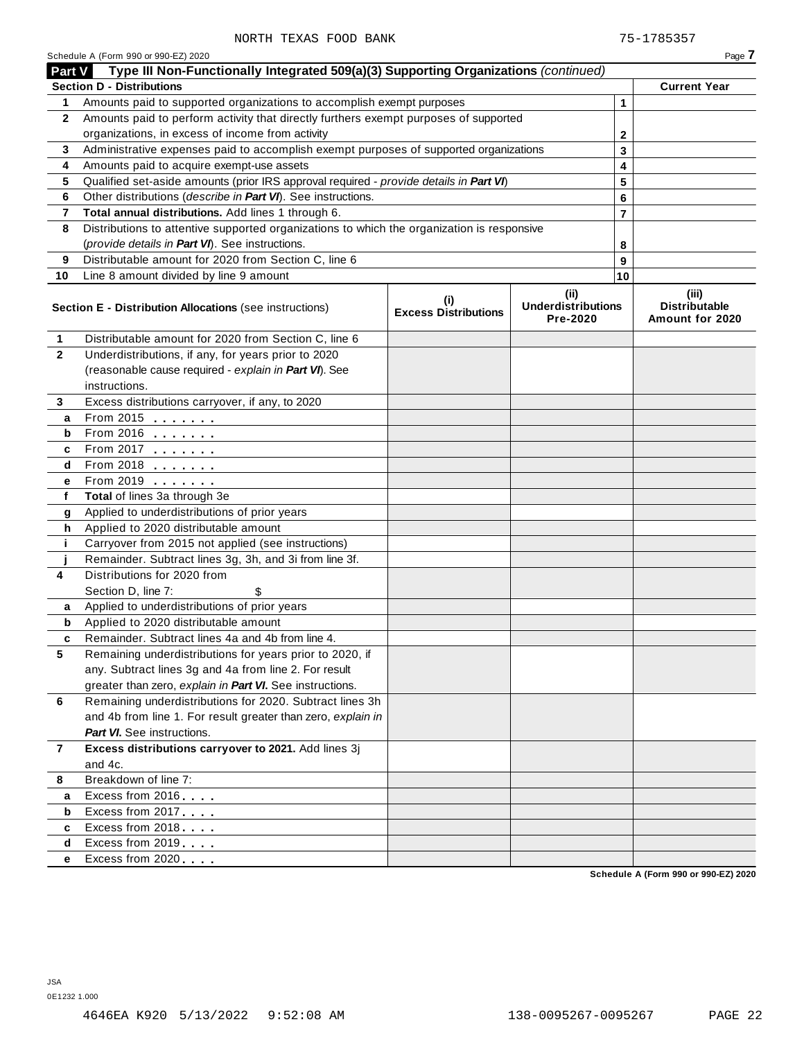NORTH TEXAS FOOD BANK 75-1785357

Schedule A (Form 990 or 990-EZ) 2020

## Part V Type III Non-Functionally Integrated 509(a)(3) Supporting Organizations *(continued)*

| Section D - Distributions | | | Current Year |
|---|---|---|---|
| 1 | Amounts paid to supported organizations to accomplish exempt purposes | 1 | |
| 2 | Amounts paid to perform activity that directly furthers exempt purposes of supported organizations, in excess of income from activity | 2 | |
| 3 | Administrative expenses paid to accomplish exempt purposes of supported organizations | 3 | |
| 4 | Amounts paid to acquire exempt-use assets | 4 | |
| 5 | Qualified set-aside amounts (prior IRS approval required - *provide details in **Part VI***) | 5 | |
| 6 | Other distributions (*describe in **Part VI***). See instructions. | 6 | |
| 7 | **Total annual distributions.** Add lines 1 through 6. | 7 | |
| 8 | Distributions to attentive supported organizations to which the organization is responsive (*provide details in **Part VI***). See instructions. | 8 | |
| 9 | Distributable amount for 2020 from Section C, line 6 | 9 | |
| 10 | Line 8 amount divided by line 9 amount | 10 | |

| | Section E - Distribution Allocations (see instructions) | (i) Excess Distributions | (ii) Underdistributions Pre-2020 | (iii) Distributable Amount for 2020 |
|---|---|---|---|---|
| 1 | Distributable amount for 2020 from Section C, line 6 | | | |
| 2 | Underdistributions, if any, for years prior to 2020 (reasonable cause required - *explain in **Part VI***). See instructions. | | | |
| 3 | Excess distributions carryover, if any, to 2020 | | | |
| a | From 2015 | | | |
| b | From 2016 | | | |
| c | From 2017 | | | |
| d | From 2018 | | | |
| e | From 2019 | | | |
| f | **Total** of lines 3a through 3e | | | |
| g | Applied to underdistributions of prior years | | | |
| h | Applied to 2020 distributable amount | | | |
| i | Carryover from 2015 not applied (see instructions) | | | |
| j | Remainder. Subtract lines 3g, 3h, and 3i from line 3f. | | | |
| 4 | Distributions for 2020 from Section D, line 7: $ | | | |
| a | Applied to underdistributions of prior years | | | |
| b | Applied to 2020 distributable amount | | | |
| c | Remainder. Subtract lines 4a and 4b from line 4. | | | |
| 5 | Remaining underdistributions for years prior to 2020, if any. Subtract lines 3g and 4a from line 2. For result greater than zero, *explain in **Part VI***. See instructions. | | | |
| 6 | Remaining underdistributions for 2020. Subtract lines 3h and 4b from line 1. For result greater than zero, *explain in **Part VI***. See instructions. | | | |
| 7 | **Excess distributions carryover to 2021.** Add lines 3j and 4c. | | | |
| 8 | Breakdown of line 7: | | | |
| a | Excess from 2016 | | | |
| b | Excess from 2017 | | | |
| c | Excess from 2018 | | | |
| d | Excess from 2019 | | | |
| e | Excess from 2020 | | | |

Schedule A (Form 990 or 990-EZ) 2020

JSA
0E1232 1.000

4646EA K920 5/13/2022 9:52:08 AM 138-0095267-0095267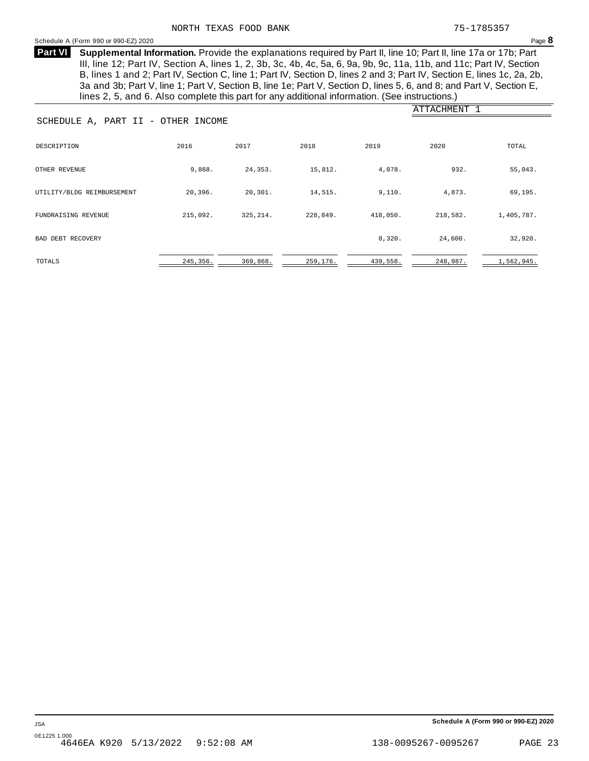NORTH TEXAS FOOD BANK 75-1785357

**Part VI** **Supplemental Information.** Provide the explanations required by Part II, line 10; Part II, line 17a or 17b; Part III, line 12; Part IV, Section A, lines 1, 2, 3b, 3c, 4b, 4c, 5a, 6, 9a, 9b, 9c, 11a, 11b, and 11c; Part IV, Section B, lines 1 and 2; Part IV, Section C, line 1; Part IV, Section D, lines 2 and 3; Part IV, Section E, lines 1c, 2a, 2b, 3a and 3b; Part V, line 1; Part V, Section B, line 1e; Part V, Section D, lines 5, 6, and 8; and Part V, Section E, lines 2, 5, and 6. Also complete this part for any additional information. (See instructions.)

ATTACHMENT 1

SCHEDULE A, PART II - OTHER INCOME

| DESCRIPTION | 2016 | 2017 | 2018 | 2019 | 2020 | TOTAL |
|---|---|---|---|---|---|---|
| OTHER REVENUE | 9,868. | 24,353. | 15,812. | 4,078. | 932. | 55,043. |
| UTILITY/BLDG REIMBURSEMENT | 20,396. | 20,301. | 14,515. | 9,110. | 4,873. | 69,195. |
| FUNDRAISING REVENUE | 215,092. | 325,214. | 228,849. | 418,050. | 218,582. | 1,405,787. |
| BAD DEBT RECOVERY | | | | 8,320. | 24,600. | 32,920. |
| TOTALS | 245,356. | 369,868. | 259,176. | 439,558. | 248,987. | 1,562,945. |

Schedule A (Form 990 or 990-EZ) 2020

JSA
0E1225 1.000
4646EA K920 5/13/2022 9:52:08 AM 138-0095267-0095267 PAGE 23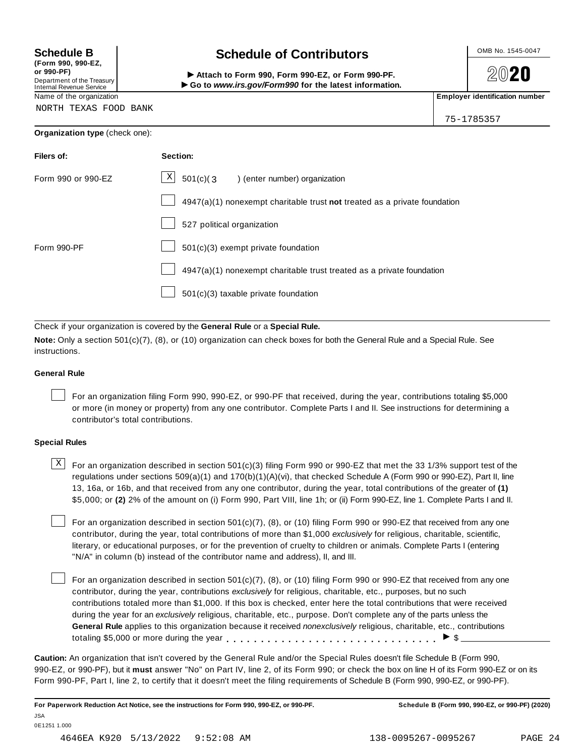**Schedule B**
**(Form 990, 990-EZ, or 990-PF)**
Department of the Treasury
Internal Revenue Service

# Schedule of Contributors

► **Attach to Form 990, Form 990-EZ, or Form 990-PF.**
► **Go to *www.irs.gov/Form990* for the latest information.**

OMB No. 1545-0047

**2020**

Name of the organization: NORTH TEXAS FOOD BANK

**Employer identification number:** 75-1785357

**Organization type** (check one):

| **Filers of:** | **Section:** |
|---|---|
| Form 990 or 990-EZ | [X] 501(c)( 3 ) (enter number) organization |
| | [ ] 4947(a)(1) nonexempt charitable trust **not** treated as a private foundation |
| | [ ] 527 political organization |
| Form 990-PF | [ ] 501(c)(3) exempt private foundation |
| | [ ] 4947(a)(1) nonexempt charitable trust treated as a private foundation |
| | [ ] 501(c)(3) taxable private foundation |

Check if your organization is covered by the **General Rule** or a **Special Rule.**

**Note:** Only a section 501(c)(7), (8), or (10) organization can check boxes for both the General Rule and a Special Rule. See instructions.

### General Rule

[ ] For an organization filing Form 990, 990-EZ, or 990-PF that received, during the year, contributions totaling $5,000 or more (in money or property) from any one contributor. Complete Parts I and II. See instructions for determining a contributor's total contributions.

### Special Rules

[X] For an organization described in section 501(c)(3) filing Form 990 or 990-EZ that met the 33 1/3% support test of the regulations under sections 509(a)(1) and 170(b)(1)(A)(vi), that checked Schedule A (Form 990 or 990-EZ), Part II, line 13, 16a, or 16b, and that received from any one contributor, during the year, total contributions of the greater of **(1)** $5,000; or **(2)** 2% of the amount on (i) Form 990, Part VIII, line 1h; or (ii) Form 990-EZ, line 1. Complete Parts I and II.

[ ] For an organization described in section 501(c)(7), (8), or (10) filing Form 990 or 990-EZ that received from any one contributor, during the year, total contributions of more than $1,000 *exclusively* for religious, charitable, scientific, literary, or educational purposes, or for the prevention of cruelty to children or animals. Complete Parts I (entering "N/A" in column (b) instead of the contributor name and address), II, and III.

[ ] For an organization described in section 501(c)(7), (8), or (10) filing Form 990 or 990-EZ that received from any one contributor, during the year, contributions *exclusively* for religious, charitable, etc., purposes, but no such contributions totaled more than $1,000. If this box is checked, enter here the total contributions that were received during the year for an *exclusively* religious, charitable, etc., purpose. Don't complete any of the parts unless the **General Rule** applies to this organization because it received *nonexclusively* religious, charitable, etc., contributions totaling $5,000 or more during the year . . . . . . . . . . . . . . . . . . . . . . . . . . . . . ► $ ____________

**Caution:** An organization that isn't covered by the General Rule and/or the Special Rules doesn't file Schedule B (Form 990, 990-EZ, or 990-PF), but it **must** answer "No" on Part IV, line 2, of its Form 990; or check the box on line H of its Form 990-EZ or on its Form 990-PF, Part I, line 2, to certify that it doesn't meet the filing requirements of Schedule B (Form 990, 990-EZ, or 990-PF).

**For Paperwork Reduction Act Notice, see the instructions for Form 990, 990-EZ, or 990-PF.** **Schedule B (Form 990, 990-EZ, or 990-PF) (2020)**

JSA
0E1251 1.000

4646EA K920 5/13/2022 9:52:08 AM 138-0095267-0095267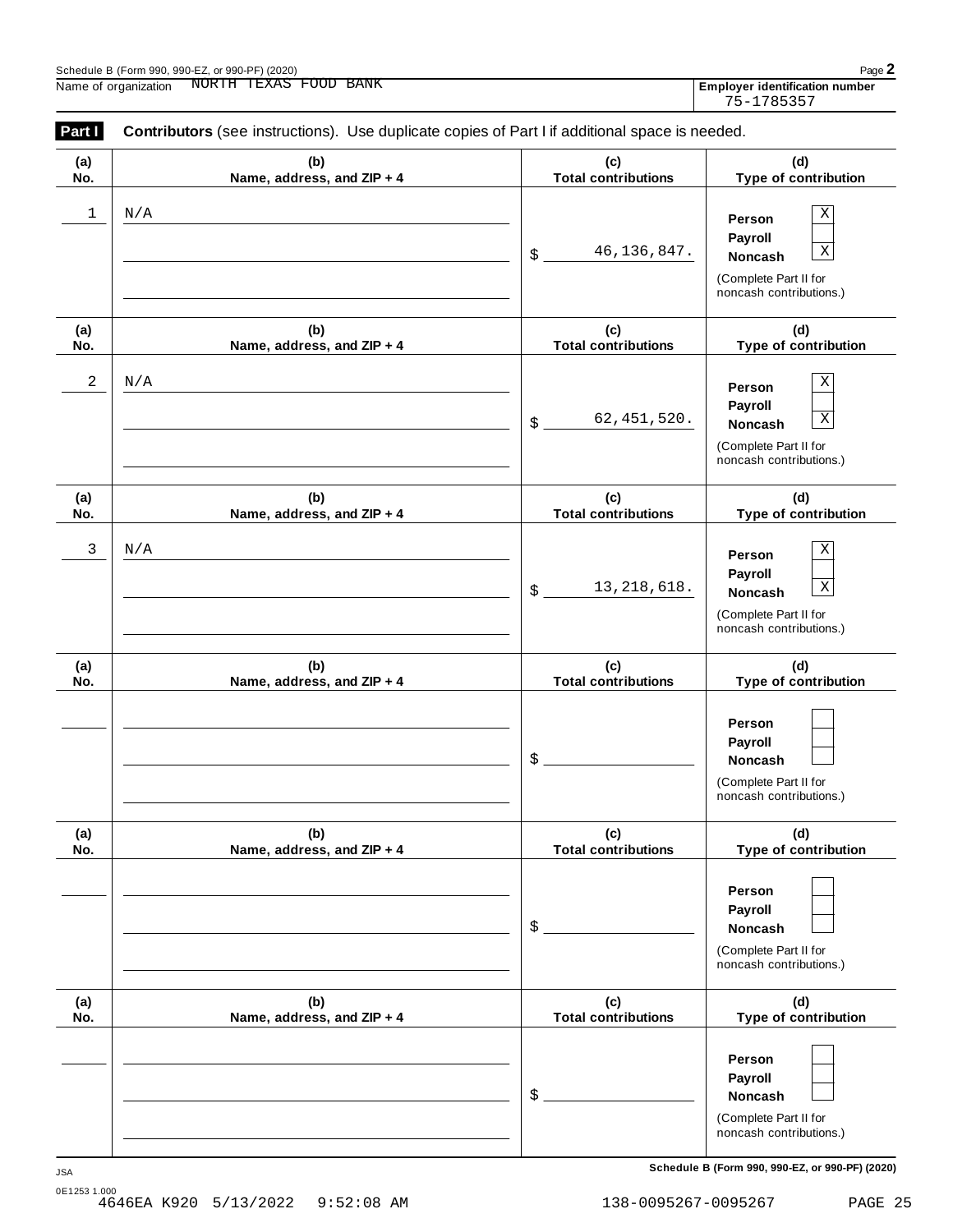Schedule B (Form 990, 990-EZ, or 990-PF) (2020)

Name of organization NORTH TEXAS FOOD BANK

**Employer identification number** 75-1785357

**Part I** **Contributors** (see instructions). Use duplicate copies of Part I if additional space is needed.

| (a) No. | (b) Name, address, and ZIP + 4 | (c) Total contributions | (d) Type of contribution |
|---|---|---|---|
| 1 | N/A | $ 46,136,847. | Person [X] Payroll [ ] Noncash [X] (Complete Part II for noncash contributions.) |
| 2 | N/A | $ 62,451,520. | Person [X] Payroll [ ] Noncash [X] (Complete Part II for noncash contributions.) |
| 3 | N/A | $ 13,218,618. | Person [X] Payroll [ ] Noncash [X] (Complete Part II for noncash contributions.) |
| | | $ | Person [ ] Payroll [ ] Noncash [ ] (Complete Part II for noncash contributions.) |
| | | $ | Person [ ] Payroll [ ] Noncash [ ] (Complete Part II for noncash contributions.) |
| | | $ | Person [ ] Payroll [ ] Noncash [ ] (Complete Part II for noncash contributions.) |

**Schedule B (Form 990, 990-EZ, or 990-PF) (2020)**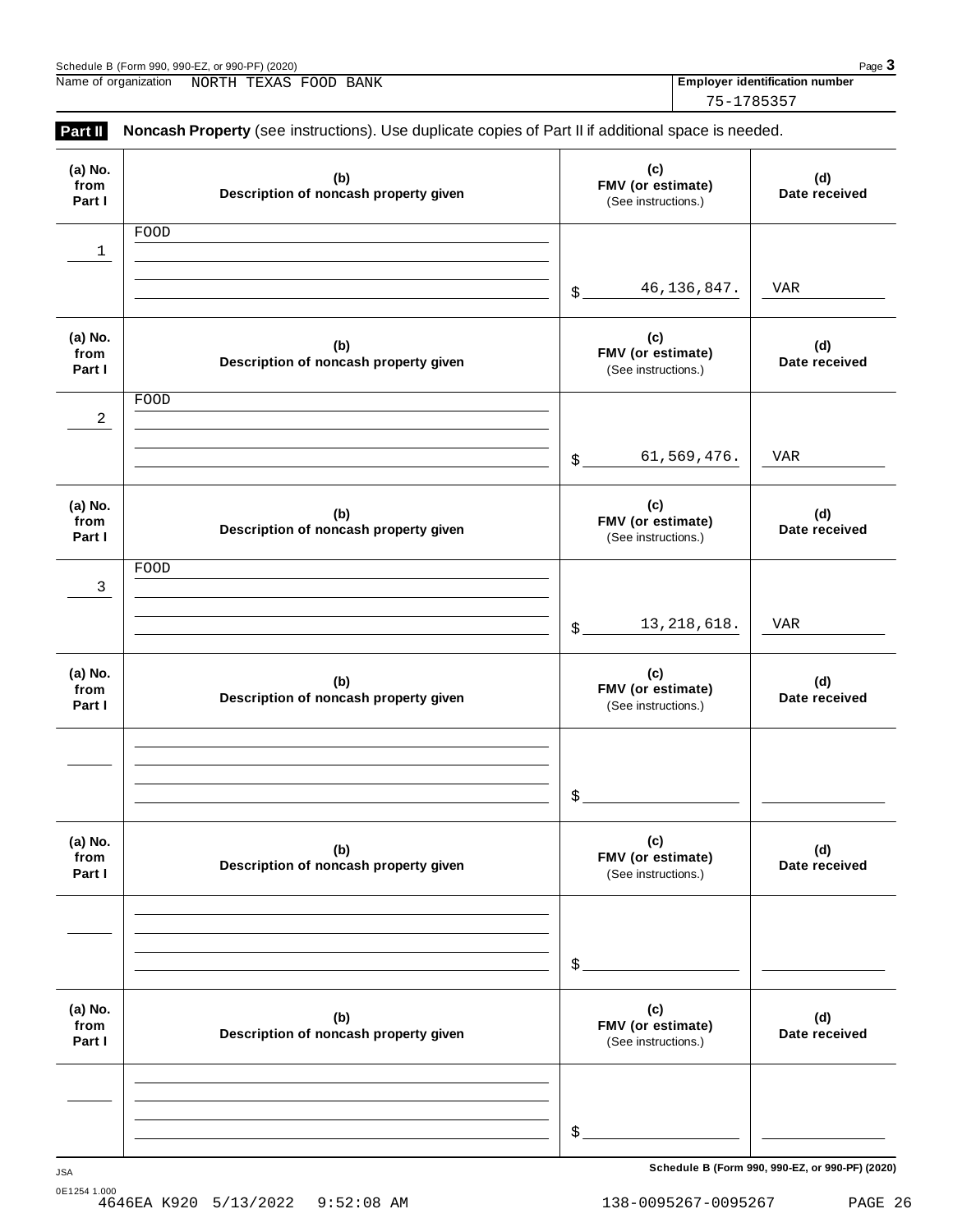Schedule B (Form 990, 990-EZ, or 990-PF) (2020)

Name of organization NORTH TEXAS FOOD BANK

**Employer identification number** 75-1785357

## Part II Noncash Property (see instructions). Use duplicate copies of Part II if additional space is needed.

| (a) No. from Part I | (b) Description of noncash property given | (c) FMV (or estimate) (See instructions.) | (d) Date received |
|---|---|---|---|
| 1 | FOOD | $ 46,136,847. | VAR |
| 2 | FOOD | $ 61,569,476. | VAR |
| 3 | FOOD | $ 13,218,618. | VAR |
| | | $ | |
| | | $ | |
| | | $ | |

JSA

Schedule B (Form 990, 990-EZ, or 990-PF) (2020)

0E1254 1.000

4646EA K920 5/13/2022 9:52:08 AM 138-0095267-0095267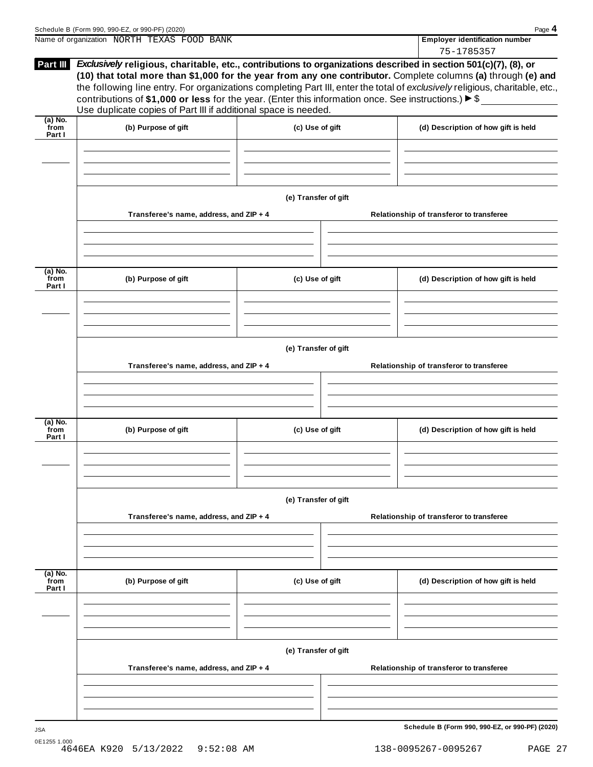Name of organization NORTH TEXAS FOOD BANK

**Employer identification number**
75-1785357

## Part III

***Exclusively*** **religious, charitable, etc., contributions to organizations described in section 501(c)(7), (8), or (10) that total more than $1,000 for the year from any one contributor.** Complete columns **(a)** through **(e) and** the following line entry. For organizations completing Part III, enter the total of *exclusively* religious, charitable, etc., contributions of **$1,000 or less** for the year. (Enter this information once. See instructions.) ► $ ____________

Use duplicate copies of Part III if additional space is needed.

| (a) No. from Part I | (b) Purpose of gift | (c) Use of gift | (d) Description of how gift is held |
| --- | --- | --- | --- |
| | | | |

**(e) Transfer of gift**

| Transferee's name, address, and ZIP + 4 | Relationship of transferor to transferee |
| --- | --- |
| | |

| (a) No. from Part I | (b) Purpose of gift | (c) Use of gift | (d) Description of how gift is held |
| --- | --- | --- | --- |
| | | | |

**(e) Transfer of gift**

| Transferee's name, address, and ZIP + 4 | Relationship of transferor to transferee |
| --- | --- |
| | |

| (a) No. from Part I | (b) Purpose of gift | (c) Use of gift | (d) Description of how gift is held |
| --- | --- | --- | --- |
| | | | |

**(e) Transfer of gift**

| Transferee's name, address, and ZIP + 4 | Relationship of transferor to transferee |
| --- | --- |
| | |

| (a) No. from Part I | (b) Purpose of gift | (c) Use of gift | (d) Description of how gift is held |
| --- | --- | --- | --- |
| | | | |

**(e) Transfer of gift**

| Transferee's name, address, and ZIP + 4 | Relationship of transferor to transferee |
| --- | --- |
| | |

**Schedule B (Form 990, 990-EZ, or 990-PF) (2020)**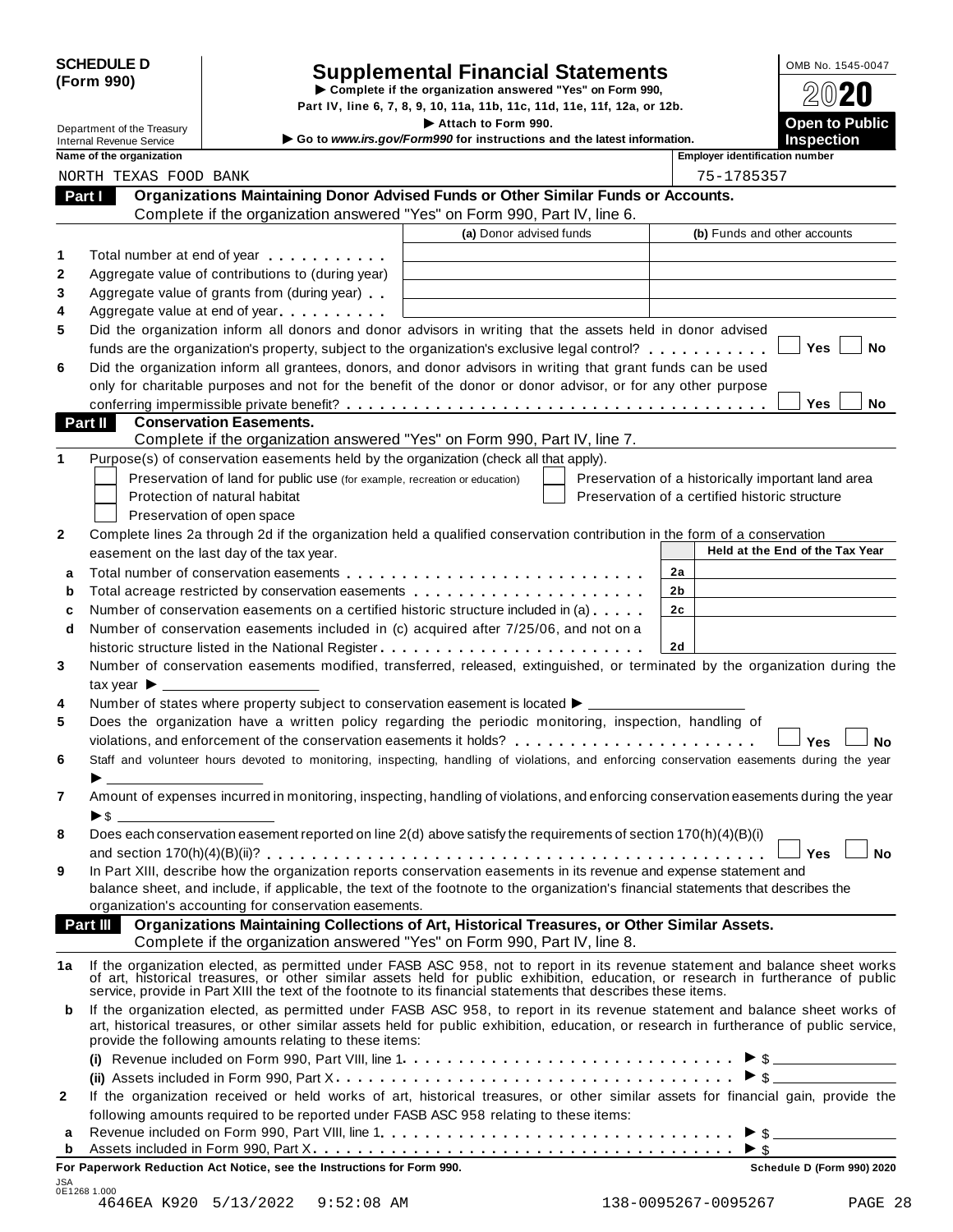**SCHEDULE D (Form 990)**

Department of the Treasury
Internal Revenue Service

# Supplemental Financial Statements

▶ Complete if the organization answered "Yes" on Form 990, Part IV, line 6, 7, 8, 9, 10, 11a, 11b, 11c, 11d, 11e, 11f, 12a, or 12b.
▶ Attach to Form 990.
▶ Go to www.irs.gov/Form990 for instructions and the latest information.

OMB No. 1545-0047
2020
**Open to Public Inspection**

**Name of the organization:** NORTH TEXAS FOOD BANK
**Employer identification number:** 75-1785357

## Part I Organizations Maintaining Donor Advised Funds or Other Similar Funds or Accounts.

Complete if the organization answered "Yes" on Form 990, Part IV, line 6.

| | | (a) Donor advised funds | (b) Funds and other accounts |
|---|---|---|---|
| 1 | Total number at end of year | | |
| 2 | Aggregate value of contributions to (during year) | | |
| 3 | Aggregate value of grants from (during year) | | |
| 4 | Aggregate value at end of year | | |

5 Did the organization inform all donors and donor advisors in writing that the assets held in donor advised funds are the organization's property, subject to the organization's exclusive legal control? ☐ Yes ☐ No

6 Did the organization inform all grantees, donors, and donor advisors in writing that grant funds can be used only for charitable purposes and not for the benefit of the donor or donor advisor, or for any other purpose conferring impermissible private benefit? ☐ Yes ☐ No

## Part II Conservation Easements.

Complete if the organization answered "Yes" on Form 990, Part IV, line 7.

1 Purpose(s) of conservation easements held by the organization (check all that apply).

- ☐ Preservation of land for public use (for example, recreation or education)
- ☐ Protection of natural habitat
- ☐ Preservation of open space
- ☐ Preservation of a historically important land area
- ☐ Preservation of a certified historic structure

2 Complete lines 2a through 2d if the organization held a qualified conservation contribution in the form of a conservation easement on the last day of the tax year.

| | | | Held at the End of the Tax Year |
|---|---|---|---|
| a | Total number of conservation easements | 2a | |
| b | Total acreage restricted by conservation easements | 2b | |
| c | Number of conservation easements on a certified historic structure included in (a) | 2c | |
| d | Number of conservation easements included in (c) acquired after 7/25/06, and not on a historic structure listed in the National Register | 2d | |

3 Number of conservation easements modified, transferred, released, extinguished, or terminated by the organization during the tax year ▶

4 Number of states where property subject to conservation easement is located ▶

5 Does the organization have a written policy regarding the periodic monitoring, inspection, handling of violations, and enforcement of the conservation easements it holds? ☐ Yes ☐ No

6 Staff and volunteer hours devoted to monitoring, inspecting, handling of violations, and enforcing conservation easements during the year ▶

7 Amount of expenses incurred in monitoring, inspecting, handling of violations, and enforcing conservation easements during the year ▶$

8 Does each conservation easement reported on line 2(d) above satisfy the requirements of section 170(h)(4)(B)(i) and section 170(h)(4)(B)(ii)? ☐ Yes ☐ No

9 In Part XIII, describe how the organization reports conservation easements in its revenue and expense statement and balance sheet, and include, if applicable, the text of the footnote to the organization's financial statements that describes the organization's accounting for conservation easements.

## Part III Organizations Maintaining Collections of Art, Historical Treasures, or Other Similar Assets.

Complete if the organization answered "Yes" on Form 990, Part IV, line 8.

1a If the organization elected, as permitted under FASB ASC 958, not to report in its revenue statement and balance sheet works of art, historical treasures, or other similar assets held for public exhibition, education, or research in furtherance of public service, provide in Part XIII the text of the footnote to its financial statements that describes these items.

b If the organization elected, as permitted under FASB ASC 958, to report in its revenue statement and balance sheet works of art, historical treasures, or other similar assets held for public exhibition, education, or research in furtherance of public service, provide the following amounts relating to these items:

(i) Revenue included on Form 990, Part VIII, line 1 ▶ $

(ii) Assets included in Form 990, Part X ▶ $

2 If the organization received or held works of art, historical treasures, or other similar assets for financial gain, provide the following amounts required to be reported under FASB ASC 958 relating to these items:

a Revenue included on Form 990, Part VIII, line 1 ▶ $

b Assets included in Form 990, Part X ▶ $

**For Paperwork Reduction Act Notice, see the Instructions for Form 990.** Schedule D (Form 990) 2020

JSA 0E1268 1.000
4646EA K920 5/13/2022 9:52:08 AM 138-0095267-0095267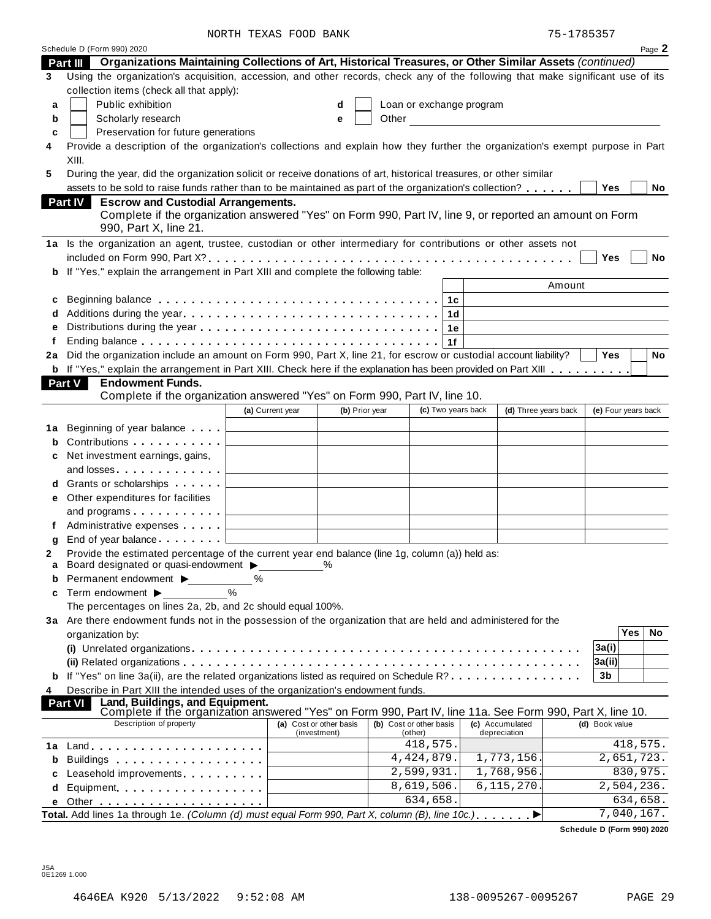NORTH TEXAS FOOD BANK 75-1785357

Schedule D (Form 990) 2020 Page **2**

**Part III Organizations Maintaining Collections of Art, Historical Treasures, or Other Similar Assets** *(continued)*

**3** Using the organization's acquisition, accession, and other records, check any of the following that make significant use of its collection items (check all that apply):

- **a** ☐ Public exhibition
- **b** ☐ Scholarly research
- **c** ☐ Preservation for future generations
- **d** ☐ Loan or exchange program
- **e** ☐ Other

**4** Provide a description of the organization's collections and explain how they further the organization's exempt purpose in Part XIII.

**5** During the year, did the organization solicit or receive donations of art, historical treasures, or other similar assets to be sold to raise funds rather than to be maintained as part of the organization's collection? ☐ Yes ☐ No

**Part IV Escrow and Custodial Arrangements.**
Complete if the organization answered "Yes" on Form 990, Part IV, line 9, or reported an amount on Form 990, Part X, line 21.

**1a** Is the organization an agent, trustee, custodian or other intermediary for contributions or other assets not included on Form 990, Part X? ☐ Yes ☐ No

**b** If "Yes," explain the arrangement in Part XIII and complete the following table:

| | | | Amount |
|---|---|---|---|
| **c** | Beginning balance | 1c | |
| **d** | Additions during the year | 1d | |
| **e** | Distributions during the year | 1e | |
| **f** | Ending balance | 1f | |

**2a** Did the organization include an amount on Form 990, Part X, line 21, for escrow or custodial account liability? ☐ Yes ☐ No

**b** If "Yes," explain the arrangement in Part XIII. Check here if the explanation has been provided on Part XIII ☐

**Part V Endowment Funds.**
Complete if the organization answered "Yes" on Form 990, Part IV, line 10.

| | (a) Current year | (b) Prior year | (c) Two years back | (d) Three years back | (e) Four years back |
|---|---|---|---|---|---|
| **1a** Beginning of year balance | | | | | |
| **b** Contributions | | | | | |
| **c** Net investment earnings, gains, and losses | | | | | |
| **d** Grants or scholarships | | | | | |
| **e** Other expenditures for facilities and programs | | | | | |
| **f** Administrative expenses | | | | | |
| **g** End of year balance | | | | | |

**2** Provide the estimated percentage of the current year end balance (line 1g, column (a)) held as:

- **a** Board designated or quasi-endowment ▶ %
- **b** Permanent endowment ▶ %
- **c** Term endowment ▶ %

The percentages on lines 2a, 2b, and 2c should equal 100%.

**3a** Are there endowment funds not in the possession of the organization that are held and administered for the organization by:

| | | Yes | No |
|---|---|---|---|
| **(i)** Unrelated organizations | 3a(i) | | |
| **(ii)** Related organizations | 3a(ii) | | |
| **b** If "Yes" on line 3a(ii), are the related organizations listed as required on Schedule R? | 3b | | |

**4** Describe in Part XIII the intended uses of the organization's endowment funds.

**Part VI Land, Buildings, and Equipment.**
Complete if the organization answered "Yes" on Form 990, Part IV, line 11a. See Form 990, Part X, line 10.

| Description of property | (a) Cost or other basis (investment) | (b) Cost or other basis (other) | (c) Accumulated depreciation | (d) Book value |
|---|---|---|---|---|
| **1a** Land | | 418,575. | | 418,575. |
| **b** Buildings | | 4,424,879. | 1,773,156. | 2,651,723. |
| **c** Leasehold improvements | | 2,599,931. | 1,768,956. | 830,975. |
| **d** Equipment | | 8,619,506. | 6,115,270. | 2,504,236. |
| **e** Other | | 634,658. | | 634,658. |
| **Total.** Add lines 1a through 1e. *(Column (d) must equal Form 990, Part X, column (B), line 10c.)* ▶ | | | | 7,040,167. |

**Schedule D (Form 990) 2020**

JSA
0E1269 1.000

4646EA K920 5/13/2022 9:52:08 AM 138-0095267-0095267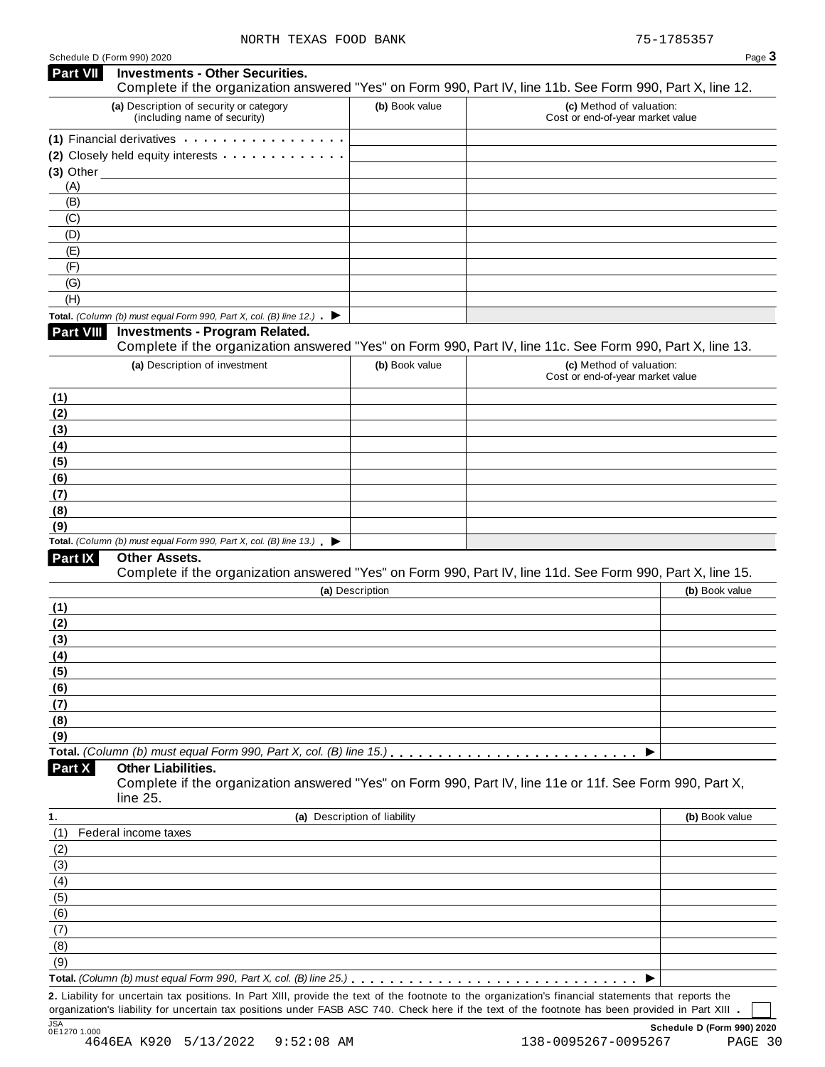NORTH TEXAS FOOD BANK 75-1785357

Schedule D (Form 990) 2020

## Part VII Investments - Other Securities.

Complete if the organization answered "Yes" on Form 990, Part IV, line 11b. See Form 990, Part X, line 12.

| (a) Description of security or category (including name of security) | (b) Book value | (c) Method of valuation: Cost or end-of-year market value |
|---|---|---|
| (1) Financial derivatives | | |
| (2) Closely held equity interests | | |
| (3) Other | | |
| (A) | | |
| (B) | | |
| (C) | | |
| (D) | | |
| (E) | | |
| (F) | | |
| (G) | | |
| (H) | | |
| **Total.** *(Column (b) must equal Form 990, Part X, col. (B) line 12.)* ▶ | | |

## Part VIII Investments - Program Related.

Complete if the organization answered "Yes" on Form 990, Part IV, line 11c. See Form 990, Part X, line 13.

| (a) Description of investment | (b) Book value | (c) Method of valuation: Cost or end-of-year market value |
|---|---|---|
| (1) | | |
| (2) | | |
| (3) | | |
| (4) | | |
| (5) | | |
| (6) | | |
| (7) | | |
| (8) | | |
| (9) | | |
| **Total.** *(Column (b) must equal Form 990, Part X, col. (B) line 13.)* ▶ | | |

## Part IX Other Assets.

Complete if the organization answered "Yes" on Form 990, Part IV, line 11d. See Form 990, Part X, line 15.

| (a) Description | (b) Book value |
|---|---|
| (1) | |
| (2) | |
| (3) | |
| (4) | |
| (5) | |
| (6) | |
| (7) | |
| (8) | |
| (9) | |
| **Total.** *(Column (b) must equal Form 990, Part X, col. (B) line 15.)* ▶ | |

## Part X Other Liabilities.

Complete if the organization answered "Yes" on Form 990, Part IV, line 11e or 11f. See Form 990, Part X, line 25.

| 1. (a) Description of liability | (b) Book value |
|---|---|
| (1) Federal income taxes | |
| (2) | |
| (3) | |
| (4) | |
| (5) | |
| (6) | |
| (7) | |
| (8) | |
| (9) | |
| **Total.** *(Column (b) must equal Form 990, Part X, col. (B) line 25.)* ▶ | |

**2.** Liability for uncertain tax positions. In Part XIII, provide the text of the footnote to the organization's financial statements that reports the organization's liability for uncertain tax positions under FASB ASC 740. Check here if the text of the footnote has been provided in Part XIII . ☐

JSA 0E1270 1.000

**Schedule D (Form 990) 2020**

4646EA K920 5/13/2022 9:52:08 AM 138-0095267-0095267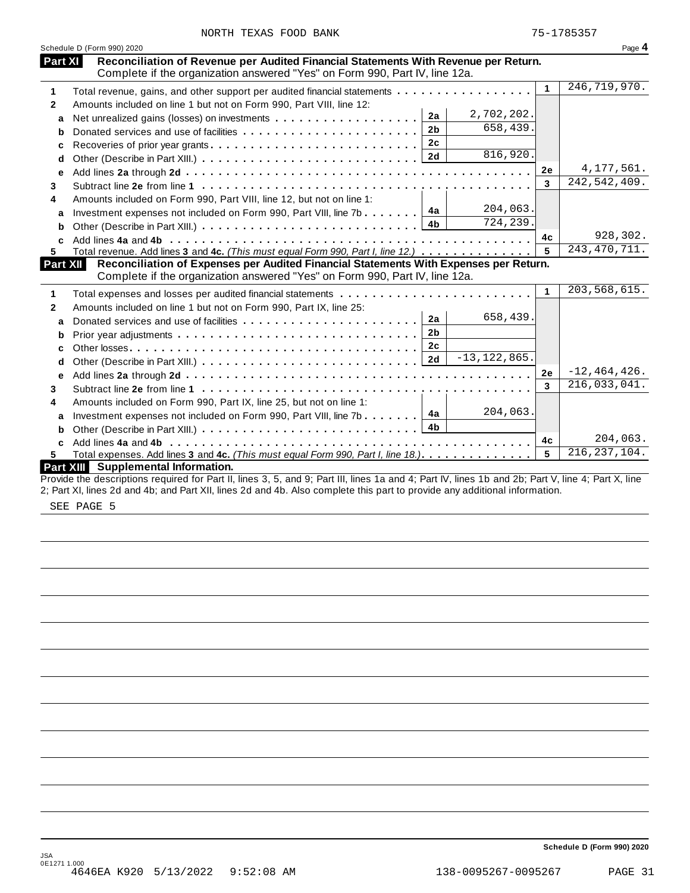NORTH TEXAS FOOD BANK 75-1785357

Schedule D (Form 990) 2020 Page **4**

## Part XI Reconciliation of Revenue per Audited Financial Statements With Revenue per Return.

Complete if the organization answered "Yes" on Form 990, Part IV, line 12a.

| | | | | | |
|---|---|---|---|---|---|
| **1** | Total revenue, gains, and other support per audited financial statements | | | 1 | 246,719,970. |
| **2** | Amounts included on line 1 but not on Form 990, Part VIII, line 12: | | | | |
| **a** | Net unrealized gains (losses) on investments | 2a | 2,702,202. | | |
| **b** | Donated services and use of facilities | 2b | 658,439. | | |
| **c** | Recoveries of prior year grants | 2c | | | |
| **d** | Other (Describe in Part XIII.) | 2d | 816,920. | | |
| **e** | Add lines **2a** through **2d** | | | 2e | 4,177,561. |
| **3** | Subtract line **2e** from line **1** | | | 3 | 242,542,409. |
| **4** | Amounts included on Form 990, Part VIII, line 12, but not on line 1: | | | | |
| **a** | Investment expenses not included on Form 990, Part VIII, line 7b | 4a | 204,063. | | |
| **b** | Other (Describe in Part XIII.) | 4b | 724,239. | | |
| **c** | Add lines **4a** and **4b** | | | 4c | 928,302. |
| **5** | Total revenue. Add lines **3** and **4c.** *(This must equal Form 990, Part I, line 12.)* | | | 5 | 243,470,711. |

## Part XII Reconciliation of Expenses per Audited Financial Statements With Expenses per Return.

Complete if the organization answered "Yes" on Form 990, Part IV, line 12a.

| | | | | | |
|---|---|---|---|---|---|
| **1** | Total expenses and losses per audited financial statements | | | 1 | 203,568,615. |
| **2** | Amounts included on line 1 but not on Form 990, Part IX, line 25: | | | | |
| **a** | Donated services and use of facilities | 2a | 658,439. | | |
| **b** | Prior year adjustments | 2b | | | |
| **c** | Other losses | 2c | | | |
| **d** | Other (Describe in Part XIII.) | 2d | -13,122,865. | | |
| **e** | Add lines **2a** through **2d** | | | 2e | -12,464,426. |
| **3** | Subtract line **2e** from line **1** | | | 3 | 216,033,041. |
| **4** | Amounts included on Form 990, Part IX, line 25, but not on line 1: | | | | |
| **a** | Investment expenses not included on Form 990, Part VIII, line 7b | 4a | 204,063. | | |
| **b** | Other (Describe in Part XIII.) | 4b | | | |
| **c** | Add lines **4a** and **4b** | | | 4c | 204,063. |
| **5** | Total expenses. Add lines **3** and **4c.** *(This must equal Form 990, Part I, line 18.)* | | | 5 | 216,237,104. |

## Part XIII Supplemental Information.

Provide the descriptions required for Part II, lines 3, 5, and 9; Part III, lines 1a and 4; Part IV, lines 1b and 2b; Part V, line 4; Part X, line 2; Part XI, lines 2d and 4b; and Part XII, lines 2d and 4b. Also complete this part to provide any additional information.

SEE PAGE 5

Schedule D (Form 990) 2020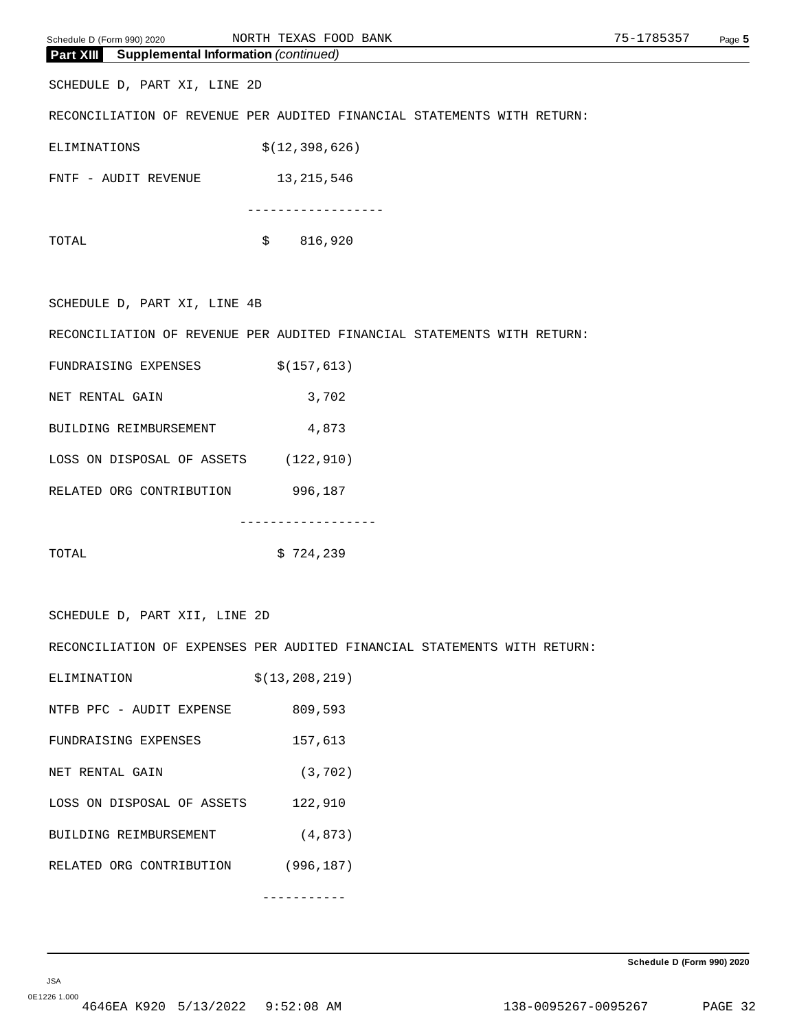## Part XIII Supplemental Information *(continued)*

SCHEDULE D, PART XI, LINE 2D

RECONCILIATION OF REVENUE PER AUDITED FINANCIAL STATEMENTS WITH RETURN:

| | |
|---|---|
| ELIMINATIONS | $(12,398,626) |
| FNTF - AUDIT REVENUE | 13,215,546 |
| | ------------------ |
| TOTAL | $ 816,920 |

SCHEDULE D, PART XI, LINE 4B

RECONCILIATION OF REVENUE PER AUDITED FINANCIAL STATEMENTS WITH RETURN:

| | |
|---|---|
| FUNDRAISING EXPENSES | $(157,613) |
| NET RENTAL GAIN | 3,702 |
| BUILDING REIMBURSEMENT | 4,873 |
| LOSS ON DISPOSAL OF ASSETS | (122,910) |
| RELATED ORG CONTRIBUTION | 996,187 |
| | ------------------ |
| TOTAL | $ 724,239 |

SCHEDULE D, PART XII, LINE 2D

RECONCILIATION OF EXPENSES PER AUDITED FINANCIAL STATEMENTS WITH RETURN:

| | |
|---|---|
| ELIMINATION | $(13,208,219) |
| NTFB PFC - AUDIT EXPENSE | 809,593 |
| FUNDRAISING EXPENSES | 157,613 |
| NET RENTAL GAIN | (3,702) |
| LOSS ON DISPOSAL OF ASSETS | 122,910 |
| BUILDING REIMBURSEMENT | (4,873) |
| RELATED ORG CONTRIBUTION | (996,187) |
| | ----------- |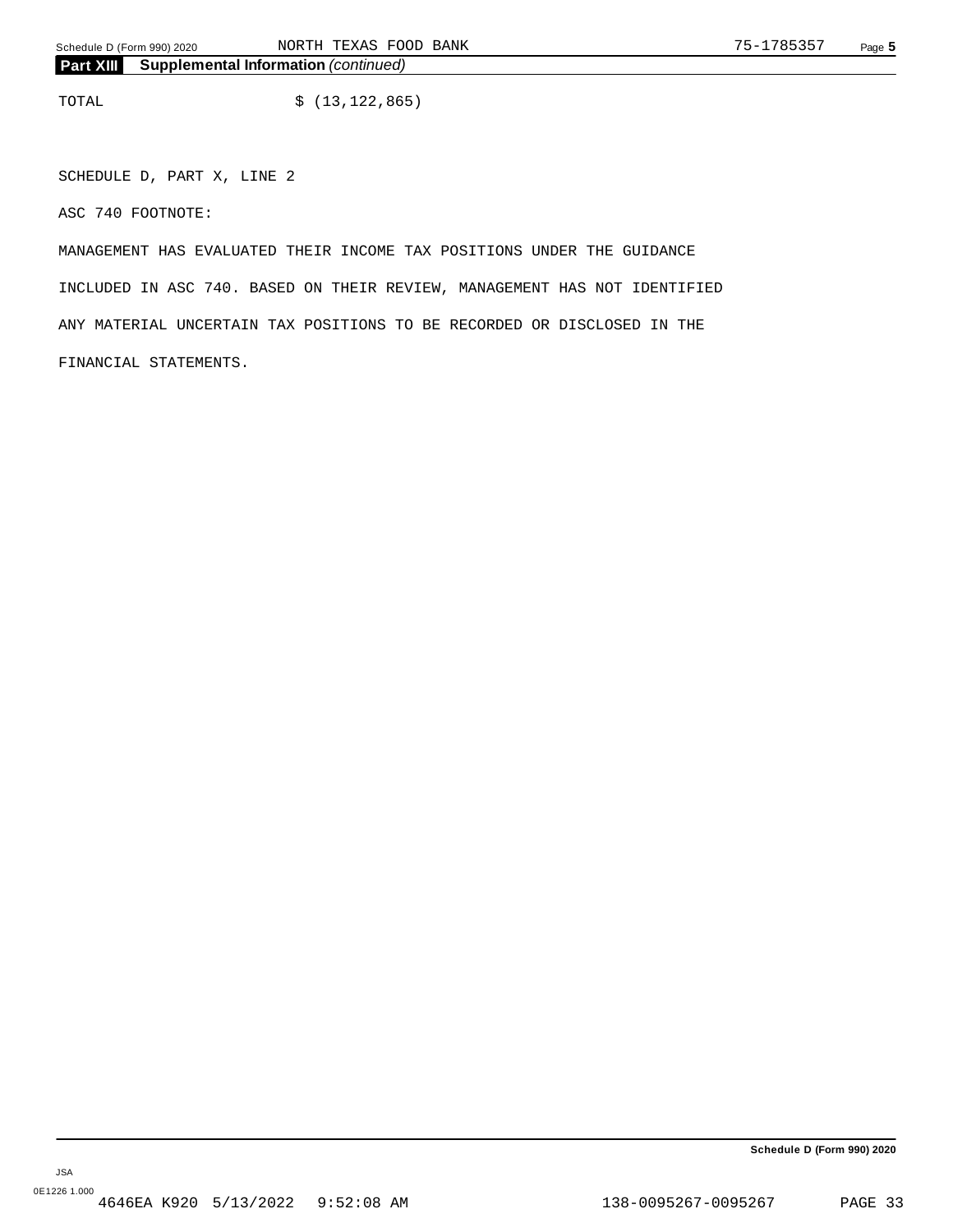## Part XIII Supplemental Information *(continued)*

TOTAL $ (13,122,865)

SCHEDULE D, PART X, LINE 2

ASC 740 FOOTNOTE:

MANAGEMENT HAS EVALUATED THEIR INCOME TAX POSITIONS UNDER THE GUIDANCE INCLUDED IN ASC 740. BASED ON THEIR REVIEW, MANAGEMENT HAS NOT IDENTIFIED ANY MATERIAL UNCERTAIN TAX POSITIONS TO BE RECORDED OR DISCLOSED IN THE FINANCIAL STATEMENTS.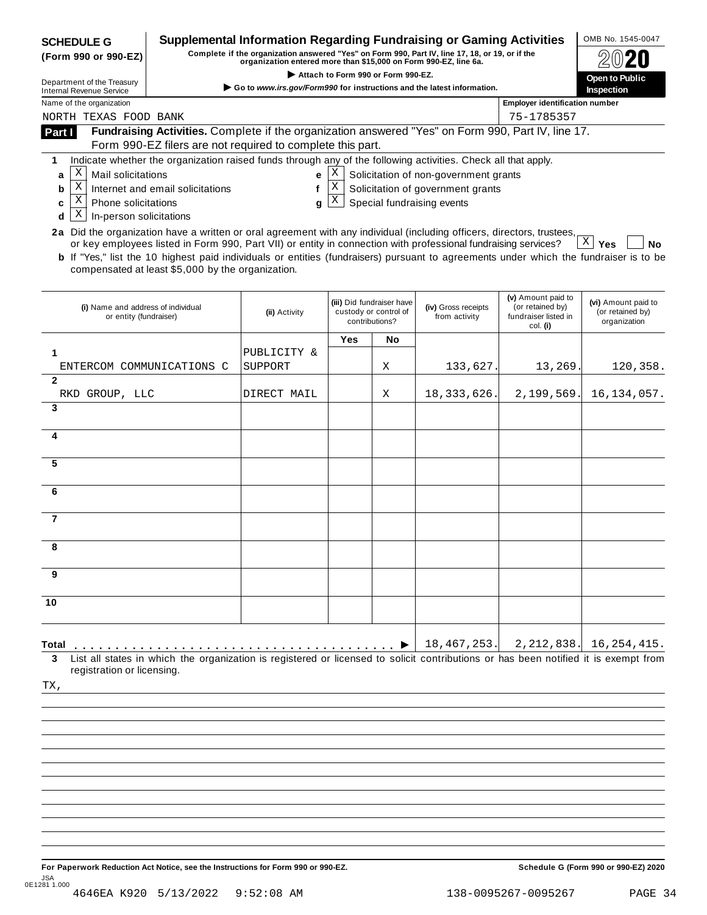**SCHEDULE G (Form 990 or 990-EZ)**

Department of the Treasury
Internal Revenue Service

# Supplemental Information Regarding Fundraising or Gaming Activities

**Complete if the organization answered "Yes" on Form 990, Part IV, line 17, 18, or 19, or if the organization entered more than $15,000 on Form 990-EZ, line 6a.**

▶ **Attach to Form 990 or Form 990-EZ.**

▶ **Go to www.irs.gov/Form990 for instructions and the latest information.**

OMB No. 1545-0047

**2020**

**Open to Public Inspection**

Name of the organization: NORTH TEXAS FOOD BANK

Employer identification number: 75-1785357

**Part I Fundraising Activities.** Complete if the organization answered "Yes" on Form 990, Part IV, line 17. Form 990-EZ filers are not required to complete this part.

**1** Indicate whether the organization raised funds through any of the following activities. Check all that apply.

- **a** [X] Mail solicitations
- **b** [X] Internet and email solicitations
- **c** [X] Phone solicitations
- **d** [X] In-person solicitations
- **e** [X] Solicitation of non-government grants
- **f** [X] Solicitation of government grants
- **g** [X] Special fundraising events

**2a** Did the organization have a written or oral agreement with any individual (including officers, directors, trustees, or key employees listed in Form 990, Part VII) or entity in connection with professional fundraising services? [X] **Yes** [ ] **No**

**b** If "Yes," list the 10 highest paid individuals or entities (fundraisers) pursuant to agreements under which the fundraiser is to be compensated at least $5,000 by the organization.

| | (i) Name and address of individual or entity (fundraiser) | (ii) Activity | (iii) Did fundraiser have custody or control of contributions? | | (iv) Gross receipts from activity | (v) Amount paid to (or retained by) fundraiser listed in col. (i) | (vi) Amount paid to (or retained by) organization |
|---|---|---|---|---|---|---|---|
| | | | Yes | No | | | |
| 1 | ENTERCOM COMMUNICATIONS C | PUBLICITY & SUPPORT | | X | 133,627. | 13,269. | 120,358. |
| 2 | RKD GROUP, LLC | DIRECT MAIL | | X | 18,333,626. | 2,199,569. | 16,134,057. |
| 3 | | | | | | | |
| 4 | | | | | | | |
| 5 | | | | | | | |
| 6 | | | | | | | |
| 7 | | | | | | | |
| 8 | | | | | | | |
| 9 | | | | | | | |
| 10 | | | | | | | |
| **Total** ▶ | | | | | 18,467,253. | 2,212,838. | 16,254,415. |

**3** List all states in which the organization is registered or licensed to solicit contributions or has been notified it is exempt from registration or licensing.

TX,

**For Paperwork Reduction Act Notice, see the Instructions for Form 990 or 990-EZ.** **Schedule G (Form 990 or 990-EZ) 2020**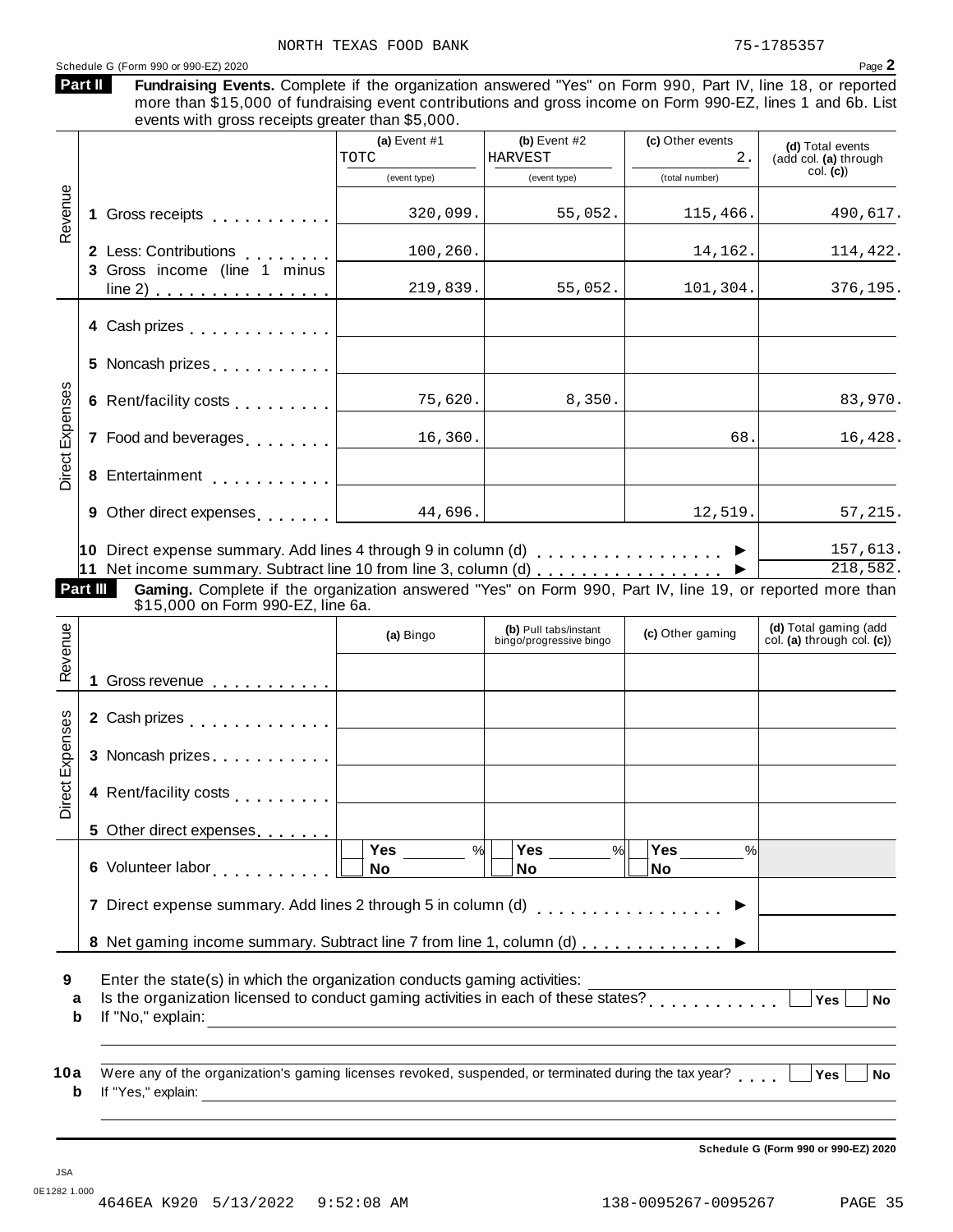NORTH TEXAS FOOD BANK 75-1785357

Schedule G (Form 990 or 990-EZ) 2020 Page **2**

**Part II** **Fundraising Events.** Complete if the organization answered "Yes" on Form 990, Part IV, line 18, or reported more than $15,000 of fundraising event contributions and gross income on Form 990-EZ, lines 1 and 6b. List events with gross receipts greater than $5,000.

| | | (a) Event #1 TOTC (event type) | (b) Event #2 HARVEST (event type) | (c) Other events 2. (total number) | (d) Total events (add col. (a) through col. (c)) |
|---|---|---|---|---|---|
| Revenue | 1 Gross receipts | 320,099. | 55,052. | 115,466. | 490,617. |
| | 2 Less: Contributions | 100,260. | | 14,162. | 114,422. |
| | 3 Gross income (line 1 minus line 2) | 219,839. | 55,052. | 101,304. | 376,195. |
| Direct Expenses | 4 Cash prizes | | | | |
| | 5 Noncash prizes | | | | |
| | 6 Rent/facility costs | 75,620. | 8,350. | | 83,970. |
| | 7 Food and beverages | 16,360. | | 68. | 16,428. |
| | 8 Entertainment | | | | |
| | 9 Other direct expenses | 44,696. | | 12,519. | 57,215. |
| | 10 Direct expense summary. Add lines 4 through 9 in column (d) | | | ▶ | 157,613. |
| | 11 Net income summary. Subtract line 10 from line 3, column (d) | | | ▶ | 218,582. |

**Part III** **Gaming.** Complete if the organization answered "Yes" on Form 990, Part IV, line 19, or reported more than $15,000 on Form 990-EZ, line 6a.

| | | (a) Bingo | (b) Pull tabs/instant bingo/progressive bingo | (c) Other gaming | (d) Total gaming (add col. (a) through col. (c)) |
|---|---|---|---|---|---|
| Revenue | 1 Gross revenue | | | | |
| Direct Expenses | 2 Cash prizes | | | | |
| | 3 Noncash prizes | | | | |
| | 4 Rent/facility costs | | | | |
| | 5 Other direct expenses | | | | |
| | 6 Volunteer labor | ☐ Yes ___ % ☐ No | ☐ Yes ___ % ☐ No | ☐ Yes ___ % ☐ No | |
| | 7 Direct expense summary. Add lines 2 through 5 in column (d) | | | ▶ | |
| | 8 Net gaming income summary. Subtract line 7 from line 1, column (d) | | | ▶ | |

**9** Enter the state(s) in which the organization conducts gaming activities: ______

**a** Is the organization licensed to conduct gaming activities in each of these states? ☐ Yes ☐ No

**b** If "No," explain: ______

**10a** Were any of the organization's gaming licenses revoked, suspended, or terminated during the tax year? ☐ Yes ☐ No

**b** If "Yes," explain: ______

**Schedule G (Form 990 or 990-EZ) 2020**

JSA
0E1282 1.000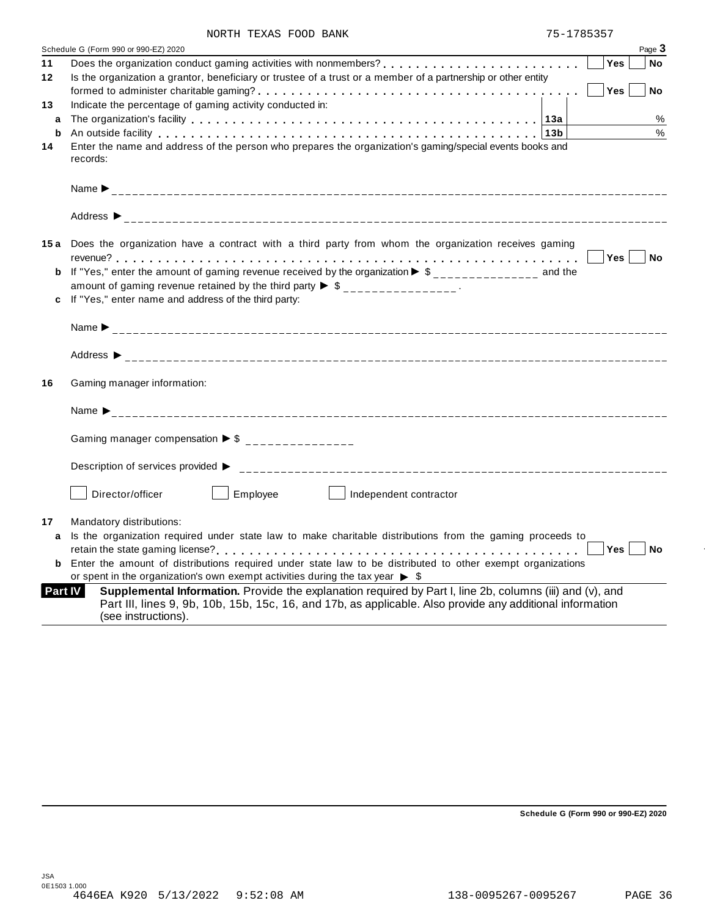NORTH TEXAS FOOD BANK 75-1785357

Schedule G (Form 990 or 990-EZ) 2020 Page **3**

**11** Does the organization conduct gaming activities with nonmembers? Yes No

**12** Is the organization a grantor, beneficiary or trustee of a trust or a member of a partnership or other entity formed to administer charitable gaming? Yes No

**13** Indicate the percentage of gaming activity conducted in:

**a** The organization's facility **13a** %

**b** An outside facility **13b** %

**14** Enter the name and address of the person who prepares the organization's gaming/special events books and records:

Name ►

Address ►

**15a** Does the organization have a contract with a third party from whom the organization receives gaming revenue? Yes No

**b** If "Yes," enter the amount of gaming revenue received by the organization ► $ _______________ and the amount of gaming revenue retained by the third party ► $ _______________.

**c** If "Yes," enter name and address of the third party:

Name ►

Address ►

**16** Gaming manager information:

Name ►

Gaming manager compensation ► $ _______________

Description of services provided ►

☐ Director/officer ☐ Employee ☐ Independent contractor

**17** Mandatory distributions:

**a** Is the organization required under state law to make charitable distributions from the gaming proceeds to retain the state gaming license? Yes No

**b** Enter the amount of distributions required under state law to be distributed to other exempt organizations or spent in the organization's own exempt activities during the tax year ► $

**Part IV** **Supplemental Information.** Provide the explanation required by Part I, line 2b, columns (iii) and (v), and Part III, lines 9, 9b, 10b, 15b, 15c, 16, and 17b, as applicable. Also provide any additional information (see instructions).

**Schedule G (Form 990 or 990-EZ) 2020**

JSA
0E1503 1.000
4646EA K920 5/13/2022 9:52:08 AM 138-0095267-0095267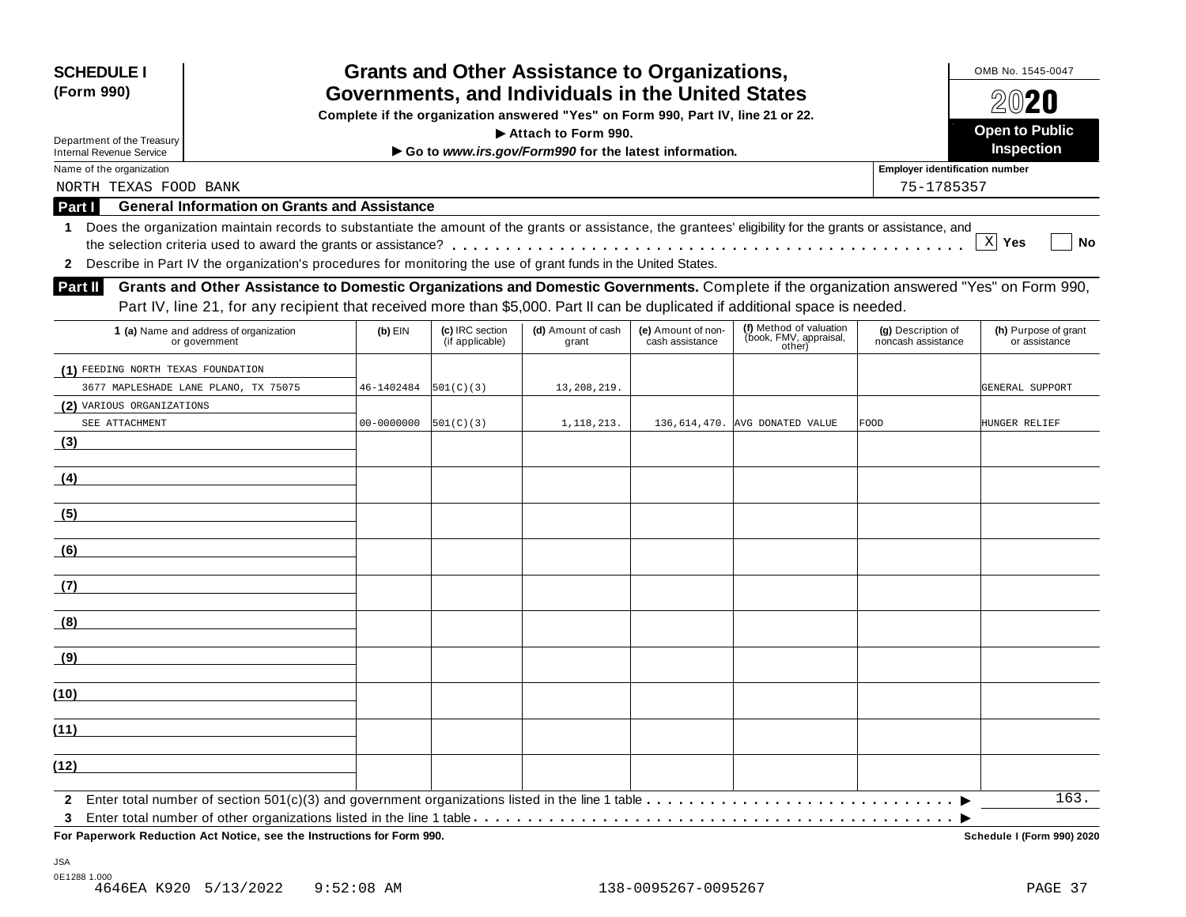**SCHEDULE I (Form 990)**

Department of the Treasury
Internal Revenue Service

# Grants and Other Assistance to Organizations, Governments, and Individuals in the United States

**Complete if the organization answered "Yes" on Form 990, Part IV, line 21 or 22.**
**▶ Attach to Form 990.**
**▶ Go to *www.irs.gov/Form990* for the latest information.**

OMB No. 1545-0047

**2020**

**Open to Public Inspection**

Name of the organization: NORTH TEXAS FOOD BANK

Employer identification number: 75-1785357

## Part I General Information on Grants and Assistance

**1** Does the organization maintain records to substantiate the amount of the grants or assistance, the grantees' eligibility for the grants or assistance, and the selection criteria used to award the grants or assistance? . . . . . . . [X] Yes [ ] No

**2** Describe in Part IV the organization's procedures for monitoring the use of grant funds in the United States.

## Part II Grants and Other Assistance to Domestic Organizations and Domestic Governments.

Complete if the organization answered "Yes" on Form 990, Part IV, line 21, for any recipient that received more than $5,000. Part II can be duplicated if additional space is needed.

| 1 (a) Name and address of organization or government | (b) EIN | (c) IRC section (if applicable) | (d) Amount of cash grant | (e) Amount of non-cash assistance | (f) Method of valuation (book, FMV, appraisal, other) | (g) Description of noncash assistance | (h) Purpose of grant or assistance |
|---|---|---|---|---|---|---|---|
| (1) FEEDING NORTH TEXAS FOUNDATION<br>3677 MAPLESHADE LANE PLANO, TX 75075 | 46-1402484 | 501(C)(3) | 13,208,219. | | | | GENERAL SUPPORT |
| (2) VARIOUS ORGANIZATIONS<br>SEE ATTACHMENT | 00-0000000 | 501(C)(3) | 1,118,213. | 136,614,470. | AVG DONATED VALUE | FOOD | HUNGER RELIEF |
| (3) | | | | | | | |
| (4) | | | | | | | |
| (5) | | | | | | | |
| (6) | | | | | | | |
| (7) | | | | | | | |
| (8) | | | | | | | |
| (9) | | | | | | | |
| (10) | | | | | | | |
| (11) | | | | | | | |
| (12) | | | | | | | |

**2** Enter total number of section 501(c)(3) and government organizations listed in the line 1 table . . . . . . ▶ 163.

**3** Enter total number of other organizations listed in the line 1 table . . . . . . ▶

**For Paperwork Reduction Act Notice, see the Instructions for Form 990.** **Schedule I (Form 990) 2020**

JSA
0E1288 1.000
4646EA K920 5/13/2022 9:52:08 AM 138-0095267-0095267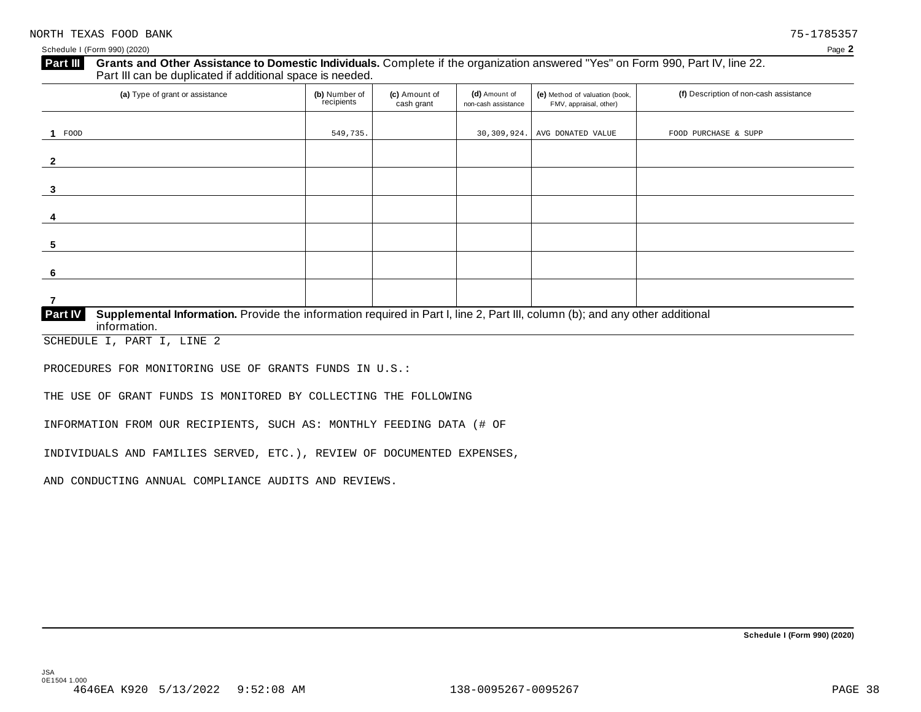NORTH TEXAS FOOD BANK 75-1785357

Schedule I (Form 990) (2020) Page **2**

**Part III** **Grants and Other Assistance to Domestic Individuals.** Complete if the organization answered "Yes" on Form 990, Part IV, line 22. Part III can be duplicated if additional space is needed.

| (a) Type of grant or assistance | (b) Number of recipients | (c) Amount of cash grant | (d) Amount of non-cash assistance | (e) Method of valuation (book, FMV, appraisal, other) | (f) Description of non-cash assistance |
|---|---|---|---|---|---|
| 1 FOOD | 549,735. | | 30,309,924. | AVG DONATED VALUE | FOOD PURCHASE & SUPP |
| 2 | | | | | |
| 3 | | | | | |
| 4 | | | | | |
| 5 | | | | | |
| 6 | | | | | |
| 7 | | | | | |

**Part IV** **Supplemental Information.** Provide the information required in Part I, line 2, Part III, column (b); and any other additional information.

SCHEDULE I, PART I, LINE 2

PROCEDURES FOR MONITORING USE OF GRANTS FUNDS IN U.S.:

THE USE OF GRANT FUNDS IS MONITORED BY COLLECTING THE FOLLOWING

INFORMATION FROM OUR RECIPIENTS, SUCH AS: MONTHLY FEEDING DATA (# OF

INDIVIDUALS AND FAMILIES SERVED, ETC.), REVIEW OF DOCUMENTED EXPENSES,

AND CONDUCTING ANNUAL COMPLIANCE AUDITS AND REVIEWS.

**Schedule I (Form 990) (2020)**

JSA
0E1504 1.000
4646EA K920 5/13/2022 9:52:08 AM 138-0095267-0095267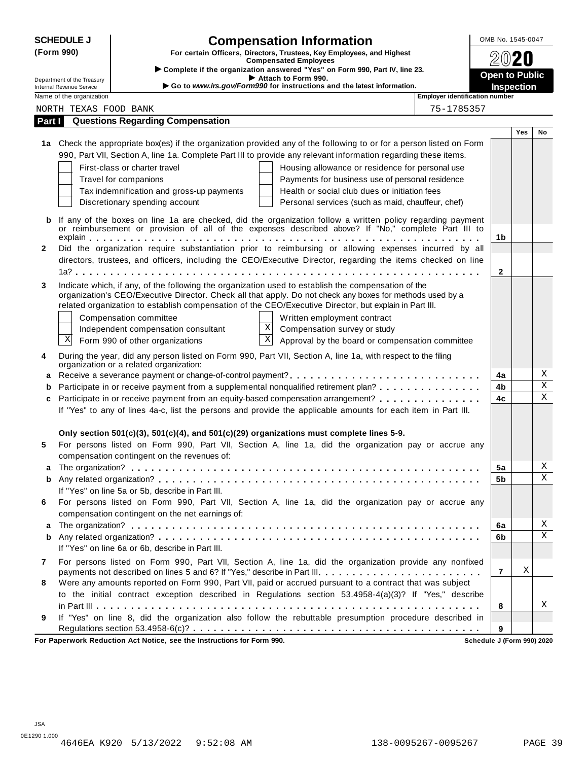**SCHEDULE J**
**(Form 990)**

Department of the Treasury
Internal Revenue Service

# Compensation Information

**For certain Officers, Directors, Trustees, Key Employees, and Highest Compensated Employees**

▶ Complete if the organization answered "Yes" on Form 990, Part IV, line 23.
▶ Attach to Form 990.
▶ Go to *www.irs.gov/Form990* for instructions and the latest information.

OMB No. 1545-0047

**2020**

**Open to Public Inspection**

Name of the organization: NORTH TEXAS FOOD BANK

Employer identification number: 75-1785357

## Part I Questions Regarding Compensation

| | | | Yes | No |
|---|---|---|---|---|
| **1a** | Check the appropriate box(es) if the organization provided any of the following to or for a person listed on Form 990, Part VII, Section A, line 1a. Complete Part III to provide any relevant information regarding these items.<br>☐ First-class or charter travel ☐ Housing allowance or residence for personal use<br>☐ Travel for companions ☐ Payments for business use of personal residence<br>☐ Tax indemnification and gross-up payments ☐ Health or social club dues or initiation fees<br>☐ Discretionary spending account ☐ Personal services (such as maid, chauffeur, chef) | | | |
| **b** | If any of the boxes on line 1a are checked, did the organization follow a written policy regarding payment or reimbursement or provision of all of the expenses described above? If "No," complete Part III to explain | 1b | | |
| **2** | Did the organization require substantiation prior to reimbursing or allowing expenses incurred by all directors, trustees, and officers, including the CEO/Executive Director, regarding the items checked on line 1a? | 2 | | |
| **3** | Indicate which, if any, of the following the organization used to establish the compensation of the organization's CEO/Executive Director. Check all that apply. Do not check any boxes for methods used by a related organization to establish compensation of the CEO/Executive Director, but explain in Part III.<br>☐ Compensation committee ☐ Written employment contract<br>☐ Independent compensation consultant ☒ Compensation survey or study<br>☒ Form 990 of other organizations ☒ Approval by the board or compensation committee | | | |
| **4** | During the year, did any person listed on Form 990, Part VII, Section A, line 1a, with respect to the filing organization or a related organization: | | | |
| **a** | Receive a severance payment or change-of-control payment? | 4a | | X |
| **b** | Participate in or receive payment from a supplemental nonqualified retirement plan? | 4b | | X |
| **c** | Participate in or receive payment from an equity-based compensation arrangement? | 4c | | X |
| | If "Yes" to any of lines 4a-c, list the persons and provide the applicable amounts for each item in Part III. | | | |
| | **Only section 501(c)(3), 501(c)(4), and 501(c)(29) organizations must complete lines 5-9.** | | | |
| **5** | For persons listed on Form 990, Part VII, Section A, line 1a, did the organization pay or accrue any compensation contingent on the revenues of: | | | |
| **a** | The organization? | 5a | | X |
| **b** | Any related organization? | 5b | | X |
| | If "Yes" on line 5a or 5b, describe in Part III. | | | |
| **6** | For persons listed on Form 990, Part VII, Section A, line 1a, did the organization pay or accrue any compensation contingent on the net earnings of: | | | |
| **a** | The organization? | 6a | | X |
| **b** | Any related organization? | 6b | | X |
| | If "Yes" on line 6a or 6b, describe in Part III. | | | |
| **7** | For persons listed on Form 990, Part VII, Section A, line 1a, did the organization provide any nonfixed payments not described on lines 5 and 6? If "Yes," describe in Part III | 7 | X | |
| **8** | Were any amounts reported on Form 990, Part VII, paid or accrued pursuant to a contract that was subject to the initial contract exception described in Regulations section 53.4958-4(a)(3)? If "Yes," describe in Part III | 8 | | X |
| **9** | If "Yes" on line 8, did the organization also follow the rebuttable presumption procedure described in Regulations section 53.4958-6(c)? | 9 | | |

**For Paperwork Reduction Act Notice, see the Instructions for Form 990.** **Schedule J (Form 990) 2020**

JSA
0E1290 1.000
4646EA K920 5/13/2022 9:52:08 AM 138-0095267-0095267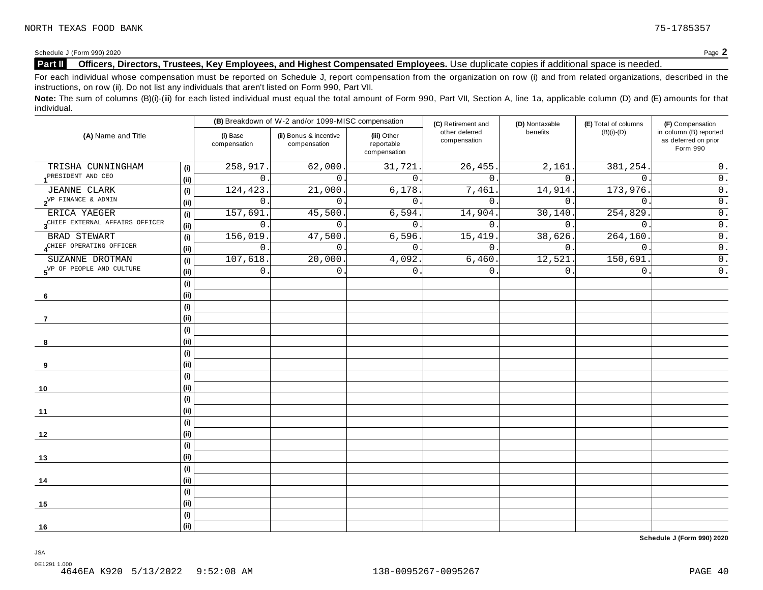NORTH TEXAS FOOD BANK 75-1785357

Schedule J (Form 990) 2020 Page **2**

## Part II Officers, Directors, Trustees, Key Employees, and Highest Compensated Employees. Use duplicate copies if additional space is needed.

For each individual whose compensation must be reported on Schedule J, report compensation from the organization on row (i) and from related organizations, described in the instructions, on row (ii). Do not list any individuals that aren't listed on Form 990, Part VII.

**Note:** The sum of columns (B)(i)-(iii) for each listed individual must equal the total amount of Form 990, Part VII, Section A, line 1a, applicable column (D) and (E) amounts for that individual.

| (A) Name and Title | | (B) Breakdown of W-2 and/or 1099-MISC compensation | | | (C) Retirement and other deferred compensation | (D) Nontaxable benefits | (E) Total of columns (B)(i)-(D) | (F) Compensation in column (B) reported as deferred on prior Form 990 |
|---|---|---|---|---|---|---|---|---|
| | | (i) Base compensation | (ii) Bonus & incentive compensation | (iii) Other reportable compensation | | | | |
| 1 TRISHA CUNNINGHAM PRESIDENT AND CEO | (i) | 258,917. | 62,000. | 31,721. | 26,455. | 2,161. | 381,254. | 0. |
| | (ii) | 0. | 0. | 0. | 0. | 0. | 0. | 0. |
| 2 JEANNE CLARK VP FINANCE & ADMIN | (i) | 124,423. | 21,000. | 6,178. | 7,461. | 14,914. | 173,976. | 0. |
| | (ii) | 0. | 0. | 0. | 0. | 0. | 0. | 0. |
| 3 ERICA YAEGER CHIEF EXTERNAL AFFAIRS OFFICER | (i) | 157,691. | 45,500. | 6,594. | 14,904. | 30,140. | 254,829. | 0. |
| | (ii) | 0. | 0. | 0. | 0. | 0. | 0. | 0. |
| 4 BRAD STEWART CHIEF OPERATING OFFICER | (i) | 156,019. | 47,500. | 6,596. | 15,419. | 38,626. | 264,160. | 0. |
| | (ii) | 0. | 0. | 0. | 0. | 0. | 0. | 0. |
| 5 SUZANNE DROTMAN VP OF PEOPLE AND CULTURE | (i) | 107,618. | 20,000. | 4,092. | 6,460. | 12,521. | 150,691. | 0. |
| | (ii) | 0. | 0. | 0. | 0. | 0. | 0. | 0. |
| 6 | (i) | | | | | | | |
| | (ii) | | | | | | | |
| 7 | (i) | | | | | | | |
| | (ii) | | | | | | | |
| 8 | (i) | | | | | | | |
| | (ii) | | | | | | | |
| 9 | (i) | | | | | | | |
| | (ii) | | | | | | | |
| 10 | (i) | | | | | | | |
| | (ii) | | | | | | | |
| 11 | (i) | | | | | | | |
| | (ii) | | | | | | | |
| 12 | (i) | | | | | | | |
| | (ii) | | | | | | | |
| 13 | (i) | | | | | | | |
| | (ii) | | | | | | | |
| 14 | (i) | | | | | | | |
| | (ii) | | | | | | | |
| 15 | (i) | | | | | | | |
| | (ii) | | | | | | | |
| 16 | (i) | | | | | | | |
| | (ii) | | | | | | | |

**Schedule J (Form 990) 2020**

JSA
0E1291 1.000
4646EA K920 5/13/2022 9:52:08 AM 138-0095267-0095267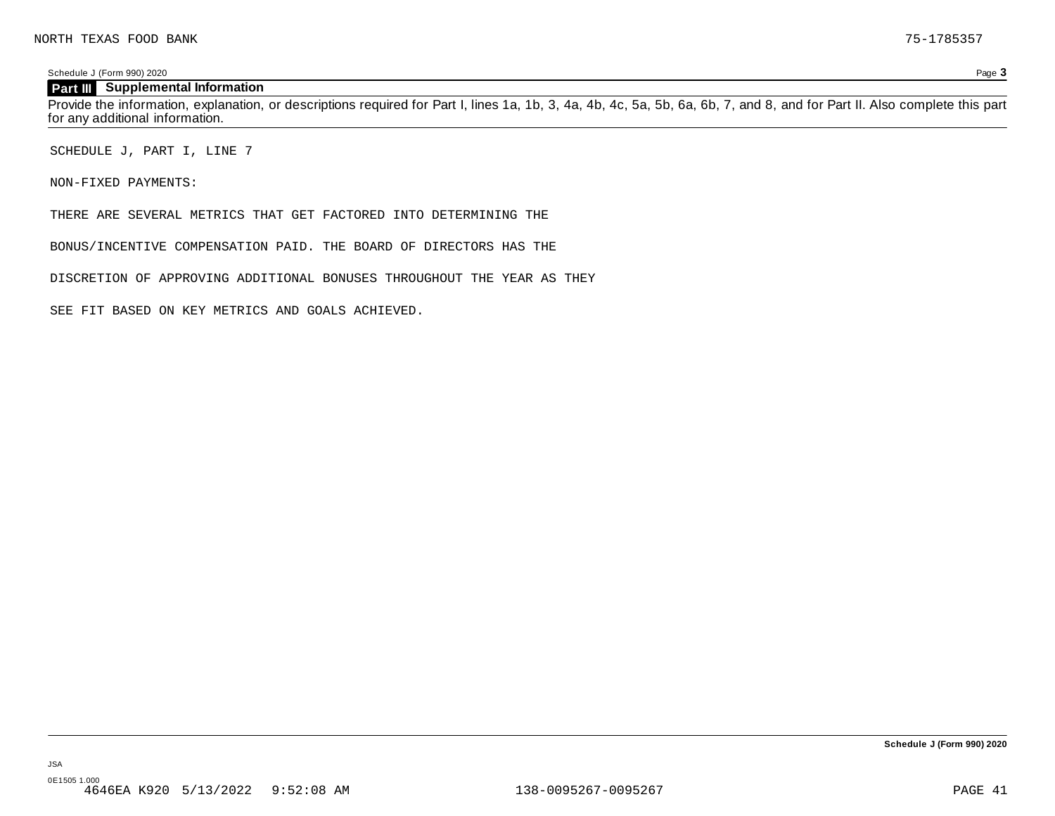## Part III Supplemental Information

Provide the information, explanation, or descriptions required for Part I, lines 1a, 1b, 3, 4a, 4b, 4c, 5a, 5b, 6a, 6b, 7, and 8, and for Part II. Also complete this part for any additional information.

SCHEDULE J, PART I, LINE 7

NON-FIXED PAYMENTS:

THERE ARE SEVERAL METRICS THAT GET FACTORED INTO DETERMINING THE

BONUS/INCENTIVE COMPENSATION PAID. THE BOARD OF DIRECTORS HAS THE

DISCRETION OF APPROVING ADDITIONAL BONUSES THROUGHOUT THE YEAR AS THEY

SEE FIT BASED ON KEY METRICS AND GOALS ACHIEVED.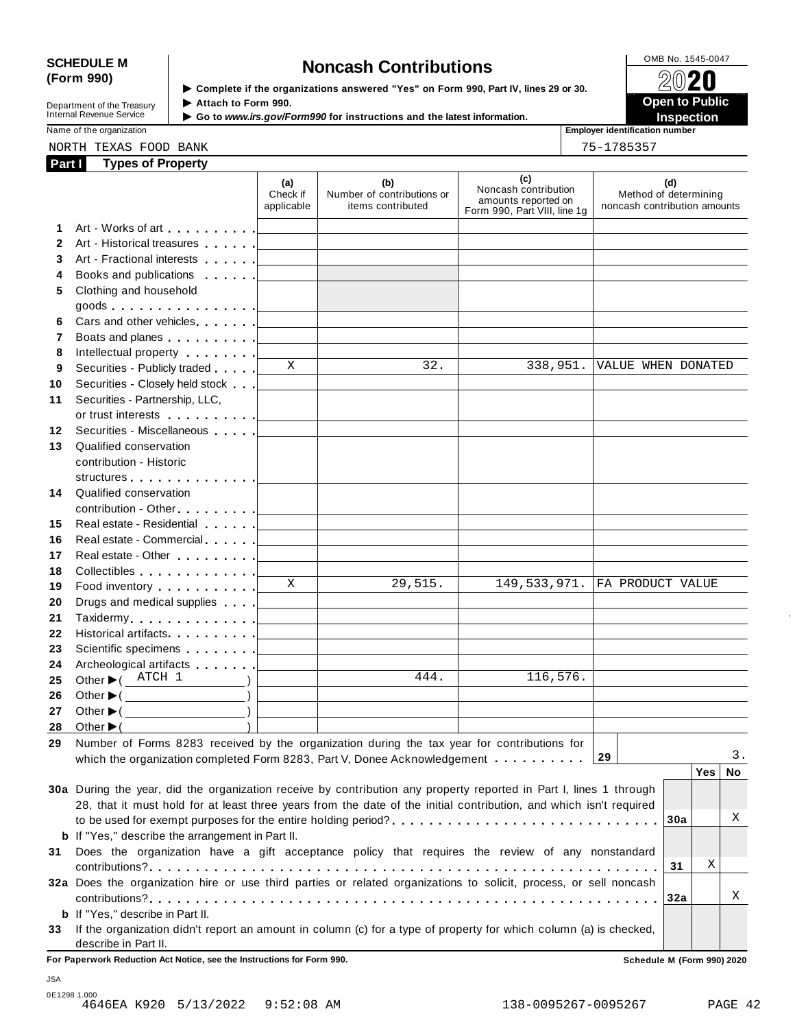**SCHEDULE M (Form 990)**

Department of the Treasury
Internal Revenue Service

# Noncash Contributions

▶ Complete if the organizations answered "Yes" on Form 990, Part IV, lines 29 or 30.
▶ Attach to Form 990.
▶ Go to *www.irs.gov/Form990* for instructions and the latest information.

OMB No. 1545-0047

2020

**Open to Public Inspection**

Name of the organization: NORTH TEXAS FOOD BANK

Employer identification number: 75-1785357

## Part I Types of Property

| | | (a) Check if applicable | (b) Number of contributions or items contributed | (c) Noncash contribution amounts reported on Form 990, Part VIII, line 1g | (d) Method of determining noncash contribution amounts |
|---|---|---|---|---|---|
| 1 | Art - Works of art | | | | |
| 2 | Art - Historical treasures | | | | |
| 3 | Art - Fractional interests | | | | |
| 4 | Books and publications | | | | |
| 5 | Clothing and household goods | | | | |
| 6 | Cars and other vehicles | | | | |
| 7 | Boats and planes | | | | |
| 8 | Intellectual property | | | | |
| 9 | Securities - Publicly traded | X | 32. | 338,951. | VALUE WHEN DONATED |
| 10 | Securities - Closely held stock | | | | |
| 11 | Securities - Partnership, LLC, or trust interests | | | | |
| 12 | Securities - Miscellaneous | | | | |
| 13 | Qualified conservation contribution - Historic structures | | | | |
| 14 | Qualified conservation contribution - Other | | | | |
| 15 | Real estate - Residential | | | | |
| 16 | Real estate - Commercial | | | | |
| 17 | Real estate - Other | | | | |
| 18 | Collectibles | | | | |
| 19 | Food inventory | X | 29,515. | 149,533,971. | FA PRODUCT VALUE |
| 20 | Drugs and medical supplies | | | | |
| 21 | Taxidermy | | | | |
| 22 | Historical artifacts | | | | |
| 23 | Scientific specimens | | | | |
| 24 | Archeological artifacts | | | | |
| 25 | Other ▶ ( ATCH 1 ) | | 444. | 116,576. | |
| 26 | Other ▶ ( ) | | | | |
| 27 | Other ▶ ( ) | | | | |
| 28 | Other ▶ ( ) | | | | |

**29** Number of Forms 8283 received by the organization during the tax year for contributions for which the organization completed Form 8283, Part V, Donee Acknowledgement . . . **29** 3.

| | | | Yes | No |
|---|---|---|---|---|
| **30a** | During the year, did the organization receive by contribution any property reported in Part I, lines 1 through 28, that it must hold for at least three years from the date of the initial contribution, and which isn't required to be used for exempt purposes for the entire holding period? | 30a | | X |
| **b** | If "Yes," describe the arrangement in Part II. | | | |
| **31** | Does the organization have a gift acceptance policy that requires the review of any nonstandard contributions? | 31 | X | |
| **32a** | Does the organization hire or use third parties or related organizations to solicit, process, or sell noncash contributions? | 32a | | X |
| **b** | If "Yes," describe in Part II. | | | |
| **33** | If the organization didn't report an amount in column (c) for a type of property for which column (a) is checked, describe in Part II. | | | |

**For Paperwork Reduction Act Notice, see the Instructions for Form 990.** **Schedule M (Form 990) 2020**

JSA
0E1298 1.000
4646EA K920 5/13/2022 9:52:08 AM 138-0095267-0095267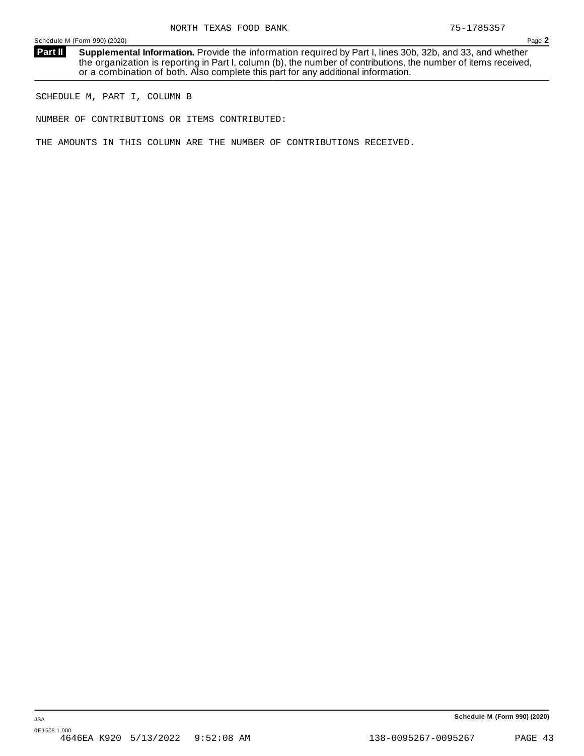NORTH TEXAS FOOD BANK 75-1785357

Schedule M (Form 990) (2020) Page **2**

**Part II** **Supplemental Information.** Provide the information required by Part I, lines 30b, 32b, and 33, and whether the organization is reporting in Part I, column (b), the number of contributions, the number of items received, or a combination of both. Also complete this part for any additional information.

SCHEDULE M, PART I, COLUMN B

NUMBER OF CONTRIBUTIONS OR ITEMS CONTRIBUTED:

THE AMOUNTS IN THIS COLUMN ARE THE NUMBER OF CONTRIBUTIONS RECEIVED.

JSA **Schedule M (Form 990) (2020)**

0E1508 1.000
4646EA K920 5/13/2022 9:52:08 AM 138-0095267-0095267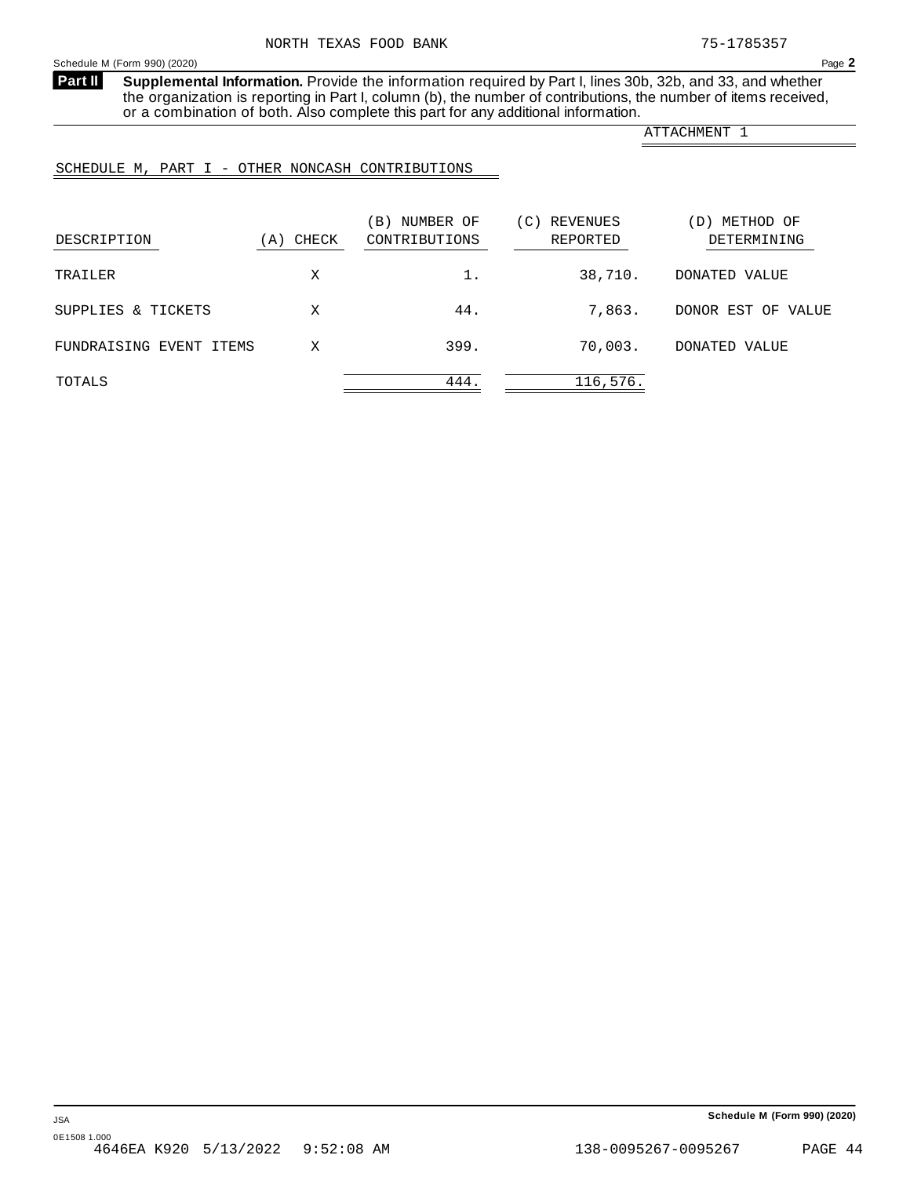NORTH TEXAS FOOD BANK 75-1785357

Schedule M (Form 990) (2020) Page **2**

**Part II** **Supplemental Information.** Provide the information required by Part I, lines 30b, 32b, and 33, and whether the organization is reporting in Part I, column (b), the number of contributions, the number of items received, or a combination of both. Also complete this part for any additional information.

ATTACHMENT 1

SCHEDULE M, PART I - OTHER NONCASH CONTRIBUTIONS

| DESCRIPTION | (A) CHECK | (B) NUMBER OF CONTRIBUTIONS | (C) REVENUES REPORTED | (D) METHOD OF DETERMINING |
|---|---|---|---|---|
| TRAILER | X | 1. | 38,710. | DONATED VALUE |
| SUPPLIES & TICKETS | X | 44. | 7,863. | DONOR EST OF VALUE |
| FUNDRAISING EVENT ITEMS | X | 399. | 70,003. | DONATED VALUE |
| TOTALS | | 444. | 116,576. | |

JSA **Schedule M (Form 990) (2020)**

0E1508 1.000
4646EA K920 5/13/2022 9:52:08 AM 138-0095267-0095267 PAGE 44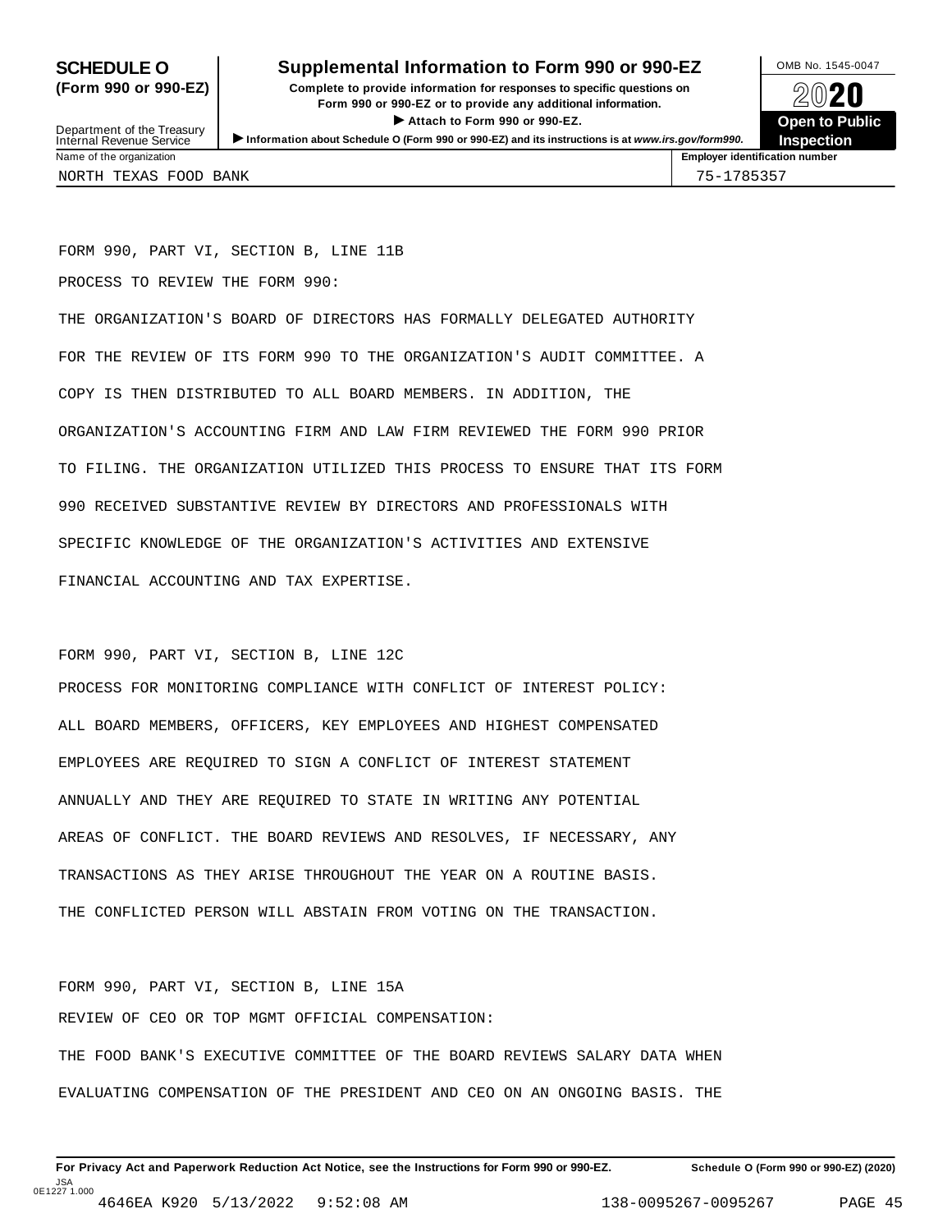**SCHEDULE O (Form 990 or 990-EZ)**

# Supplemental Information to Form 990 or 990-EZ

**Complete to provide information for responses to specific questions on Form 990 or 990-EZ or to provide any additional information.**

▶ **Attach to Form 990 or 990-EZ.**

▶ **Information about Schedule O (Form 990 or 990-EZ) and its instructions is at www.irs.gov/form990.**

Department of the Treasury
Internal Revenue Service

OMB No. 1545-0047

**2020**

**Open to Public Inspection**

| Name of the organization | Employer identification number |
|---|---|
| NORTH TEXAS FOOD BANK | 75-1785357 |

FORM 990, PART VI, SECTION B, LINE 11B

PROCESS TO REVIEW THE FORM 990:

THE ORGANIZATION'S BOARD OF DIRECTORS HAS FORMALLY DELEGATED AUTHORITY FOR THE REVIEW OF ITS FORM 990 TO THE ORGANIZATION'S AUDIT COMMITTEE. A COPY IS THEN DISTRIBUTED TO ALL BOARD MEMBERS. IN ADDITION, THE ORGANIZATION'S ACCOUNTING FIRM AND LAW FIRM REVIEWED THE FORM 990 PRIOR TO FILING. THE ORGANIZATION UTILIZED THIS PROCESS TO ENSURE THAT ITS FORM 990 RECEIVED SUBSTANTIVE REVIEW BY DIRECTORS AND PROFESSIONALS WITH SPECIFIC KNOWLEDGE OF THE ORGANIZATION'S ACTIVITIES AND EXTENSIVE FINANCIAL ACCOUNTING AND TAX EXPERTISE.

FORM 990, PART VI, SECTION B, LINE 12C

PROCESS FOR MONITORING COMPLIANCE WITH CONFLICT OF INTEREST POLICY:

ALL BOARD MEMBERS, OFFICERS, KEY EMPLOYEES AND HIGHEST COMPENSATED EMPLOYEES ARE REQUIRED TO SIGN A CONFLICT OF INTEREST STATEMENT ANNUALLY AND THEY ARE REQUIRED TO STATE IN WRITING ANY POTENTIAL AREAS OF CONFLICT. THE BOARD REVIEWS AND RESOLVES, IF NECESSARY, ANY TRANSACTIONS AS THEY ARISE THROUGHOUT THE YEAR ON A ROUTINE BASIS. THE CONFLICTED PERSON WILL ABSTAIN FROM VOTING ON THE TRANSACTION.

FORM 990, PART VI, SECTION B, LINE 15A

REVIEW OF CEO OR TOP MGMT OFFICIAL COMPENSATION:

THE FOOD BANK'S EXECUTIVE COMMITTEE OF THE BOARD REVIEWS SALARY DATA WHEN EVALUATING COMPENSATION OF THE PRESIDENT AND CEO ON AN ONGOING BASIS. THE

**For Privacy Act and Paperwork Reduction Act Notice, see the Instructions for Form 990 or 990-EZ.** **Schedule O (Form 990 or 990-EZ) (2020)**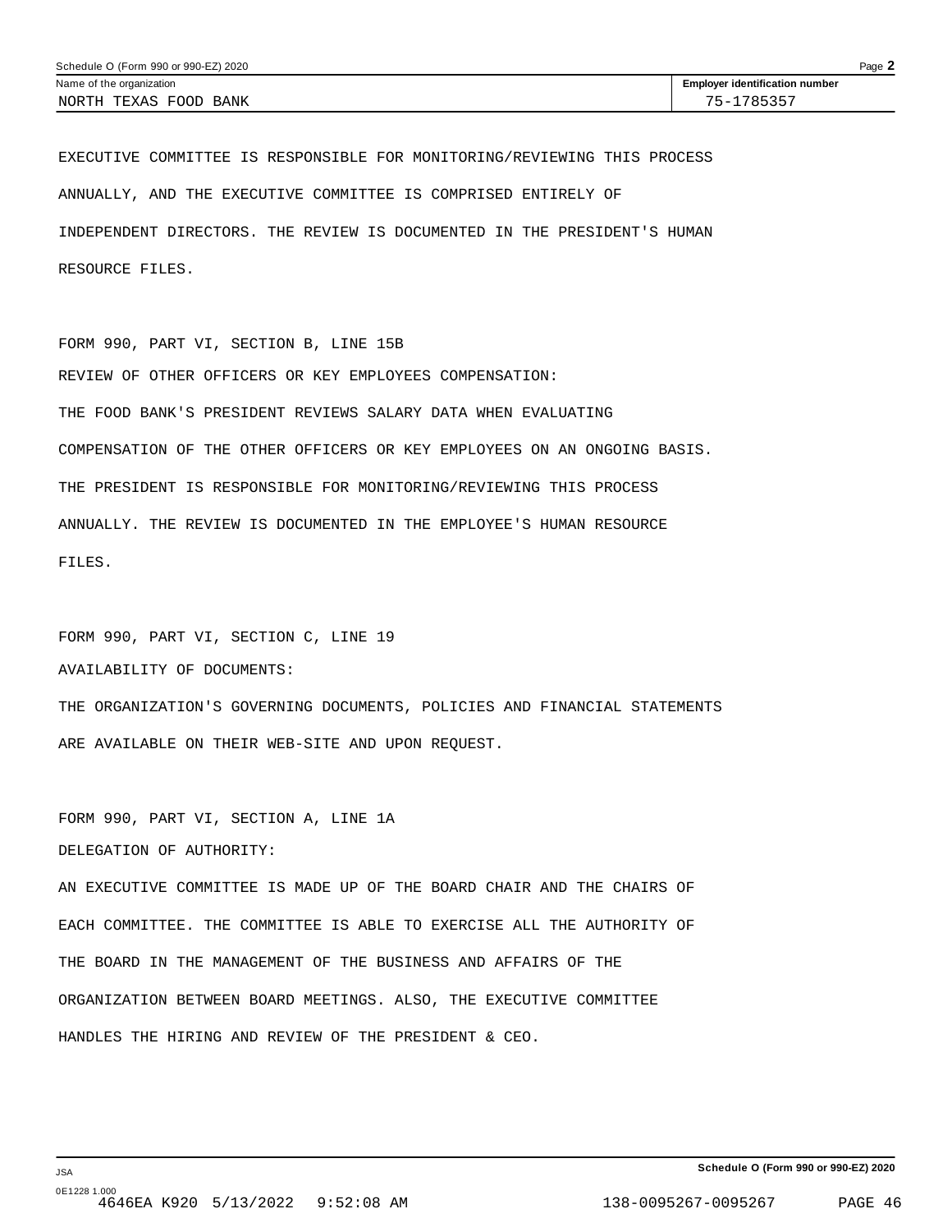Schedule O (Form 990 or 990-EZ) 2020

| Name of the organization | Employer identification number |
| --- | --- |
| NORTH TEXAS FOOD BANK | 75-1785357 |

EXECUTIVE COMMITTEE IS RESPONSIBLE FOR MONITORING/REVIEWING THIS PROCESS ANNUALLY, AND THE EXECUTIVE COMMITTEE IS COMPRISED ENTIRELY OF INDEPENDENT DIRECTORS. THE REVIEW IS DOCUMENTED IN THE PRESIDENT'S HUMAN RESOURCE FILES.

FORM 990, PART VI, SECTION B, LINE 15B

REVIEW OF OTHER OFFICERS OR KEY EMPLOYEES COMPENSATION:

THE FOOD BANK'S PRESIDENT REVIEWS SALARY DATA WHEN EVALUATING COMPENSATION OF THE OTHER OFFICERS OR KEY EMPLOYEES ON AN ONGOING BASIS. THE PRESIDENT IS RESPONSIBLE FOR MONITORING/REVIEWING THIS PROCESS ANNUALLY. THE REVIEW IS DOCUMENTED IN THE EMPLOYEE'S HUMAN RESOURCE FILES.

FORM 990, PART VI, SECTION C, LINE 19

AVAILABILITY OF DOCUMENTS:

THE ORGANIZATION'S GOVERNING DOCUMENTS, POLICIES AND FINANCIAL STATEMENTS ARE AVAILABLE ON THEIR WEB-SITE AND UPON REQUEST.

FORM 990, PART VI, SECTION A, LINE 1A

DELEGATION OF AUTHORITY:

AN EXECUTIVE COMMITTEE IS MADE UP OF THE BOARD CHAIR AND THE CHAIRS OF EACH COMMITTEE. THE COMMITTEE IS ABLE TO EXERCISE ALL THE AUTHORITY OF THE BOARD IN THE MANAGEMENT OF THE BUSINESS AND AFFAIRS OF THE ORGANIZATION BETWEEN BOARD MEETINGS. ALSO, THE EXECUTIVE COMMITTEE HANDLES THE HIRING AND REVIEW OF THE PRESIDENT & CEO.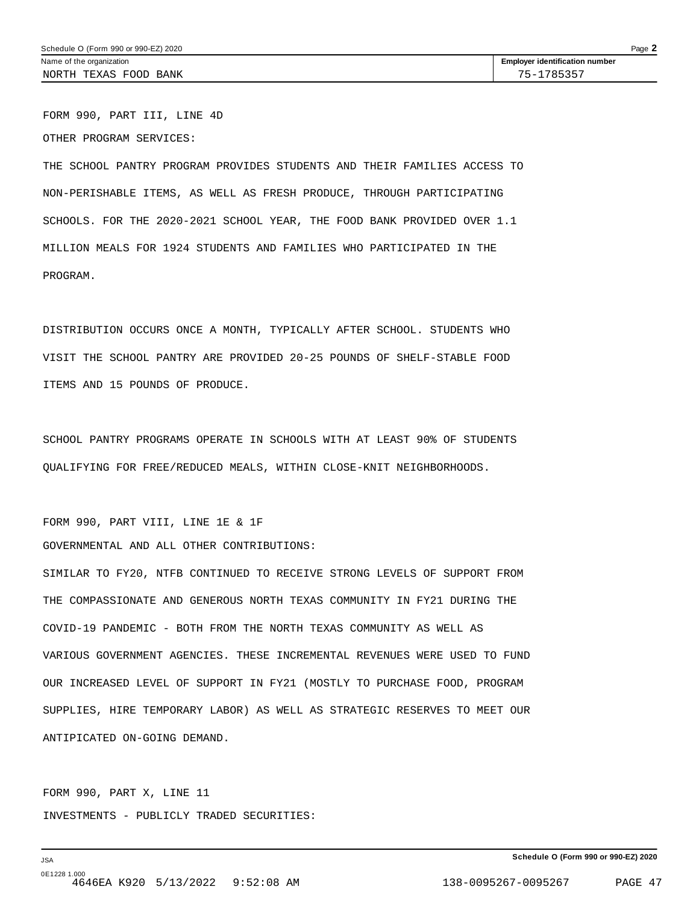Name of the organization: NORTH TEXAS FOOD BANK

Employer identification number: 75-1785357

FORM 990, PART III, LINE 4D

OTHER PROGRAM SERVICES:

THE SCHOOL PANTRY PROGRAM PROVIDES STUDENTS AND THEIR FAMILIES ACCESS TO NON-PERISHABLE ITEMS, AS WELL AS FRESH PRODUCE, THROUGH PARTICIPATING SCHOOLS. FOR THE 2020-2021 SCHOOL YEAR, THE FOOD BANK PROVIDED OVER 1.1 MILLION MEALS FOR 1924 STUDENTS AND FAMILIES WHO PARTICIPATED IN THE PROGRAM.

DISTRIBUTION OCCURS ONCE A MONTH, TYPICALLY AFTER SCHOOL. STUDENTS WHO VISIT THE SCHOOL PANTRY ARE PROVIDED 20-25 POUNDS OF SHELF-STABLE FOOD ITEMS AND 15 POUNDS OF PRODUCE.

SCHOOL PANTRY PROGRAMS OPERATE IN SCHOOLS WITH AT LEAST 90% OF STUDENTS QUALIFYING FOR FREE/REDUCED MEALS, WITHIN CLOSE-KNIT NEIGHBORHOODS.

FORM 990, PART VIII, LINE 1E & 1F

GOVERNMENTAL AND ALL OTHER CONTRIBUTIONS:

SIMILAR TO FY20, NTFB CONTINUED TO RECEIVE STRONG LEVELS OF SUPPORT FROM THE COMPASSIONATE AND GENEROUS NORTH TEXAS COMMUNITY IN FY21 DURING THE COVID-19 PANDEMIC - BOTH FROM THE NORTH TEXAS COMMUNITY AS WELL AS VARIOUS GOVERNMENT AGENCIES. THESE INCREMENTAL REVENUES WERE USED TO FUND OUR INCREASED LEVEL OF SUPPORT IN FY21 (MOSTLY TO PURCHASE FOOD, PROGRAM SUPPLIES, HIRE TEMPORARY LABOR) AS WELL AS STRATEGIC RESERVES TO MEET OUR ANTIPICATED ON-GOING DEMAND.

FORM 990, PART X, LINE 11

INVESTMENTS - PUBLICLY TRADED SECURITIES: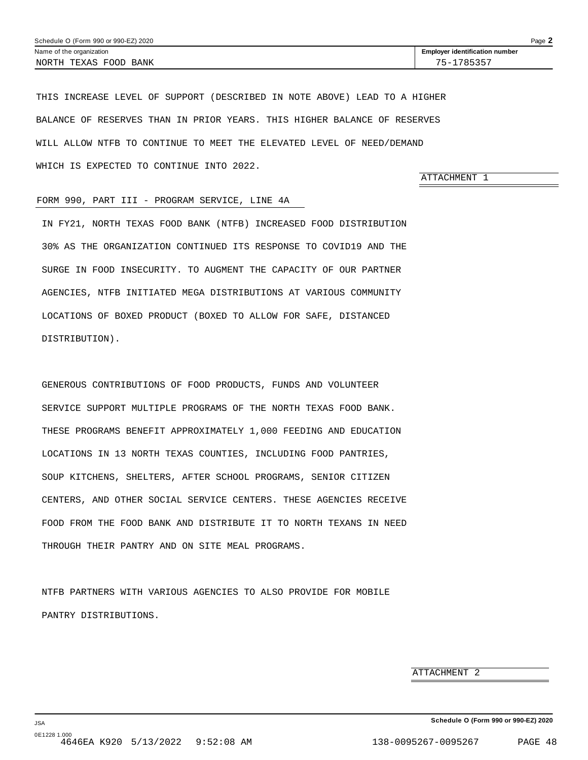NORTH TEXAS FOOD BANK | 75-1785357

THIS INCREASE LEVEL OF SUPPORT (DESCRIBED IN NOTE ABOVE) LEAD TO A HIGHER BALANCE OF RESERVES THAN IN PRIOR YEARS. THIS HIGHER BALANCE OF RESERVES WILL ALLOW NTFB TO CONTINUE TO MEET THE ELEVATED LEVEL OF NEED/DEMAND WHICH IS EXPECTED TO CONTINUE INTO 2022.

ATTACHMENT 1

FORM 990, PART III - PROGRAM SERVICE, LINE 4A

IN FY21, NORTH TEXAS FOOD BANK (NTFB) INCREASED FOOD DISTRIBUTION 30% AS THE ORGANIZATION CONTINUED ITS RESPONSE TO COVID19 AND THE SURGE IN FOOD INSECURITY. TO AUGMENT THE CAPACITY OF OUR PARTNER AGENCIES, NTFB INITIATED MEGA DISTRIBUTIONS AT VARIOUS COMMUNITY LOCATIONS OF BOXED PRODUCT (BOXED TO ALLOW FOR SAFE, DISTANCED DISTRIBUTION).

GENEROUS CONTRIBUTIONS OF FOOD PRODUCTS, FUNDS AND VOLUNTEER SERVICE SUPPORT MULTIPLE PROGRAMS OF THE NORTH TEXAS FOOD BANK. THESE PROGRAMS BENEFIT APPROXIMATELY 1,000 FEEDING AND EDUCATION LOCATIONS IN 13 NORTH TEXAS COUNTIES, INCLUDING FOOD PANTRIES, SOUP KITCHENS, SHELTERS, AFTER SCHOOL PROGRAMS, SENIOR CITIZEN CENTERS, AND OTHER SOCIAL SERVICE CENTERS. THESE AGENCIES RECEIVE FOOD FROM THE FOOD BANK AND DISTRIBUTE IT TO NORTH TEXANS IN NEED THROUGH THEIR PANTRY AND ON SITE MEAL PROGRAMS.

NTFB PARTNERS WITH VARIOUS AGENCIES TO ALSO PROVIDE FOR MOBILE PANTRY DISTRIBUTIONS.

ATTACHMENT 2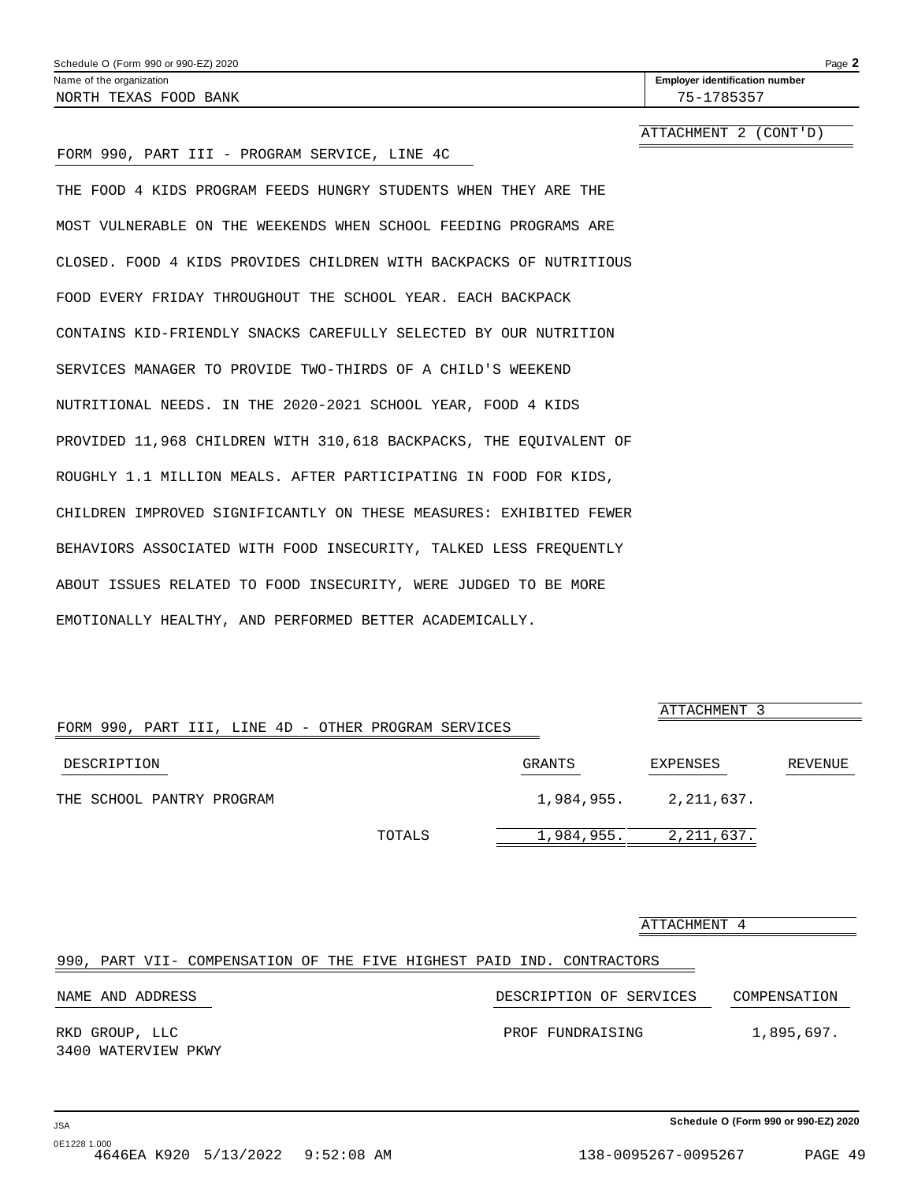Schedule O (Form 990 or 990-EZ) 2020

Name of the organization: NORTH TEXAS FOOD BANK

Employer identification number: 75-1785357

ATTACHMENT 2 (CONT'D)

FORM 990, PART III - PROGRAM SERVICE, LINE 4C

THE FOOD 4 KIDS PROGRAM FEEDS HUNGRY STUDENTS WHEN THEY ARE THE MOST VULNERABLE ON THE WEEKENDS WHEN SCHOOL FEEDING PROGRAMS ARE CLOSED. FOOD 4 KIDS PROVIDES CHILDREN WITH BACKPACKS OF NUTRITIOUS FOOD EVERY FRIDAY THROUGHOUT THE SCHOOL YEAR. EACH BACKPACK CONTAINS KID-FRIENDLY SNACKS CAREFULLY SELECTED BY OUR NUTRITION SERVICES MANAGER TO PROVIDE TWO-THIRDS OF A CHILD'S WEEKEND NUTRITIONAL NEEDS. IN THE 2020-2021 SCHOOL YEAR, FOOD 4 KIDS PROVIDED 11,968 CHILDREN WITH 310,618 BACKPACKS, THE EQUIVALENT OF ROUGHLY 1.1 MILLION MEALS. AFTER PARTICIPATING IN FOOD FOR KIDS, CHILDREN IMPROVED SIGNIFICANTLY ON THESE MEASURES: EXHIBITED FEWER BEHAVIORS ASSOCIATED WITH FOOD INSECURITY, TALKED LESS FREQUENTLY ABOUT ISSUES RELATED TO FOOD INSECURITY, WERE JUDGED TO BE MORE EMOTIONALLY HEALTHY, AND PERFORMED BETTER ACADEMICALLY.

ATTACHMENT 3

FORM 990, PART III, LINE 4D - OTHER PROGRAM SERVICES

| DESCRIPTION | GRANTS | EXPENSES | REVENUE |
|---|---|---|---|
| THE SCHOOL PANTRY PROGRAM | 1,984,955. | 2,211,637. | |
| TOTALS | 1,984,955. | 2,211,637. | |

ATTACHMENT 4

990, PART VII- COMPENSATION OF THE FIVE HIGHEST PAID IND. CONTRACTORS

| NAME AND ADDRESS | DESCRIPTION OF SERVICES | COMPENSATION |
|---|---|---|
| RKD GROUP, LLC<br>3400 WATERVIEW PKWY | PROF FUNDRAISING | 1,895,697. |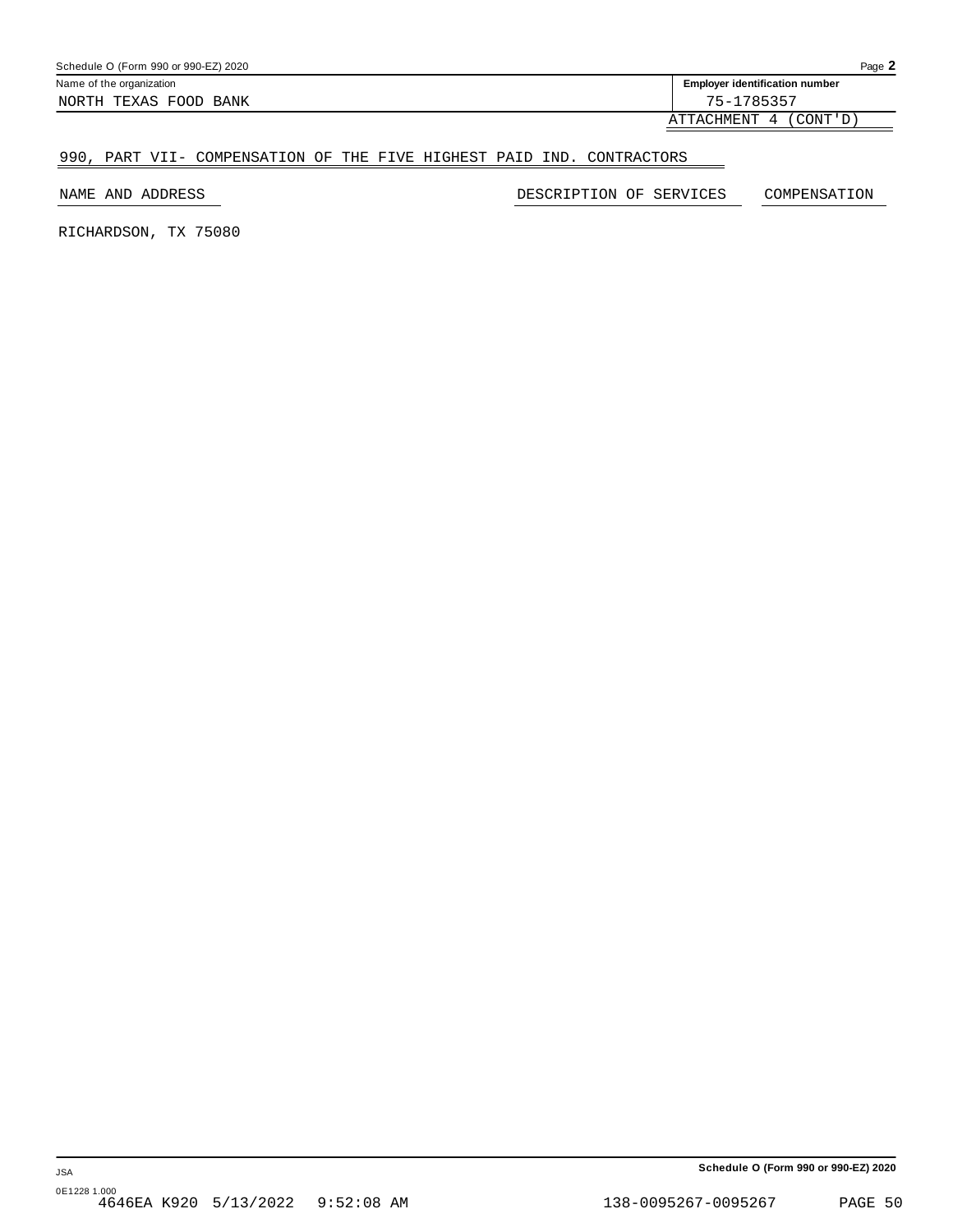Name of the organization: NORTH TEXAS FOOD BANK

Employer identification number: 75-1785357

ATTACHMENT 4 (CONT'D)

## 990, PART VII- COMPENSATION OF THE FIVE HIGHEST PAID IND. CONTRACTORS

| NAME AND ADDRESS | DESCRIPTION OF SERVICES | COMPENSATION |
|---|---|---|
| RICHARDSON, TX 75080 | | |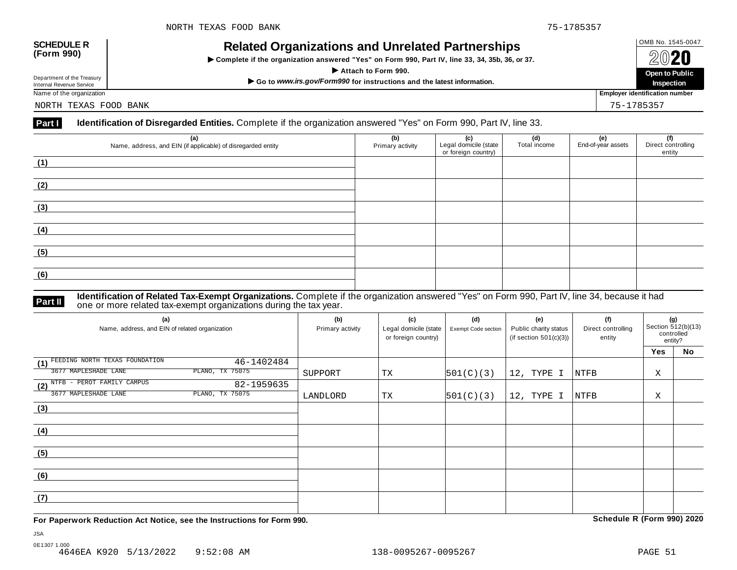NORTH TEXAS FOOD BANK 75-1785357

**SCHEDULE R (Form 990)**

Department of the Treasury
Internal Revenue Service

# Related Organizations and Unrelated Partnerships

▶ Complete if the organization answered "Yes" on Form 990, Part IV, line 33, 34, 35b, 36, or 37.

▶ Attach to Form 990.

▶ Go to *www.irs.gov/Form990* for instructions and the latest information.

OMB No. 1545-0047

**2020**

**Open to Public Inspection**

Name of the organization: NORTH TEXAS FOOD BANK

Employer identification number: 75-1785357

**Part I** **Identification of Disregarded Entities.** Complete if the organization answered "Yes" on Form 990, Part IV, line 33.

| (a) Name, address, and EIN (if applicable) of disregarded entity | (b) Primary activity | (c) Legal domicile (state or foreign country) | (d) Total income | (e) End-of-year assets | (f) Direct controlling entity |
|---|---|---|---|---|---|
| (1) | | | | | |
| (2) | | | | | |
| (3) | | | | | |
| (4) | | | | | |
| (5) | | | | | |
| (6) | | | | | |

**Part II** **Identification of Related Tax-Exempt Organizations.** Complete if the organization answered "Yes" on Form 990, Part IV, line 34, because it had one or more related tax-exempt organizations during the tax year.

| (a) Name, address, and EIN of related organization | (b) Primary activity | (c) Legal domicile (state or foreign country) | (d) Exempt Code section | (e) Public charity status (if section 501(c)(3)) | (f) Direct controlling entity | (g) Section 512(b)(13) controlled entity? | |
|---|---|---|---|---|---|---|---|
| | | | | | | Yes | No |
| (1) FEEDING NORTH TEXAS FOUNDATION 46-1402484<br>3677 MAPLESHADE LANE PLANO, TX 75075 | SUPPORT | TX | 501(C)(3) | 12, TYPE I | NTFB | X | |
| (2) NTFB - PEROT FAMILY CAMPUS 82-1959635<br>3677 MAPLESHADE LANE PLANO, TX 75075 | LANDLORD | TX | 501(C)(3) | 12, TYPE I | NTFB | X | |
| (3) | | | | | | | |
| (4) | | | | | | | |
| (5) | | | | | | | |
| (6) | | | | | | | |
| (7) | | | | | | | |

**For Paperwork Reduction Act Notice, see the Instructions for Form 990.** **Schedule R (Form 990) 2020**

JSA
0E1307 1.000
4646EA K920 5/13/2022 9:52:08 AM 138-0095267-0095267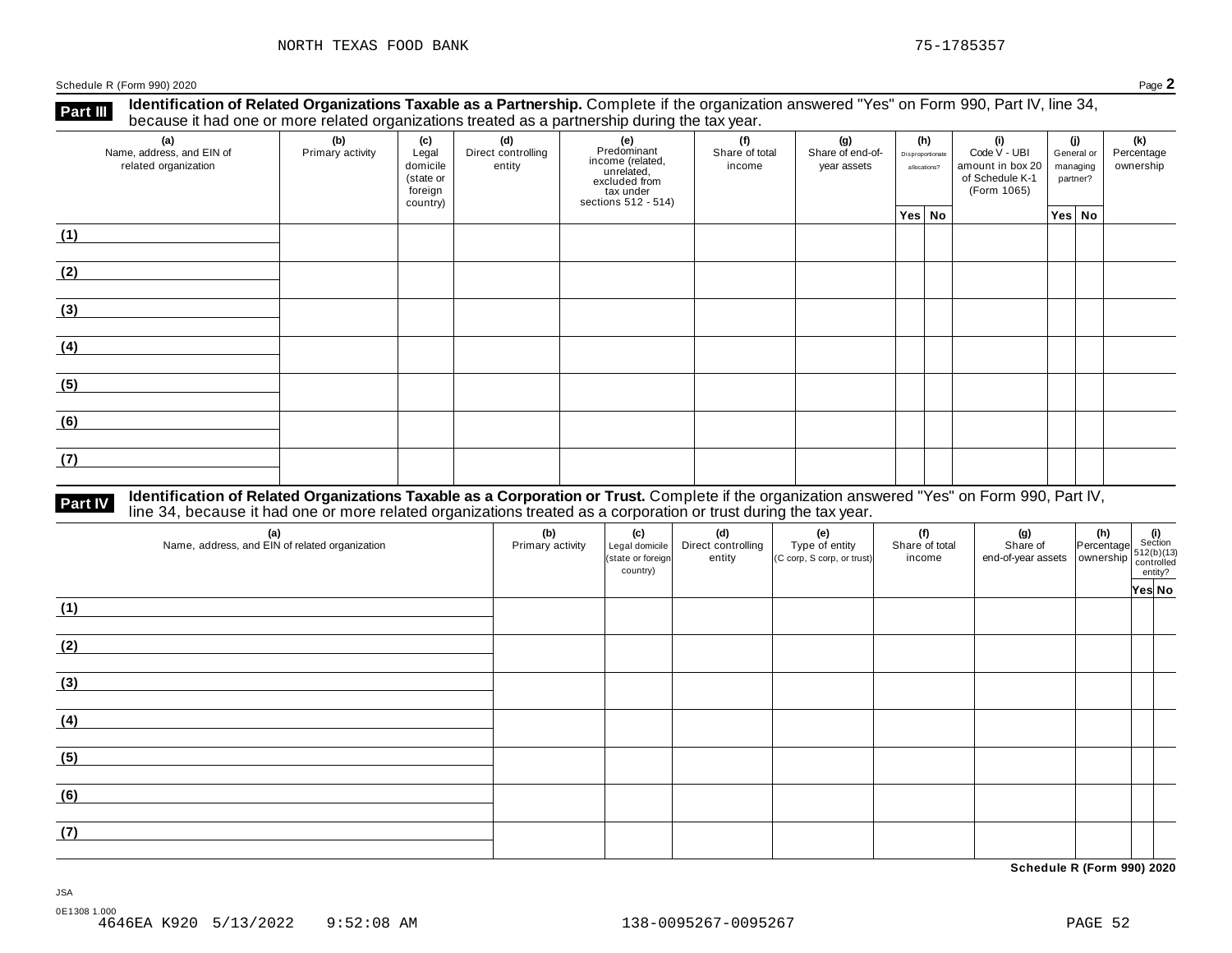NORTH TEXAS FOOD BANK 75-1785357

Schedule R (Form 990) 2020 Page **2**

## Part III Identification of Related Organizations Taxable as a Partnership.

Complete if the organization answered "Yes" on Form 990, Part IV, line 34, because it had one or more related organizations treated as a partnership during the tax year.

| (a) Name, address, and EIN of related organization | (b) Primary activity | (c) Legal domicile (state or foreign country) | (d) Direct controlling entity | (e) Predominant income (related, unrelated, excluded from tax under sections 512 - 514) | (f) Share of total income | (g) Share of end-of-year assets | (h) Disproportionate allocations? | | (i) Code V - UBI amount in box 20 of Schedule K-1 (Form 1065) | (j) General or managing partner? | | (k) Percentage ownership |
|---|---|---|---|---|---|---|---|---|---|---|---|---|
| | | | | | | | Yes | No | | Yes | No | |
| (1) | | | | | | | | | | | | |
| (2) | | | | | | | | | | | | |
| (3) | | | | | | | | | | | | |
| (4) | | | | | | | | | | | | |
| (5) | | | | | | | | | | | | |
| (6) | | | | | | | | | | | | |
| (7) | | | | | | | | | | | | |

## Part IV Identification of Related Organizations Taxable as a Corporation or Trust.

Complete if the organization answered "Yes" on Form 990, Part IV, line 34, because it had one or more related organizations treated as a corporation or trust during the tax year.

| (a) Name, address, and EIN of related organization | (b) Primary activity | (c) Legal domicile (state or foreign country) | (d) Direct controlling entity | (e) Type of entity (C corp, S corp, or trust) | (f) Share of total income | (g) Share of end-of-year assets | (h) Percentage ownership | (i) Section 512(b)(13) controlled entity? | |
|---|---|---|---|---|---|---|---|---|---|
| | | | | | | | | Yes | No |
| (1) | | | | | | | | | |
| (2) | | | | | | | | | |
| (3) | | | | | | | | | |
| (4) | | | | | | | | | |
| (5) | | | | | | | | | |
| (6) | | | | | | | | | |
| (7) | | | | | | | | | |

**Schedule R (Form 990) 2020**

JSA

0E1308 1.000

4646EA K920 5/13/2022 9:52:08 AM 138-0095267-0095267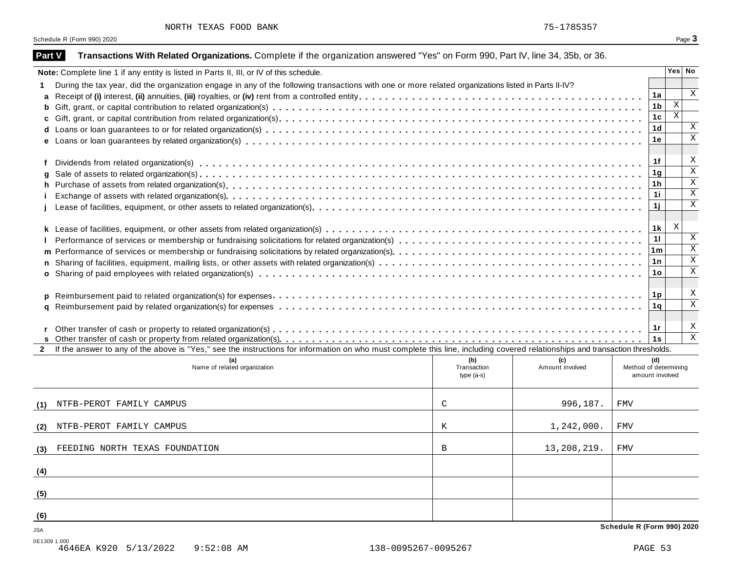NORTH TEXAS FOOD BANK 75-1785357

Schedule R (Form 990) 2020

**Part V** **Transactions With Related Organizations.** Complete if the organization answered "Yes" on Form 990, Part IV, line 34, 35b, or 36.

**Note:** Complete line 1 if any entity is listed in Parts II, III, or IV of this schedule.

| | | | Yes | No |
|---|---|---|---|---|
| **1** | During the tax year, did the organization engage in any of the following transactions with one or more related organizations listed in Parts II-IV? | | | |
| **a** | Receipt of **(i)** interest, **(ii)** annuities, **(iii)** royalties, or **(iv)** rent from a controlled entity | 1a | | X |
| **b** | Gift, grant, or capital contribution to related organization(s) | 1b | X | |
| **c** | Gift, grant, or capital contribution from related organization(s) | 1c | X | |
| **d** | Loans or loan guarantees to or for related organization(s) | 1d | | X |
| **e** | Loans or loan guarantees by related organization(s) | 1e | | X |
| **f** | Dividends from related organization(s) | 1f | | X |
| **g** | Sale of assets to related organization(s) | 1g | | X |
| **h** | Purchase of assets from related organization(s) | 1h | | X |
| **i** | Exchange of assets with related organization(s) | 1i | | X |
| **j** | Lease of facilities, equipment, or other assets to related organization(s) | 1j | | X |
| **k** | Lease of facilities, equipment, or other assets from related organization(s) | 1k | X | |
| **l** | Performance of services or membership or fundraising solicitations for related organization(s) | 1l | | X |
| **m** | Performance of services or membership or fundraising solicitations by related organization(s) | 1m | | X |
| **n** | Sharing of facilities, equipment, mailing lists, or other assets with related organization(s) | 1n | | X |
| **o** | Sharing of paid employees with related organization(s) | 1o | | X |
| **p** | Reimbursement paid to related organization(s) for expenses | 1p | | X |
| **q** | Reimbursement paid by related organization(s) for expenses | 1q | | X |
| **r** | Other transfer of cash or property to related organization(s) | 1r | | X |
| **s** | Other transfer of cash or property from related organization(s) | 1s | | X |

**2** If the answer to any of the above is "Yes," see the instructions for information on who must complete this line, including covered relationships and transaction thresholds.

| | (a) Name of related organization | (b) Transaction type (a-s) | (c) Amount involved | (d) Method of determining amount involved |
|---|---|---|---|---|
| (1) | NTFB-PEROT FAMILY CAMPUS | C | 996,187. | FMV |
| (2) | NTFB-PEROT FAMILY CAMPUS | K | 1,242,000. | FMV |
| (3) | FEEDING NORTH TEXAS FOUNDATION | B | 13,208,219. | FMV |
| (4) | | | | |
| (5) | | | | |
| (6) | | | | |

Schedule R (Form 990) 2020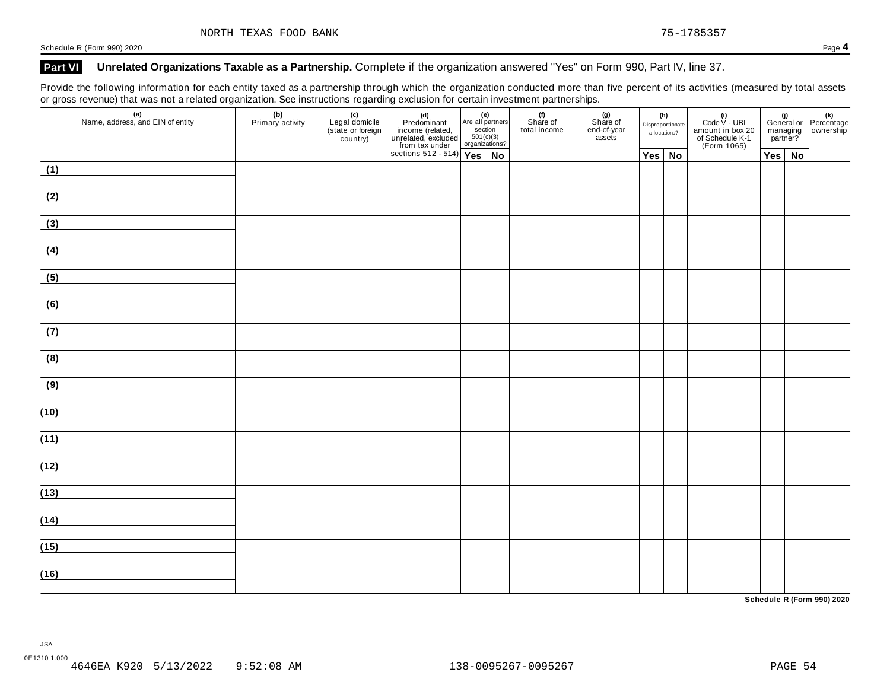NORTH TEXAS FOOD BANK 75-1785357

Schedule R (Form 990) 2020

## Part VI Unrelated Organizations Taxable as a Partnership. Complete if the organization answered "Yes" on Form 990, Part IV, line 37.

Provide the following information for each entity taxed as a partnership through which the organization conducted more than five percent of its activities (measured by total assets or gross revenue) that was not a related organization. See instructions regarding exclusion for certain investment partnerships.

| (a) Name, address, and EIN of entity | (b) Primary activity | (c) Legal domicile (state or foreign country) | (d) Predominant income (related, unrelated, excluded from tax under sections 512 - 514) | (e) Are all partners section 501(c)(3) organizations? | | (f) Share of total income | (g) Share of end-of-year assets | (h) Disproportionate allocations? | | (i) Code V - UBI amount in box 20 of Schedule K-1 (Form 1065) | (j) General or managing partner? | | (k) Percentage ownership |
|---|---|---|---|---|---|---|---|---|---|---|---|---|---|
| | | | | Yes | No | | | Yes | No | | Yes | No | |
| (1) | | | | | | | | | | | | | |
| (2) | | | | | | | | | | | | | |
| (3) | | | | | | | | | | | | | |
| (4) | | | | | | | | | | | | | |
| (5) | | | | | | | | | | | | | |
| (6) | | | | | | | | | | | | | |
| (7) | | | | | | | | | | | | | |
| (8) | | | | | | | | | | | | | |
| (9) | | | | | | | | | | | | | |
| (10) | | | | | | | | | | | | | |
| (11) | | | | | | | | | | | | | |
| (12) | | | | | | | | | | | | | |
| (13) | | | | | | | | | | | | | |
| (14) | | | | | | | | | | | | | |
| (15) | | | | | | | | | | | | | |
| (16) | | | | | | | | | | | | | |

Schedule R (Form 990) 2020

JSA
0E1310 1.000
4646EA K920 5/13/2022 9:52:08 AM 138-0095267-0095267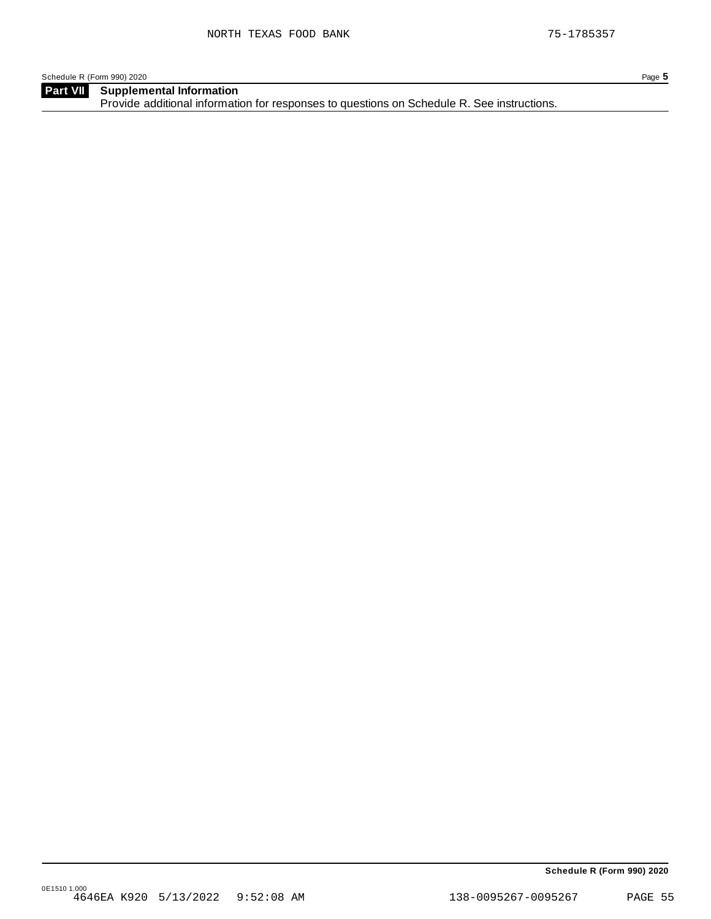NORTH TEXAS FOOD BANK 75-1785357

Schedule R (Form 990) 2020

## Part VII Supplemental Information

Provide additional information for responses to questions on Schedule R. See instructions.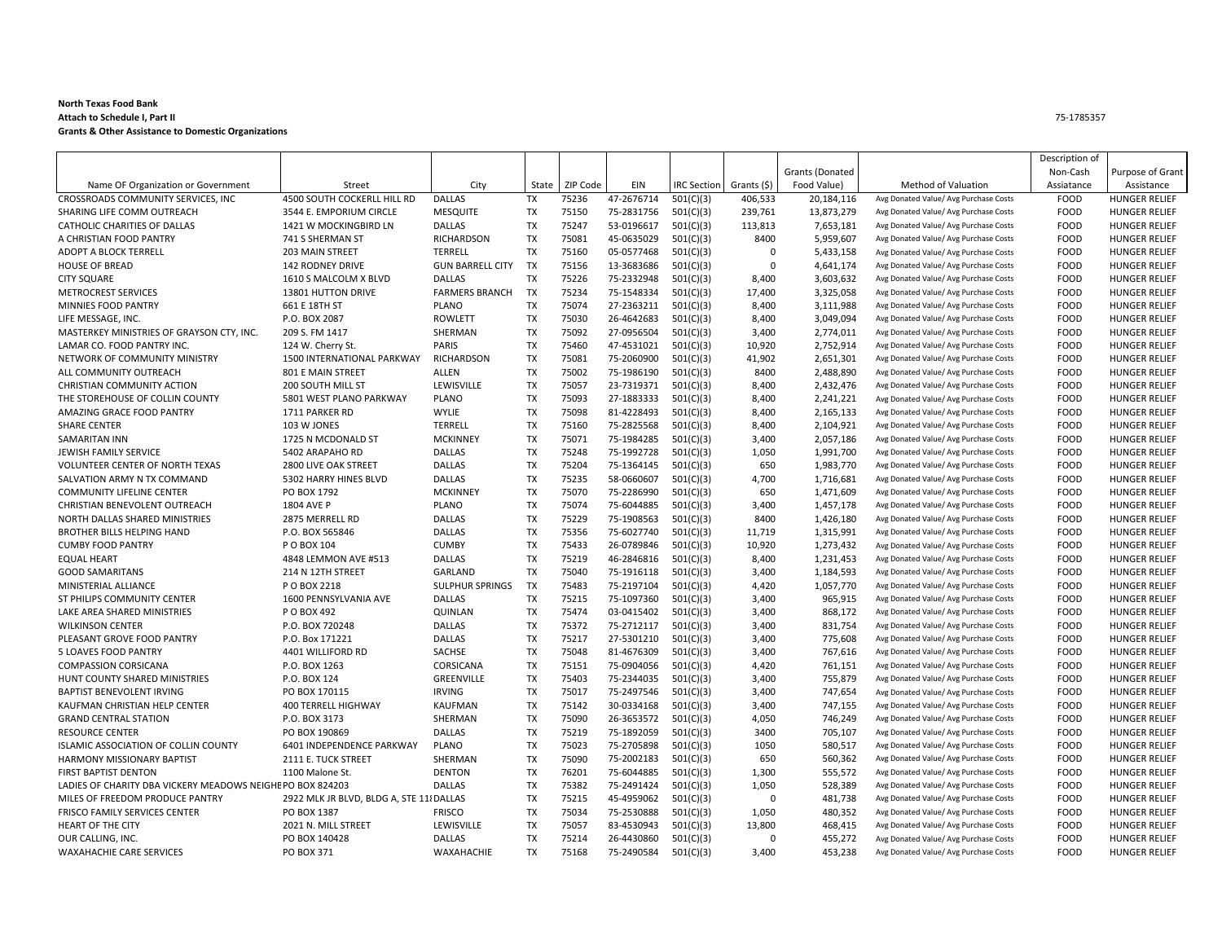**North Texas Food Bank**
**Attach to Schedule I, Part II**
**Grants & Other Assistance to Domestic Organizations**

75-1785357

| Name OF Organization or Government | Street | City | State | ZIP Code | EIN | IRC Section | Grants ($) | Grants (Donated Food Value) | Method of Valuation | Description of Non-Cash Assiatance | Purpose of Grant Assistance |
|---|---|---|---|---|---|---|---|---|---|---|---|
| CROSSROADS COMMUNITY SERVICES, INC | 4500 SOUTH COCKERLL HILL RD | DALLAS | TX | 75236 | 47-2676714 | 501(C)(3) | 406,533 | 20,184,116 | Avg Donated Value/ Avg Purchase Costs | FOOD | HUNGER RELIEF |
| SHARING LIFE COMM OUTREACH | 3544 E. EMPORIUM CIRCLE | MESQUITE | TX | 75150 | 75-2831756 | 501(C)(3) | 239,761 | 13,873,279 | Avg Donated Value/ Avg Purchase Costs | FOOD | HUNGER RELIEF |
| CATHOLIC CHARITIES OF DALLAS | 1421 W MOCKINGBIRD LN | DALLAS | TX | 75247 | 53-0196617 | 501(C)(3) | 113,813 | 7,653,181 | Avg Donated Value/ Avg Purchase Costs | FOOD | HUNGER RELIEF |
| A CHRISTIAN FOOD PANTRY | 741 S SHERMAN ST | RICHARDSON | TX | 75081 | 45-0635029 | 501(C)(3) | 8400 | 5,959,607 | Avg Donated Value/ Avg Purchase Costs | FOOD | HUNGER RELIEF |
| ADOPT A BLOCK TERRELL | 203 MAIN STREET | TERRELL | TX | 75160 | 05-0577468 | 501(C)(3) | 0 | 5,433,158 | Avg Donated Value/ Avg Purchase Costs | FOOD | HUNGER RELIEF |
| HOUSE OF BREAD | 142 RODNEY DRIVE | GUN BARRELL CITY | TX | 75156 | 13-3683686 | 501(C)(3) | 0 | 4,641,174 | Avg Donated Value/ Avg Purchase Costs | FOOD | HUNGER RELIEF |
| CITY SQUARE | 1610 S MALCOLM X BLVD | DALLAS | TX | 75226 | 75-2332948 | 501(C)(3) | 8,400 | 3,603,632 | Avg Donated Value/ Avg Purchase Costs | FOOD | HUNGER RELIEF |
| METROCREST SERVICES | 13801 HUTTON DRIVE | FARMERS BRANCH | TX | 75234 | 75-1548334 | 501(C)(3) | 17,400 | 3,325,058 | Avg Donated Value/ Avg Purchase Costs | FOOD | HUNGER RELIEF |
| MINNIES FOOD PANTRY | 661 E 18TH ST | PLANO | TX | 75074 | 27-2363211 | 501(C)(3) | 8,400 | 3,111,988 | Avg Donated Value/ Avg Purchase Costs | FOOD | HUNGER RELIEF |
| LIFE MESSAGE, INC. | P.O. BOX 2087 | ROWLETT | TX | 75030 | 26-4642683 | 501(C)(3) | 8,400 | 3,049,094 | Avg Donated Value/ Avg Purchase Costs | FOOD | HUNGER RELIEF |
| MASTERKEY MINISTRIES OF GRAYSON CTY, INC. | 209 S. FM 1417 | SHERMAN | TX | 75092 | 27-0956504 | 501(C)(3) | 3,400 | 2,774,011 | Avg Donated Value/ Avg Purchase Costs | FOOD | HUNGER RELIEF |
| LAMAR CO. FOOD PANTRY INC. | 124 W. Cherry St. | PARIS | TX | 75460 | 47-4531021 | 501(C)(3) | 10,920 | 2,752,914 | Avg Donated Value/ Avg Purchase Costs | FOOD | HUNGER RELIEF |
| NETWORK OF COMMUNITY MINISTRY | 1500 INTERNATIONAL PARKWAY | RICHARDSON | TX | 75081 | 75-2060900 | 501(C)(3) | 41,902 | 2,651,301 | Avg Donated Value/ Avg Purchase Costs | FOOD | HUNGER RELIEF |
| ALL COMMUNITY OUTREACH | 801 E MAIN STREET | ALLEN | TX | 75002 | 75-1986190 | 501(C)(3) | 8400 | 2,488,890 | Avg Donated Value/ Avg Purchase Costs | FOOD | HUNGER RELIEF |
| CHRISTIAN COMMUNITY ACTION | 200 SOUTH MILL ST | LEWISVILLE | TX | 75057 | 23-7319371 | 501(C)(3) | 8,400 | 2,432,476 | Avg Donated Value/ Avg Purchase Costs | FOOD | HUNGER RELIEF |
| THE STOREHOUSE OF COLLIN COUNTY | 5801 WEST PLANO PARKWAY | PLANO | TX | 75093 | 27-1883333 | 501(C)(3) | 8,400 | 2,241,221 | Avg Donated Value/ Avg Purchase Costs | FOOD | HUNGER RELIEF |
| AMAZING GRACE FOOD PANTRY | 1711 PARKER RD | WYLIE | TX | 75098 | 81-4228493 | 501(C)(3) | 8,400 | 2,165,133 | Avg Donated Value/ Avg Purchase Costs | FOOD | HUNGER RELIEF |
| SHARE CENTER | 103 W JONES | TERRELL | TX | 75160 | 75-2825568 | 501(C)(3) | 8,400 | 2,104,921 | Avg Donated Value/ Avg Purchase Costs | FOOD | HUNGER RELIEF |
| SAMARITAN INN | 1725 N MCDONALD ST | MCKINNEY | TX | 75071 | 75-1984285 | 501(C)(3) | 3,400 | 2,057,186 | Avg Donated Value/ Avg Purchase Costs | FOOD | HUNGER RELIEF |
| JEWISH FAMILY SERVICE | 5402 ARAPAHO RD | DALLAS | TX | 75248 | 75-1992728 | 501(C)(3) | 1,050 | 1,991,700 | Avg Donated Value/ Avg Purchase Costs | FOOD | HUNGER RELIEF |
| VOLUNTEER CENTER OF NORTH TEXAS | 2800 LIVE OAK STREET | DALLAS | TX | 75204 | 75-1364145 | 501(C)(3) | 650 | 1,983,770 | Avg Donated Value/ Avg Purchase Costs | FOOD | HUNGER RELIEF |
| SALVATION ARMY N TX COMMAND | 5302 HARRY HINES BLVD | DALLAS | TX | 75235 | 58-0660607 | 501(C)(3) | 4,700 | 1,716,681 | Avg Donated Value/ Avg Purchase Costs | FOOD | HUNGER RELIEF |
| COMMUNITY LIFELINE CENTER | PO BOX 1792 | MCKINNEY | TX | 75070 | 75-2286990 | 501(C)(3) | 650 | 1,471,609 | Avg Donated Value/ Avg Purchase Costs | FOOD | HUNGER RELIEF |
| CHRISTIAN BENEVOLENT OUTREACH | 1804 AVE P | PLANO | TX | 75074 | 75-6044885 | 501(C)(3) | 3,400 | 1,457,178 | Avg Donated Value/ Avg Purchase Costs | FOOD | HUNGER RELIEF |
| NORTH DALLAS SHARED MINISTRIES | 2875 MERRELL RD | DALLAS | TX | 75229 | 75-1908563 | 501(C)(3) | 8400 | 1,426,180 | Avg Donated Value/ Avg Purchase Costs | FOOD | HUNGER RELIEF |
| BROTHER BILLS HELPING HAND | P.O. BOX 565846 | DALLAS | TX | 75356 | 75-6027740 | 501(C)(3) | 11,719 | 1,315,991 | Avg Donated Value/ Avg Purchase Costs | FOOD | HUNGER RELIEF |
| CUMBY FOOD PANTRY | P O BOX 104 | CUMBY | TX | 75433 | 26-0789846 | 501(C)(3) | 10,920 | 1,273,432 | Avg Donated Value/ Avg Purchase Costs | FOOD | HUNGER RELIEF |
| EQUAL HEART | 4848 LEMMON AVE #513 | DALLAS | TX | 75219 | 46-2846816 | 501(C)(3) | 8,400 | 1,231,453 | Avg Donated Value/ Avg Purchase Costs | FOOD | HUNGER RELIEF |
| GOOD SAMARITANS | 214 N 12TH STREET | GARLAND | TX | 75040 | 75-1916118 | 501(C)(3) | 3,400 | 1,184,593 | Avg Donated Value/ Avg Purchase Costs | FOOD | HUNGER RELIEF |
| MINISTERIAL ALLIANCE | P O BOX 2218 | SULPHUR SPRINGS | TX | 75483 | 75-2197104 | 501(C)(3) | 4,420 | 1,057,770 | Avg Donated Value/ Avg Purchase Costs | FOOD | HUNGER RELIEF |
| ST PHILIPS COMMUNITY CENTER | 1600 PENNSYLVANIA AVE | DALLAS | TX | 75215 | 75-1097360 | 501(C)(3) | 3,400 | 965,915 | Avg Donated Value/ Avg Purchase Costs | FOOD | HUNGER RELIEF |
| LAKE AREA SHARED MINISTRIES | P O BOX 492 | QUINLAN | TX | 75474 | 03-0415402 | 501(C)(3) | 3,400 | 868,172 | Avg Donated Value/ Avg Purchase Costs | FOOD | HUNGER RELIEF |
| WILKINSON CENTER | P.O. BOX 720248 | DALLAS | TX | 75372 | 75-2712117 | 501(C)(3) | 3,400 | 831,754 | Avg Donated Value/ Avg Purchase Costs | FOOD | HUNGER RELIEF |
| PLEASANT GROVE FOOD PANTRY | P.O. Box 171221 | DALLAS | TX | 75217 | 27-5301210 | 501(C)(3) | 3,400 | 775,608 | Avg Donated Value/ Avg Purchase Costs | FOOD | HUNGER RELIEF |
| 5 LOAVES FOOD PANTRY | 4401 WILLIFORD RD | SACHSE | TX | 75048 | 81-4676309 | 501(C)(3) | 3,400 | 767,616 | Avg Donated Value/ Avg Purchase Costs | FOOD | HUNGER RELIEF |
| COMPASSION CORSICANA | P.O. BOX 1263 | CORSICANA | TX | 75151 | 75-0904056 | 501(C)(3) | 4,420 | 761,151 | Avg Donated Value/ Avg Purchase Costs | FOOD | HUNGER RELIEF |
| HUNT COUNTY SHARED MINISTRIES | P.O. BOX 124 | GREENVILLE | TX | 75403 | 75-2344035 | 501(C)(3) | 3,400 | 755,879 | Avg Donated Value/ Avg Purchase Costs | FOOD | HUNGER RELIEF |
| BAPTIST BENEVOLENT IRVING | PO BOX 170115 | IRVING | TX | 75017 | 75-2497546 | 501(C)(3) | 3,400 | 747,654 | Avg Donated Value/ Avg Purchase Costs | FOOD | HUNGER RELIEF |
| KAUFMAN CHRISTIAN HELP CENTER | 400 TERRELL HIGHWAY | KAUFMAN | TX | 75142 | 30-0334168 | 501(C)(3) | 3,400 | 747,155 | Avg Donated Value/ Avg Purchase Costs | FOOD | HUNGER RELIEF |
| GRAND CENTRAL STATION | P.O. BOX 3173 | SHERMAN | TX | 75090 | 26-3653572 | 501(C)(3) | 4,050 | 746,249 | Avg Donated Value/ Avg Purchase Costs | FOOD | HUNGER RELIEF |
| RESOURCE CENTER | PO BOX 190869 | DALLAS | TX | 75219 | 75-1892059 | 501(C)(3) | 3400 | 705,107 | Avg Donated Value/ Avg Purchase Costs | FOOD | HUNGER RELIEF |
| ISLAMIC ASSOCIATION OF COLLIN COUNTY | 6401 INDEPENDENCE PARKWAY | PLANO | TX | 75023 | 75-2705898 | 501(C)(3) | 1050 | 580,517 | Avg Donated Value/ Avg Purchase Costs | FOOD | HUNGER RELIEF |
| HARMONY MISSIONARY BAPTIST | 2111 E. TUCK STREET | SHERMAN | TX | 75090 | 75-2002183 | 501(C)(3) | 650 | 560,362 | Avg Donated Value/ Avg Purchase Costs | FOOD | HUNGER RELIEF |
| FIRST BAPTIST DENTON | 1100 Malone St. | DENTON | TX | 76201 | 75-6044885 | 501(C)(3) | 1,300 | 555,572 | Avg Donated Value/ Avg Purchase Costs | FOOD | HUNGER RELIEF |
| LADIES OF CHARITY DBA VICKERY MEADOWS NEIGHE | PO BOX 824203 | DALLAS | TX | 75382 | 75-2491424 | 501(C)(3) | 1,050 | 528,389 | Avg Donated Value/ Avg Purchase Costs | FOOD | HUNGER RELIEF |
| MILES OF FREEDOM PRODUCE PANTRY | 2922 MLK JR BLVD, BLDG A, STE 11( | DALLAS | TX | 75215 | 45-4959062 | 501(C)(3) | 0 | 481,738 | Avg Donated Value/ Avg Purchase Costs | FOOD | HUNGER RELIEF |
| FRISCO FAMILY SERVICES CENTER | PO BOX 1387 | FRISCO | TX | 75034 | 75-2530888 | 501(C)(3) | 1,050 | 480,352 | Avg Donated Value/ Avg Purchase Costs | FOOD | HUNGER RELIEF |
| HEART OF THE CITY | 2021 N. MILL STREET | LEWISVILLE | TX | 75057 | 83-4530943 | 501(C)(3) | 13,800 | 468,415 | Avg Donated Value/ Avg Purchase Costs | FOOD | HUNGER RELIEF |
| OUR CALLING, INC. | PO BOX 140428 | DALLAS | TX | 75214 | 26-4430860 | 501(C)(3) | 0 | 455,272 | Avg Donated Value/ Avg Purchase Costs | FOOD | HUNGER RELIEF |
| WAXAHACHIE CARE SERVICES | PO BOX 371 | WAXAHACHIE | TX | 75168 | 75-2490584 | 501(C)(3) | 3,400 | 453,238 | Avg Donated Value/ Avg Purchase Costs | FOOD | HUNGER RELIEF |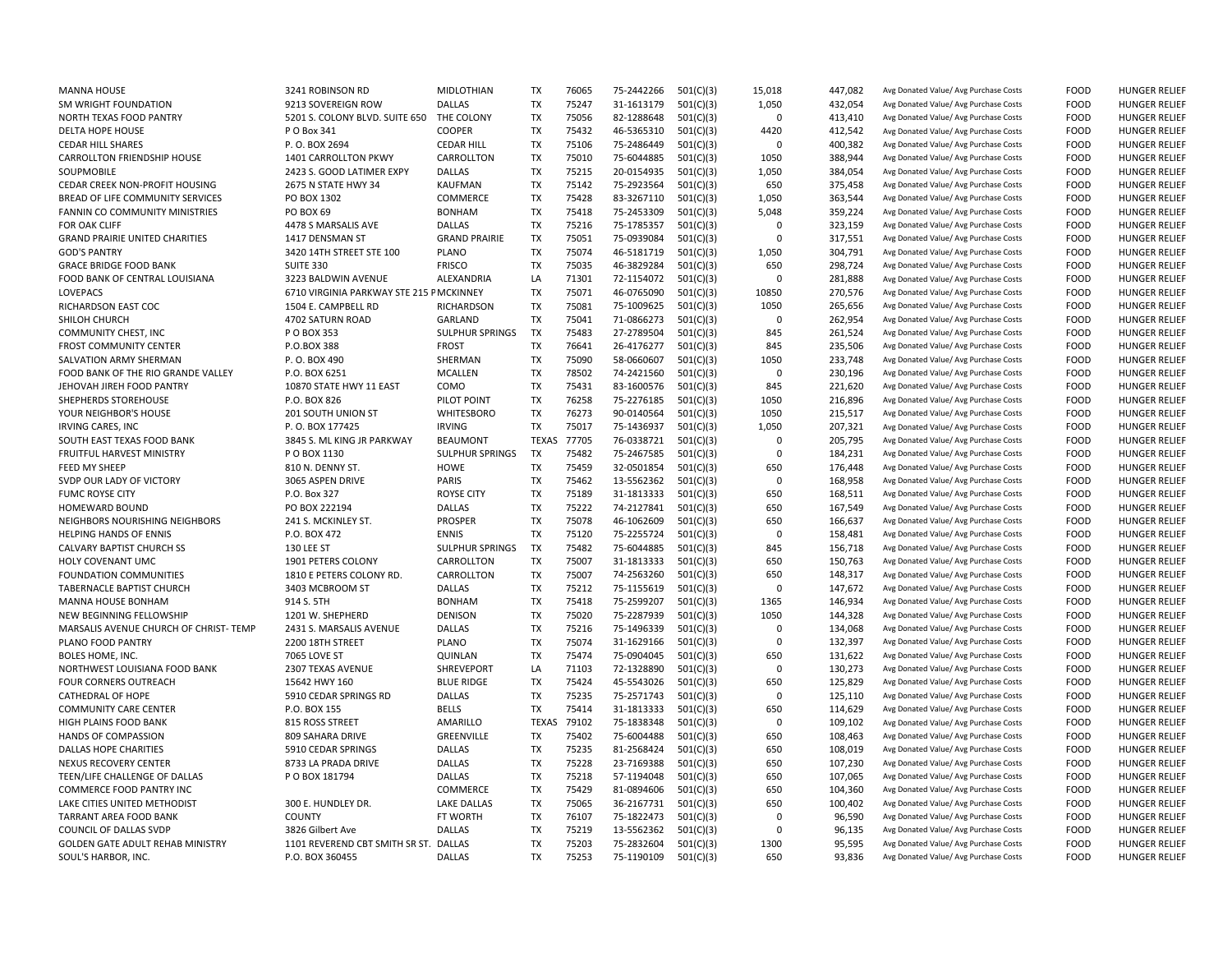| | | | | | | | | | | | |
|---|---|---|---|---|---|---|---|---|---|---|---|
| MANNA HOUSE | 3241 ROBINSON RD | MIDLOTHIAN | TX | 76065 | 75-2442266 | 501(C)(3) | 15,018 | 447,082 | Avg Donated Value/ Avg Purchase Costs | FOOD | HUNGER RELIEF |
| SM WRIGHT FOUNDATION | 9213 SOVEREIGN ROW | DALLAS | TX | 75247 | 31-1613179 | 501(C)(3) | 1,050 | 432,054 | Avg Donated Value/ Avg Purchase Costs | FOOD | HUNGER RELIEF |
| NORTH TEXAS FOOD PANTRY | 5201 S. COLONY BLVD. SUITE 650 | THE COLONY | TX | 75056 | 82-1288648 | 501(C)(3) | 0 | 413,410 | Avg Donated Value/ Avg Purchase Costs | FOOD | HUNGER RELIEF |
| DELTA HOPE HOUSE | P O Box 341 | COOPER | TX | 75432 | 46-5365310 | 501(C)(3) | 4420 | 412,542 | Avg Donated Value/ Avg Purchase Costs | FOOD | HUNGER RELIEF |
| CEDAR HILL SHARES | P. O. BOX 2694 | CEDAR HILL | TX | 75106 | 75-2486449 | 501(C)(3) | 0 | 400,382 | Avg Donated Value/ Avg Purchase Costs | FOOD | HUNGER RELIEF |
| CARROLLTON FRIENDSHIP HOUSE | 1401 CARROLLTON PKWY | CARROLLTON | TX | 75010 | 75-6044885 | 501(C)(3) | 1050 | 388,944 | Avg Donated Value/ Avg Purchase Costs | FOOD | HUNGER RELIEF |
| SOUPMOBILE | 2423 S. GOOD LATIMER EXPY | DALLAS | TX | 75215 | 20-0154935 | 501(C)(3) | 1,050 | 384,054 | Avg Donated Value/ Avg Purchase Costs | FOOD | HUNGER RELIEF |
| CEDAR CREEK NON-PROFIT HOUSING | 2675 N STATE HWY 34 | KAUFMAN | TX | 75142 | 75-2923564 | 501(C)(3) | 650 | 375,458 | Avg Donated Value/ Avg Purchase Costs | FOOD | HUNGER RELIEF |
| BREAD OF LIFE COMMUNITY SERVICES | PO BOX 1302 | COMMERCE | TX | 75428 | 83-3267110 | 501(C)(3) | 1,050 | 363,544 | Avg Donated Value/ Avg Purchase Costs | FOOD | HUNGER RELIEF |
| FANNIN CO COMMUNITY MINISTRIES | PO BOX 69 | BONHAM | TX | 75418 | 75-2453309 | 501(C)(3) | 5,048 | 359,224 | Avg Donated Value/ Avg Purchase Costs | FOOD | HUNGER RELIEF |
| FOR OAK CLIFF | 4478 S MARSALIS AVE | DALLAS | TX | 75216 | 75-1785357 | 501(C)(3) | 0 | 323,159 | Avg Donated Value/ Avg Purchase Costs | FOOD | HUNGER RELIEF |
| GRAND PRAIRIE UNITED CHARITIES | 1417 DENSMAN ST | GRAND PRAIRIE | TX | 75051 | 75-0939084 | 501(C)(3) | 0 | 317,551 | Avg Donated Value/ Avg Purchase Costs | FOOD | HUNGER RELIEF |
| GOD'S PANTRY | 3420 14TH STREET STE 100 | PLANO | TX | 75074 | 46-5181719 | 501(C)(3) | 1,050 | 304,791 | Avg Donated Value/ Avg Purchase Costs | FOOD | HUNGER RELIEF |
| GRACE BRIDGE FOOD BANK | SUITE 330 | FRISCO | TX | 75035 | 46-3829284 | 501(C)(3) | 650 | 298,724 | Avg Donated Value/ Avg Purchase Costs | FOOD | HUNGER RELIEF |
| FOOD BANK OF CENTRAL LOUISIANA | 3223 BALDWIN AVENUE | ALEXANDRIA | LA | 71301 | 72-1154072 | 501(C)(3) | 0 | 281,888 | Avg Donated Value/ Avg Purchase Costs | FOOD | HUNGER RELIEF |
| LOVEPACS | 6710 VIRGINIA PARKWAY STE 215 P | MCKINNEY | TX | 75071 | 46-0765090 | 501(C)(3) | 10850 | 270,576 | Avg Donated Value/ Avg Purchase Costs | FOOD | HUNGER RELIEF |
| RICHARDSON EAST COC | 1504 E. CAMPBELL RD | RICHARDSON | TX | 75081 | 75-1009625 | 501(C)(3) | 1050 | 265,656 | Avg Donated Value/ Avg Purchase Costs | FOOD | HUNGER RELIEF |
| SHILOH CHURCH | 4702 SATURN ROAD | GARLAND | TX | 75041 | 71-0866273 | 501(C)(3) | 0 | 262,954 | Avg Donated Value/ Avg Purchase Costs | FOOD | HUNGER RELIEF |
| COMMUNITY CHEST, INC | P O BOX 353 | SULPHUR SPRINGS | TX | 75483 | 27-2789504 | 501(C)(3) | 845 | 261,524 | Avg Donated Value/ Avg Purchase Costs | FOOD | HUNGER RELIEF |
| FROST COMMUNITY CENTER | P.O.BOX 388 | FROST | TX | 76641 | 26-4176277 | 501(C)(3) | 845 | 235,506 | Avg Donated Value/ Avg Purchase Costs | FOOD | HUNGER RELIEF |
| SALVATION ARMY SHERMAN | P. O. BOX 490 | SHERMAN | TX | 75090 | 58-0660607 | 501(C)(3) | 1050 | 233,748 | Avg Donated Value/ Avg Purchase Costs | FOOD | HUNGER RELIEF |
| FOOD BANK OF THE RIO GRANDE VALLEY | P.O. BOX 6251 | MCALLEN | TX | 78502 | 74-2421560 | 501(C)(3) | 0 | 230,196 | Avg Donated Value/ Avg Purchase Costs | FOOD | HUNGER RELIEF |
| JEHOVAH JIREH FOOD PANTRY | 10870 STATE HWY 11 EAST | COMO | TX | 75431 | 83-1600576 | 501(C)(3) | 845 | 221,620 | Avg Donated Value/ Avg Purchase Costs | FOOD | HUNGER RELIEF |
| SHEPHERDS STOREHOUSE | P.O. BOX 826 | PILOT POINT | TX | 76258 | 75-2276185 | 501(C)(3) | 1050 | 216,896 | Avg Donated Value/ Avg Purchase Costs | FOOD | HUNGER RELIEF |
| YOUR NEIGHBOR'S HOUSE | 201 SOUTH UNION ST | WHITESBORO | TX | 76273 | 90-0140564 | 501(C)(3) | 1050 | 215,517 | Avg Donated Value/ Avg Purchase Costs | FOOD | HUNGER RELIEF |
| IRVING CARES, INC | P. O. BOX 177425 | IRVING | TX | 75017 | 75-1436937 | 501(C)(3) | 1,050 | 207,321 | Avg Donated Value/ Avg Purchase Costs | FOOD | HUNGER RELIEF |
| SOUTH EAST TEXAS FOOD BANK | 3845 S. ML KING JR PARKWAY | BEAUMONT | TEXAS | 77705 | 76-0338721 | 501(C)(3) | 0 | 205,795 | Avg Donated Value/ Avg Purchase Costs | FOOD | HUNGER RELIEF |
| FRUITFUL HARVEST MINISTRY | P O BOX 1130 | SULPHUR SPRINGS | TX | 75482 | 75-2467585 | 501(C)(3) | 0 | 184,231 | Avg Donated Value/ Avg Purchase Costs | FOOD | HUNGER RELIEF |
| FEED MY SHEEP | 810 N. DENNY ST. | HOWE | TX | 75459 | 32-0501854 | 501(C)(3) | 650 | 176,448 | Avg Donated Value/ Avg Purchase Costs | FOOD | HUNGER RELIEF |
| SVDP OUR LADY OF VICTORY | 3065 ASPEN DRIVE | PARIS | TX | 75462 | 13-5562362 | 501(C)(3) | 0 | 168,958 | Avg Donated Value/ Avg Purchase Costs | FOOD | HUNGER RELIEF |
| FUMC ROYSE CITY | P.O. Box 327 | ROYSE CITY | TX | 75189 | 31-1813333 | 501(C)(3) | 650 | 168,511 | Avg Donated Value/ Avg Purchase Costs | FOOD | HUNGER RELIEF |
| HOMEWARD BOUND | PO BOX 222194 | DALLAS | TX | 75222 | 74-2127841 | 501(C)(3) | 650 | 167,549 | Avg Donated Value/ Avg Purchase Costs | FOOD | HUNGER RELIEF |
| NEIGHBORS NOURISHING NEIGHBORS | 241 S. MCKINLEY ST. | PROSPER | TX | 75078 | 46-1062609 | 501(C)(3) | 650 | 166,637 | Avg Donated Value/ Avg Purchase Costs | FOOD | HUNGER RELIEF |
| HELPING HANDS OF ENNIS | P.O. BOX 472 | ENNIS | TX | 75120 | 75-2255724 | 501(C)(3) | 0 | 158,481 | Avg Donated Value/ Avg Purchase Costs | FOOD | HUNGER RELIEF |
| CALVARY BAPTIST CHURCH SS | 130 LEE ST | SULPHUR SPRINGS | TX | 75482 | 75-6044885 | 501(C)(3) | 845 | 156,718 | Avg Donated Value/ Avg Purchase Costs | FOOD | HUNGER RELIEF |
| HOLY COVENANT UMC | 1901 PETERS COLONY | CARROLLTON | TX | 75007 | 31-1813333 | 501(C)(3) | 650 | 150,763 | Avg Donated Value/ Avg Purchase Costs | FOOD | HUNGER RELIEF |
| FOUNDATION COMMUNITIES | 1810 E PETERS COLONY RD. | CARROLLTON | TX | 75007 | 74-2563260 | 501(C)(3) | 650 | 148,317 | Avg Donated Value/ Avg Purchase Costs | FOOD | HUNGER RELIEF |
| TABERNACLE BAPTIST CHURCH | 3403 MCBROOM ST | DALLAS | TX | 75212 | 75-1155619 | 501(C)(3) | 0 | 147,672 | Avg Donated Value/ Avg Purchase Costs | FOOD | HUNGER RELIEF |
| MANNA HOUSE BONHAM | 914 S. 5TH | BONHAM | TX | 75418 | 75-2599207 | 501(C)(3) | 1365 | 146,934 | Avg Donated Value/ Avg Purchase Costs | FOOD | HUNGER RELIEF |
| NEW BEGINNING FELLOWSHIP | 1201 W. SHEPHERD | DENISON | TX | 75020 | 75-2287939 | 501(C)(3) | 1050 | 144,328 | Avg Donated Value/ Avg Purchase Costs | FOOD | HUNGER RELIEF |
| MARSALIS AVENUE CHURCH OF CHRIST- TEMP | 2431 S. MARSALIS AVENUE | DALLAS | TX | 75216 | 75-1496339 | 501(C)(3) | 0 | 134,068 | Avg Donated Value/ Avg Purchase Costs | FOOD | HUNGER RELIEF |
| PLANO FOOD PANTRY | 2200 18TH STREET | PLANO | TX | 75074 | 31-1629166 | 501(C)(3) | 0 | 132,397 | Avg Donated Value/ Avg Purchase Costs | FOOD | HUNGER RELIEF |
| BOLES HOME, INC. | 7065 LOVE ST | QUINLAN | TX | 75474 | 75-0904045 | 501(C)(3) | 650 | 131,622 | Avg Donated Value/ Avg Purchase Costs | FOOD | HUNGER RELIEF |
| NORTHWEST LOUISIANA FOOD BANK | 2307 TEXAS AVENUE | SHREVEPORT | LA | 71103 | 72-1328890 | 501(C)(3) | 0 | 130,273 | Avg Donated Value/ Avg Purchase Costs | FOOD | HUNGER RELIEF |
| FOUR CORNERS OUTREACH | 15642 HWY 160 | BLUE RIDGE | TX | 75424 | 45-5543026 | 501(C)(3) | 650 | 125,829 | Avg Donated Value/ Avg Purchase Costs | FOOD | HUNGER RELIEF |
| CATHEDRAL OF HOPE | 5910 CEDAR SPRINGS RD | DALLAS | TX | 75235 | 75-2571743 | 501(C)(3) | 0 | 125,110 | Avg Donated Value/ Avg Purchase Costs | FOOD | HUNGER RELIEF |
| COMMUNITY CARE CENTER | P.O. BOX 155 | BELLS | TX | 75414 | 31-1813333 | 501(C)(3) | 650 | 114,629 | Avg Donated Value/ Avg Purchase Costs | FOOD | HUNGER RELIEF |
| HIGH PLAINS FOOD BANK | 815 ROSS STREET | AMARILLO | TEXAS | 79102 | 75-1838348 | 501(C)(3) | 0 | 109,102 | Avg Donated Value/ Avg Purchase Costs | FOOD | HUNGER RELIEF |
| HANDS OF COMPASSION | 809 SAHARA DRIVE | GREENVILLE | TX | 75402 | 75-6004488 | 501(C)(3) | 650 | 108,463 | Avg Donated Value/ Avg Purchase Costs | FOOD | HUNGER RELIEF |
| DALLAS HOPE CHARITIES | 5910 CEDAR SPRINGS | DALLAS | TX | 75235 | 81-2568424 | 501(C)(3) | 650 | 108,019 | Avg Donated Value/ Avg Purchase Costs | FOOD | HUNGER RELIEF |
| NEXUS RECOVERY CENTER | 8733 LA PRADA DRIVE | DALLAS | TX | 75228 | 23-7169388 | 501(C)(3) | 650 | 107,230 | Avg Donated Value/ Avg Purchase Costs | FOOD | HUNGER RELIEF |
| TEEN/LIFE CHALLENGE OF DALLAS | P O BOX 181794 | DALLAS | TX | 75218 | 57-1194048 | 501(C)(3) | 650 | 107,065 | Avg Donated Value/ Avg Purchase Costs | FOOD | HUNGER RELIEF |
| COMMERCE FOOD PANTRY INC | | COMMERCE | TX | 75429 | 81-0894606 | 501(C)(3) | 650 | 104,360 | Avg Donated Value/ Avg Purchase Costs | FOOD | HUNGER RELIEF |
| LAKE CITIES UNITED METHODIST | 300 E. HUNDLEY DR. | LAKE DALLAS | TX | 75065 | 36-2167731 | 501(C)(3) | 650 | 100,402 | Avg Donated Value/ Avg Purchase Costs | FOOD | HUNGER RELIEF |
| TARRANT AREA FOOD BANK | COUNTY | FT WORTH | TX | 76107 | 75-1822473 | 501(C)(3) | 0 | 96,590 | Avg Donated Value/ Avg Purchase Costs | FOOD | HUNGER RELIEF |
| COUNCIL OF DALLAS SVDP | 3826 Gilbert Ave | DALLAS | TX | 75219 | 13-5562362 | 501(C)(3) | 0 | 96,135 | Avg Donated Value/ Avg Purchase Costs | FOOD | HUNGER RELIEF |
| GOLDEN GATE ADULT REHAB MINISTRY | 1101 REVEREND CBT SMITH SR ST. | DALLAS | TX | 75203 | 75-2832604 | 501(C)(3) | 1300 | 95,595 | Avg Donated Value/ Avg Purchase Costs | FOOD | HUNGER RELIEF |
| SOUL'S HARBOR, INC. | P.O. BOX 360455 | DALLAS | TX | 75253 | 75-1190109 | 501(C)(3) | 650 | 93,836 | Avg Donated Value/ Avg Purchase Costs | FOOD | HUNGER RELIEF |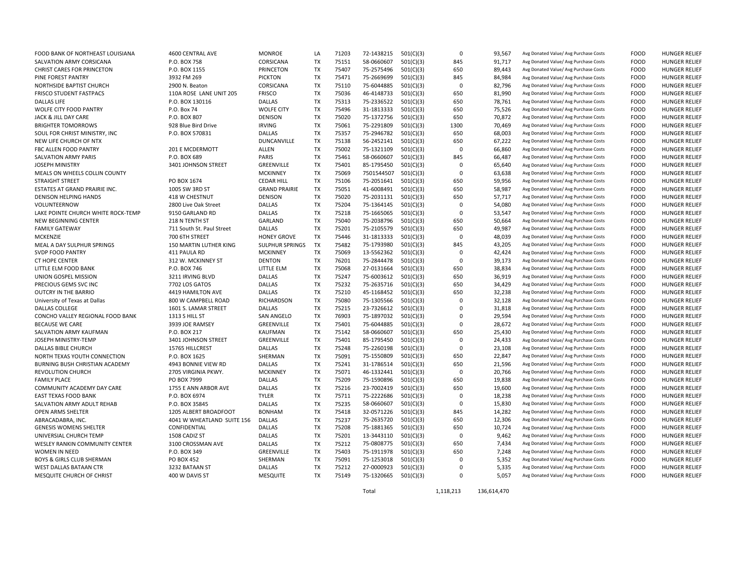| | | | | | | | | | | | |
|---|---|---|---|---|---|---|---|---|---|---|---|
| FOOD BANK OF NORTHEAST LOUISIANA | 4600 CENTRAL AVE | MONROE | LA | 71203 | 72-1438215 | 501(C)(3) | 0 | 93,567 | Avg Donated Value/ Avg Purchase Costs | FOOD | HUNGER RELIEF |
| SALVATION ARMY CORSICANA | P.O. BOX 758 | CORSICANA | TX | 75151 | 58-0660607 | 501(C)(3) | 845 | 91,717 | Avg Donated Value/ Avg Purchase Costs | FOOD | HUNGER RELIEF |
| CHRIST CARES FOR PRINCETON | P.O. BOX 1155 | PRINCETON | TX | 75407 | 75-2575496 | 501(C)(3) | 650 | 89,443 | Avg Donated Value/ Avg Purchase Costs | FOOD | HUNGER RELIEF |
| PINE FOREST PANTRY | 3932 FM 269 | PICKTON | TX | 75471 | 75-2669699 | 501(C)(3) | 845 | 84,984 | Avg Donated Value/ Avg Purchase Costs | FOOD | HUNGER RELIEF |
| NORTHSIDE BAPTIST CHURCH | 2900 N. Beaton | CORSICANA | TX | 75110 | 75-6044885 | 501(C)(3) | 0 | 82,796 | Avg Donated Value/ Avg Purchase Costs | FOOD | HUNGER RELIEF |
| FRISCO STUDENT FASTPACS | 110A ROSE LANE UNIT 205 | FRISCO | TX | 75036 | 46-4148733 | 501(C)(3) | 650 | 81,990 | Avg Donated Value/ Avg Purchase Costs | FOOD | HUNGER RELIEF |
| DALLAS LIFE | P.O. BOX 130116 | DALLAS | TX | 75313 | 75-2336522 | 501(C)(3) | 650 | 78,761 | Avg Donated Value/ Avg Purchase Costs | FOOD | HUNGER RELIEF |
| WOLFE CITY FOOD PANTRY | P.O. Box 74 | WOLFE CITY | TX | 75496 | 31-1813333 | 501(C)(3) | 650 | 75,526 | Avg Donated Value/ Avg Purchase Costs | FOOD | HUNGER RELIEF |
| JACK & JILL DAY CARE | P.O. BOX 807 | DENISON | TX | 75020 | 75-1372756 | 501(C)(3) | 650 | 70,872 | Avg Donated Value/ Avg Purchase Costs | FOOD | HUNGER RELIEF |
| BRIGHTER TOMORROWS | 928 Blue Bird Drive | IRVING | TX | 75061 | 75-2291809 | 501(C)(3) | 1300 | 70,469 | Avg Donated Value/ Avg Purchase Costs | FOOD | HUNGER RELIEF |
| SOUL FOR CHRIST MINISTRY, INC | P.O. BOX 570831 | DALLAS | TX | 75357 | 75-2946782 | 501(C)(3) | 650 | 68,003 | Avg Donated Value/ Avg Purchase Costs | FOOD | HUNGER RELIEF |
| NEW LIFE CHURCH OF NTX | | DUNCANVILLE | TX | 75138 | 56-2452141 | 501(C)(3) | 650 | 67,222 | Avg Donated Value/ Avg Purchase Costs | FOOD | HUNGER RELIEF |
| FBC ALLEN FOOD PANTRY | 201 E MCDERMOTT | ALLEN | TX | 75002 | 75-1321109 | 501(C)(3) | 0 | 66,860 | Avg Donated Value/ Avg Purchase Costs | FOOD | HUNGER RELIEF |
| SALVATION ARMY PARIS | P.O. BOX 689 | PARIS | TX | 75461 | 58-0660607 | 501(C)(3) | 845 | 66,487 | Avg Donated Value/ Avg Purchase Costs | FOOD | HUNGER RELIEF |
| JOSEPH MINISTRY | 3401 JOHNSON STREET | GREENVILLE | TX | 75401 | 85-1795450 | 501(C)(3) | 0 | 65,640 | Avg Donated Value/ Avg Purchase Costs | FOOD | HUNGER RELIEF |
| MEALS ON WHEELS COLLIN COUNTY | | MCKINNEY | TX | 75069 | 7501544507 | 501(C)(3) | 0 | 63,638 | Avg Donated Value/ Avg Purchase Costs | FOOD | HUNGER RELIEF |
| STRAIGHT STREET | PO BOX 1674 | CEDAR HILL | TX | 75106 | 75-2051641 | 501(C)(3) | 650 | 59,956 | Avg Donated Value/ Avg Purchase Costs | FOOD | HUNGER RELIEF |
| ESTATES AT GRAND PRAIRIE INC. | 1005 SW 3RD ST | GRAND PRAIRIE | TX | 75051 | 41-6008491 | 501(C)(3) | 650 | 58,987 | Avg Donated Value/ Avg Purchase Costs | FOOD | HUNGER RELIEF |
| DENISON HELPING HANDS | 418 W CHESTNUT | DENISON | TX | 75020 | 75-2031131 | 501(C)(3) | 650 | 57,717 | Avg Donated Value/ Avg Purchase Costs | FOOD | HUNGER RELIEF |
| VOLUNTEERNOW | 2800 Live Oak Street | DALLAS | TX | 75204 | 75-1364145 | 501(C)(3) | 0 | 54,080 | Avg Donated Value/ Avg Purchase Costs | FOOD | HUNGER RELIEF |
| LAKE POINTE CHURCH WHITE ROCK-TEMP | 9150 GARLAND RD | DALLAS | TX | 75218 | 75-1665065 | 501(C)(3) | 0 | 53,547 | Avg Donated Value/ Avg Purchase Costs | FOOD | HUNGER RELIEF |
| NEW BEGINNING CENTER | 218 N TENTH ST | GARLAND | TX | 75040 | 75-2038796 | 501(C)(3) | 650 | 50,664 | Avg Donated Value/ Avg Purchase Costs | FOOD | HUNGER RELIEF |
| FAMILY GATEWAY | 711 South St. Paul Street | DALLAS | TX | 75201 | 75-2105579 | 501(C)(3) | 650 | 49,987 | Avg Donated Value/ Avg Purchase Costs | FOOD | HUNGER RELIEF |
| MCKENZIE | 700 6TH STREET | HONEY GROVE | TX | 75446 | 31-1813333 | 501(C)(3) | 0 | 48,039 | Avg Donated Value/ Avg Purchase Costs | FOOD | HUNGER RELIEF |
| MEAL A DAY SULPHUR SPRINGS | 150 MARTIN LUTHER KING | SULPHUR SPRINGS | TX | 75482 | 75-1793980 | 501(C)(3) | 845 | 43,205 | Avg Donated Value/ Avg Purchase Costs | FOOD | HUNGER RELIEF |
| SVDP FOOD PANTRY | 411 PAULA RD | MCKINNEY | TX | 75069 | 13-5562362 | 501(C)(3) | 0 | 42,424 | Avg Donated Value/ Avg Purchase Costs | FOOD | HUNGER RELIEF |
| CT HOPE CENTER | 312 W. MCKINNEY ST | DENTON | TX | 76201 | 75-2844478 | 501(C)(3) | 0 | 39,173 | Avg Donated Value/ Avg Purchase Costs | FOOD | HUNGER RELIEF |
| LITTLE ELM FOOD BANK | P.O. BOX 746 | LITTLE ELM | TX | 75068 | 27-0131664 | 501(C)(3) | 650 | 38,834 | Avg Donated Value/ Avg Purchase Costs | FOOD | HUNGER RELIEF |
| UNION GOSPEL MISSION | 3211 IRVING BLVD | DALLAS | TX | 75247 | 75-6003612 | 501(C)(3) | 650 | 36,919 | Avg Donated Value/ Avg Purchase Costs | FOOD | HUNGER RELIEF |
| PRECIOUS GEMS SVC INC | 7702 LOS GATOS | DALLAS | TX | 75232 | 75-2635716 | 501(C)(3) | 650 | 34,429 | Avg Donated Value/ Avg Purchase Costs | FOOD | HUNGER RELIEF |
| OUTCRY IN THE BARRIO | 4419 HAMILTON AVE | DALLAS | TX | 75210 | 45-1168452 | 501(C)(3) | 650 | 32,238 | Avg Donated Value/ Avg Purchase Costs | FOOD | HUNGER RELIEF |
| University of Texas at Dallas | 800 W CAMPBELL ROAD | RICHARDSON | TX | 75080 | 75-1305566 | 501(C)(3) | 0 | 32,128 | Avg Donated Value/ Avg Purchase Costs | FOOD | HUNGER RELIEF |
| DALLAS COLLEGE | 1601 S. LAMAR STREET | DALLAS | TX | 75215 | 23-7326612 | 501(C)(3) | 0 | 31,818 | Avg Donated Value/ Avg Purchase Costs | FOOD | HUNGER RELIEF |
| CONCHO VALLEY REGIONAL FOOD BANK | 1313 S HILL ST | SAN ANGELO | TX | 76903 | 75-1897032 | 501(C)(3) | 0 | 29,594 | Avg Donated Value/ Avg Purchase Costs | FOOD | HUNGER RELIEF |
| BECAUSE WE CARE | 3939 JOE RAMSEY | GREENVILLE | TX | 75401 | 75-6044885 | 501(C)(3) | 0 | 28,672 | Avg Donated Value/ Avg Purchase Costs | FOOD | HUNGER RELIEF |
| SALVATION ARMY KAUFMAN | P.O. BOX 217 | KAUFMAN | TX | 75142 | 58-0660607 | 501(C)(3) | 650 | 25,430 | Avg Donated Value/ Avg Purchase Costs | FOOD | HUNGER RELIEF |
| JOSEPH MINISTRY-TEMP | 3401 JOHNSON STREET | GREENVILLE | TX | 75401 | 85-1795450 | 501(C)(3) | 0 | 24,433 | Avg Donated Value/ Avg Purchase Costs | FOOD | HUNGER RELIEF |
| DALLAS BIBLE CHURCH | 15765 HILLCREST | DALLAS | TX | 75248 | 75-2260198 | 501(C)(3) | 0 | 23,108 | Avg Donated Value/ Avg Purchase Costs | FOOD | HUNGER RELIEF |
| NORTH TEXAS YOUTH CONNECTION | P.O. BOX 1625 | SHERMAN | TX | 75091 | 75-1550809 | 501(C)(3) | 650 | 22,847 | Avg Donated Value/ Avg Purchase Costs | FOOD | HUNGER RELIEF |
| BURNING BUSH CHRISTIAN ACADEMY | 4943 BONNIE VIEW RD | DALLAS | TX | 75241 | 31-1786514 | 501(C)(3) | 650 | 21,596 | Avg Donated Value/ Avg Purchase Costs | FOOD | HUNGER RELIEF |
| REVOLUTION CHURCH | 2705 VIRGINIA PKWY. | MCKINNEY | TX | 75071 | 46-1332441 | 501(C)(3) | 0 | 20,766 | Avg Donated Value/ Avg Purchase Costs | FOOD | HUNGER RELIEF |
| FAMILY PLACE | PO BOX 7999 | DALLAS | TX | 75209 | 75-1590896 | 501(C)(3) | 650 | 19,838 | Avg Donated Value/ Avg Purchase Costs | FOOD | HUNGER RELIEF |
| COMMUNITY ACADEMY DAY CARE | 1755 E ANN ARBOR AVE | DALLAS | TX | 75216 | 23-7002419 | 501(C)(3) | 650 | 19,600 | Avg Donated Value/ Avg Purchase Costs | FOOD | HUNGER RELIEF |
| EAST TEXAS FOOD BANK | P.O. BOX 6974 | TYLER | TX | 75711 | 75-2222686 | 501(C)(3) | 0 | 18,238 | Avg Donated Value/ Avg Purchase Costs | FOOD | HUNGER RELIEF |
| SALVATION ARMY ADULT REHAB | P.O. BOX 35845 | DALLAS | TX | 75235 | 58-0660607 | 501(C)(3) | 0 | 15,830 | Avg Donated Value/ Avg Purchase Costs | FOOD | HUNGER RELIEF |
| OPEN ARMS SHELTER | 1205 ALBERT BROADFOOT | BONHAM | TX | 75418 | 32-0571226 | 501(C)(3) | 845 | 14,282 | Avg Donated Value/ Avg Purchase Costs | FOOD | HUNGER RELIEF |
| ABRACADABRA, INC. | 4041 W WHEATLAND SUITE 156 | DALLAS | TX | 75237 | 75-2635720 | 501(C)(3) | 650 | 12,306 | Avg Donated Value/ Avg Purchase Costs | FOOD | HUNGER RELIEF |
| GENESIS WOMENS SHELTER | CONFIDENTIAL | DALLAS | TX | 75208 | 75-1881365 | 501(C)(3) | 650 | 10,724 | Avg Donated Value/ Avg Purchase Costs | FOOD | HUNGER RELIEF |
| UNIVERSIAL CHURCH TEMP | 1508 CADIZ ST | DALLAS | TX | 75201 | 13-3443110 | 501(C)(3) | 0 | 9,462 | Avg Donated Value/ Avg Purchase Costs | FOOD | HUNGER RELIEF |
| WESLEY RANKIN COMMUNITY CENTER | 3100 CROSSMAN AVE | DALLAS | TX | 75212 | 75-0808775 | 501(C)(3) | 650 | 7,434 | Avg Donated Value/ Avg Purchase Costs | FOOD | HUNGER RELIEF |
| WOMEN IN NEED | P.O. BOX 349 | GREENVILLE | TX | 75403 | 75-1911978 | 501(C)(3) | 650 | 7,248 | Avg Donated Value/ Avg Purchase Costs | FOOD | HUNGER RELIEF |
| BOYS & GIRLS CLUB SHERMAN | PO BOX 452 | SHERMAN | TX | 75091 | 75-1253018 | 501(C)(3) | 0 | 5,352 | Avg Donated Value/ Avg Purchase Costs | FOOD | HUNGER RELIEF |
| WEST DALLAS BATAAN CTR | 3232 BATAAN ST | DALLAS | TX | 75212 | 27-0000923 | 501(C)(3) | 0 | 5,335 | Avg Donated Value/ Avg Purchase Costs | FOOD | HUNGER RELIEF |
| MESQUITE CHURCH OF CHRIST | 400 W DAVIS ST | MESQUITE | TX | 75149 | 75-1320665 | 501(C)(3) | 0 | 5,057 | Avg Donated Value/ Avg Purchase Costs | FOOD | HUNGER RELIEF |
| | | | | | Total | | 1,118,213 | 136,614,470 | | | |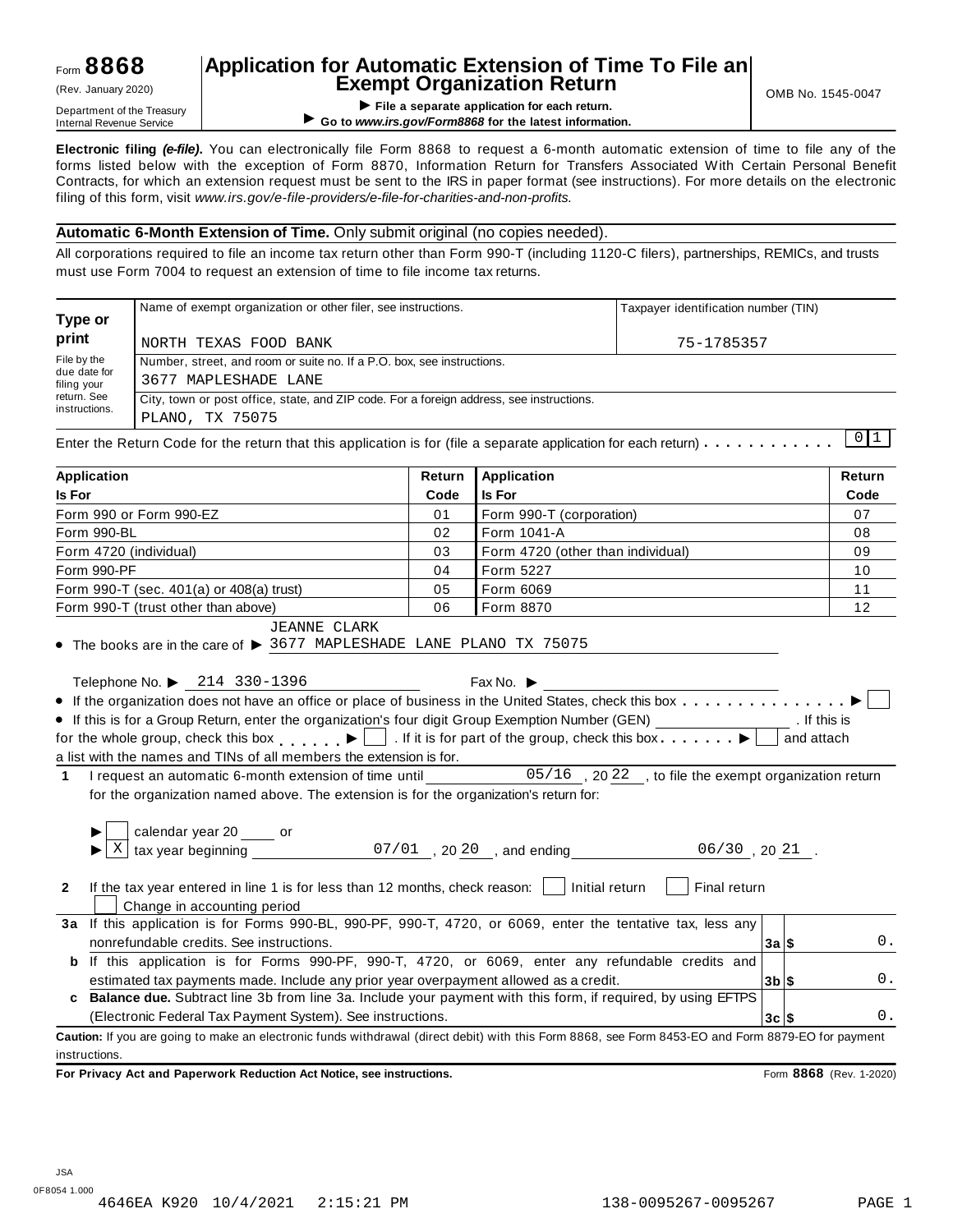Form **8868**
(Rev. January 2020)
Department of the Treasury
Internal Revenue Service

# Application for Automatic Extension of Time To File an Exempt Organization Return

▶ **File a separate application for each return.**
▶ **Go to *www.irs.gov/Form8868* for the latest information.**

OMB No. 1545-0047

**Electronic filing *(e-file)*.** You can electronically file Form 8868 to request a 6-month automatic extension of time to file any of the forms listed below with the exception of Form 8870, Information Return for Transfers Associated With Certain Personal Benefit Contracts, for which an extension request must be sent to the IRS in paper format (see instructions). For more details on the electronic filing of this form, visit *www.irs.gov/e-file-providers/e-file-for-charities-and-non-profits.*

**Automatic 6-Month Extension of Time.** Only submit original (no copies needed).

All corporations required to file an income tax return other than Form 990-T (including 1120-C filers), partnerships, REMICs, and trusts must use Form 7004 to request an extension of time to file income tax returns.

| | | |
|---|---|---|
| **Type or print** | Name of exempt organization or other filer, see instructions. NORTH TEXAS FOOD BANK | Taxpayer identification number (TIN) 75-1785357 |
| File by the due date for filing your return. See instructions. | Number, street, and room or suite no. If a P.O. box, see instructions. 3677 MAPLESHADE LANE | |
| | City, town or post office, state, and ZIP code. For a foreign address, see instructions. PLANO, TX 75075 | |

Enter the Return Code for the return that this application is for (file a separate application for each return) . . . . . . . . . . . 0 1

| Application Is For | Return Code | Application Is For | Return Code |
|---|---|---|---|
| Form 990 or Form 990-EZ | 01 | Form 990-T (corporation) | 07 |
| Form 990-BL | 02 | Form 1041-A | 08 |
| Form 4720 (individual) | 03 | Form 4720 (other than individual) | 09 |
| Form 990-PF | 04 | Form 5227 | 10 |
| Form 990-T (sec. 401(a) or 408(a) trust) | 05 | Form 6069 | 11 |
| Form 990-T (trust other than above) | 06 | Form 8870 | 12 |

- The books are in the care of ▶ JEANNE CLARK 3677 MAPLESHADE LANE PLANO TX 75075

Telephone No. ▶ 214 330-1396 Fax No. ▶

- If the organization does not have an office or place of business in the United States, check this box . . . . . . . . . . . . . . . ▶ ☐
- If this is for a Group Return, enter the organization's four digit Group Exemption Number (GEN) ________ . If this is for the whole group, check this box . . . . . ▶ ☐ . If it is for part of the group, check this box . . . . . . . ▶ ☐ and attach a list with the names and TINs of all members the extension is for.

**1** I request an automatic 6-month extension of time until 05/16 , 20 22 , to file the exempt organization return for the organization named above. The extension is for the organization's return for:

▶ ☐ calendar year 20 ____ or
▶ ☒ tax year beginning 07/01 , 20 20 , and ending 06/30 , 20 21 .

**2** If the tax year entered in line 1 is for less than 12 months, check reason: ☐ Initial return ☐ Final return ☐ Change in accounting period

| | | | |
|---|---|---|---|
| **3a** | If this application is for Forms 990-BL, 990-PF, 990-T, 4720, or 6069, enter the tentative tax, less any nonrefundable credits. See instructions. | **3a** $ | 0. |
| **b** | If this application is for Forms 990-PF, 990-T, 4720, or 6069, enter any refundable credits and estimated tax payments made. Include any prior year overpayment allowed as a credit. | **3b** $ | 0. |
| **c** | **Balance due.** Subtract line 3b from line 3a. Include your payment with this form, if required, by using EFTPS (Electronic Federal Tax Payment System). See instructions. | **3c** $ | 0. |

**Caution:** If you are going to make an electronic funds withdrawal (direct debit) with this Form 8868, see Form 8453-EO and Form 8879-EO for payment instructions.

**For Privacy Act and Paperwork Reduction Act Notice, see instructions.** Form **8868** (Rev. 1-2020)

JSA
0F8054 1.000
4646EA K920 10/4/2021 2:15:21 PM 138-0095267-0095267